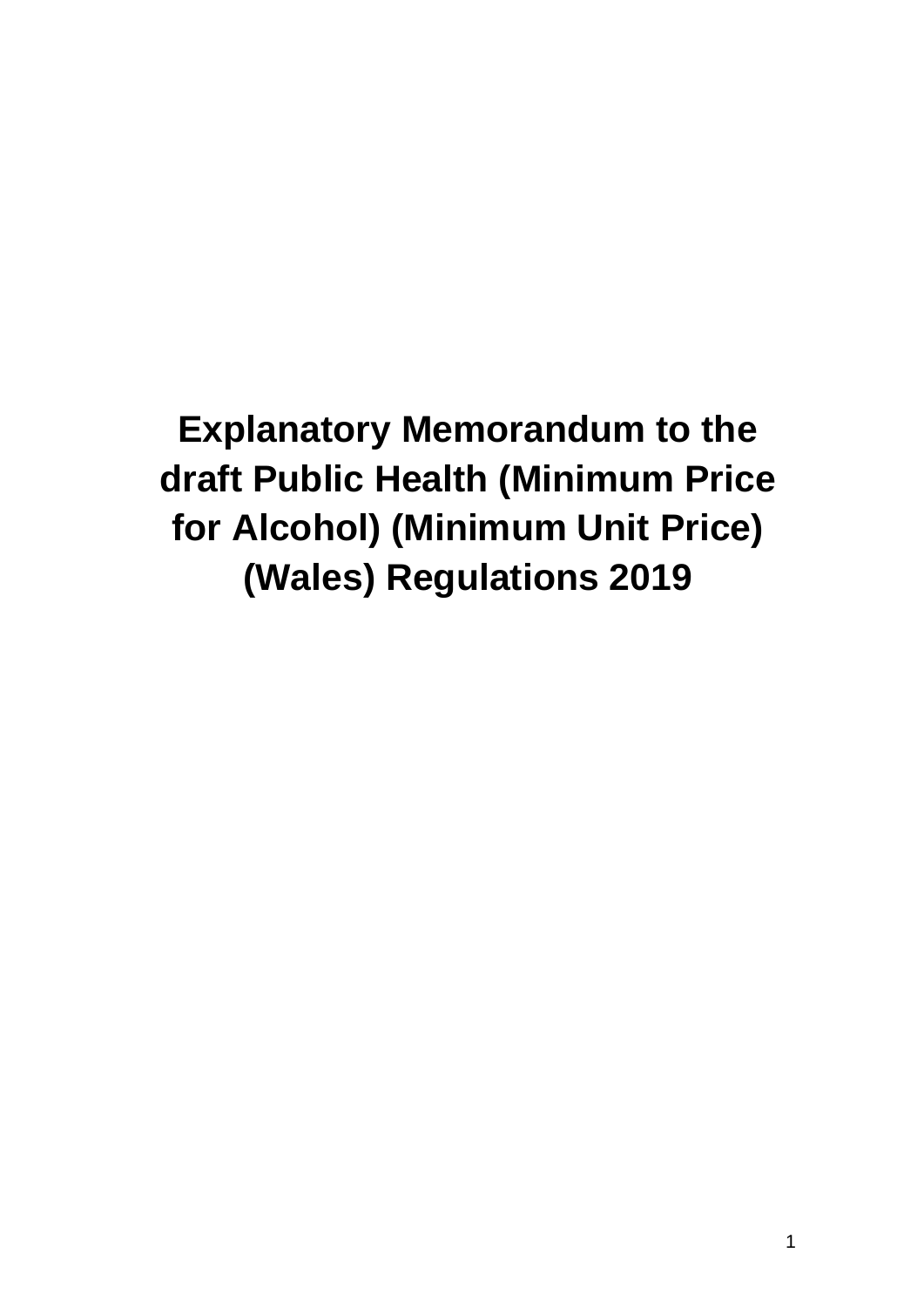# Explanatory Memorandum to the draft Public Health (Minimum Price for Alcohol) (Minimum Unit Price) (Wales) Regulations 2019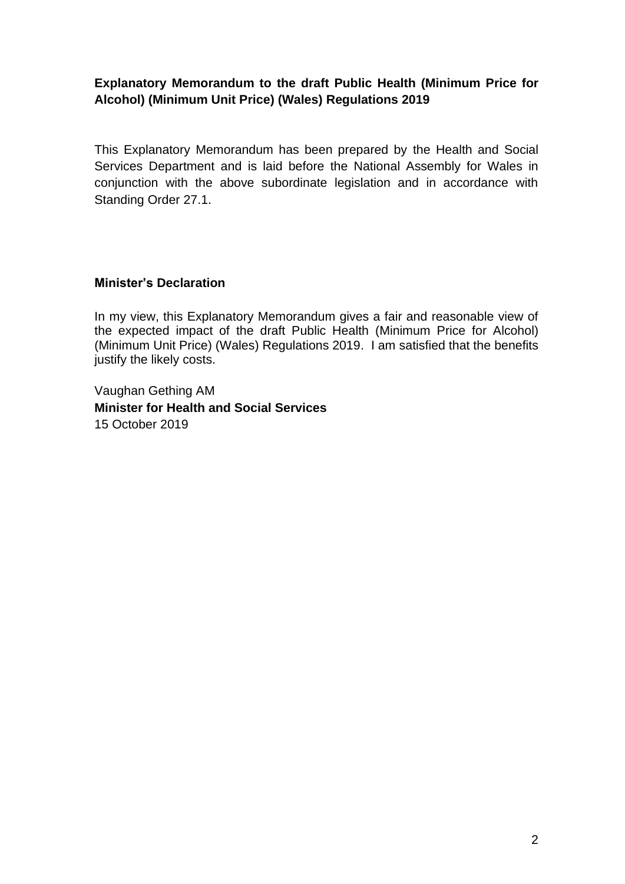**Explanatory Memorandum to the draft Public Health (Minimum Price for Alcohol) (Minimum Unit Price) (Wales) Regulations 2019**

This Explanatory Memorandum has been prepared by the Health and Social Services Department and is laid before the National Assembly for Wales in conjunction with the above subordinate legislation and in accordance with Standing Order 27.1.

**Minister's Declaration**

In my view, this Explanatory Memorandum gives a fair and reasonable view of the expected impact of the draft Public Health (Minimum Price for Alcohol) (Minimum Unit Price) (Wales) Regulations 2019. I am satisfied that the benefits justify the likely costs.

Vaughan Gething AM
**Minister for Health and Social Services**
15 October 2019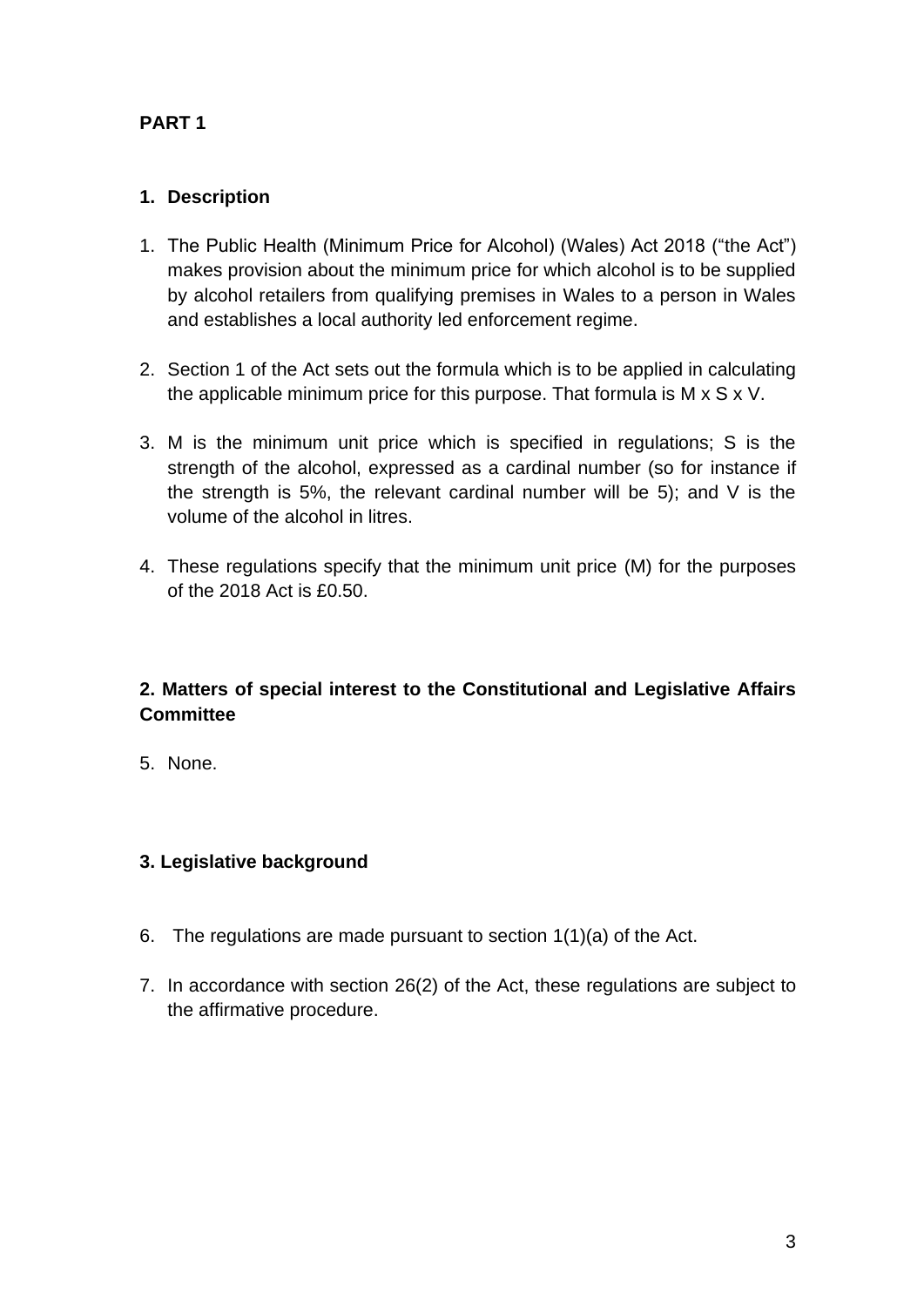## PART 1

### 1. Description

1. The Public Health (Minimum Price for Alcohol) (Wales) Act 2018 ("the Act") makes provision about the minimum price for which alcohol is to be supplied by alcohol retailers from qualifying premises in Wales to a person in Wales and establishes a local authority led enforcement regime.

2. Section 1 of the Act sets out the formula which is to be applied in calculating the applicable minimum price for this purpose. That formula is M x S x V.

3. M is the minimum unit price which is specified in regulations; S is the strength of the alcohol, expressed as a cardinal number (so for instance if the strength is 5%, the relevant cardinal number will be 5); and V is the volume of the alcohol in litres.

4. These regulations specify that the minimum unit price (M) for the purposes of the 2018 Act is £0.50.

### 2. Matters of special interest to the Constitutional and Legislative Affairs Committee

5. None.

### 3. Legislative background

6. The regulations are made pursuant to section 1(1)(a) of the Act.

7. In accordance with section 26(2) of the Act, these regulations are subject to the affirmative procedure.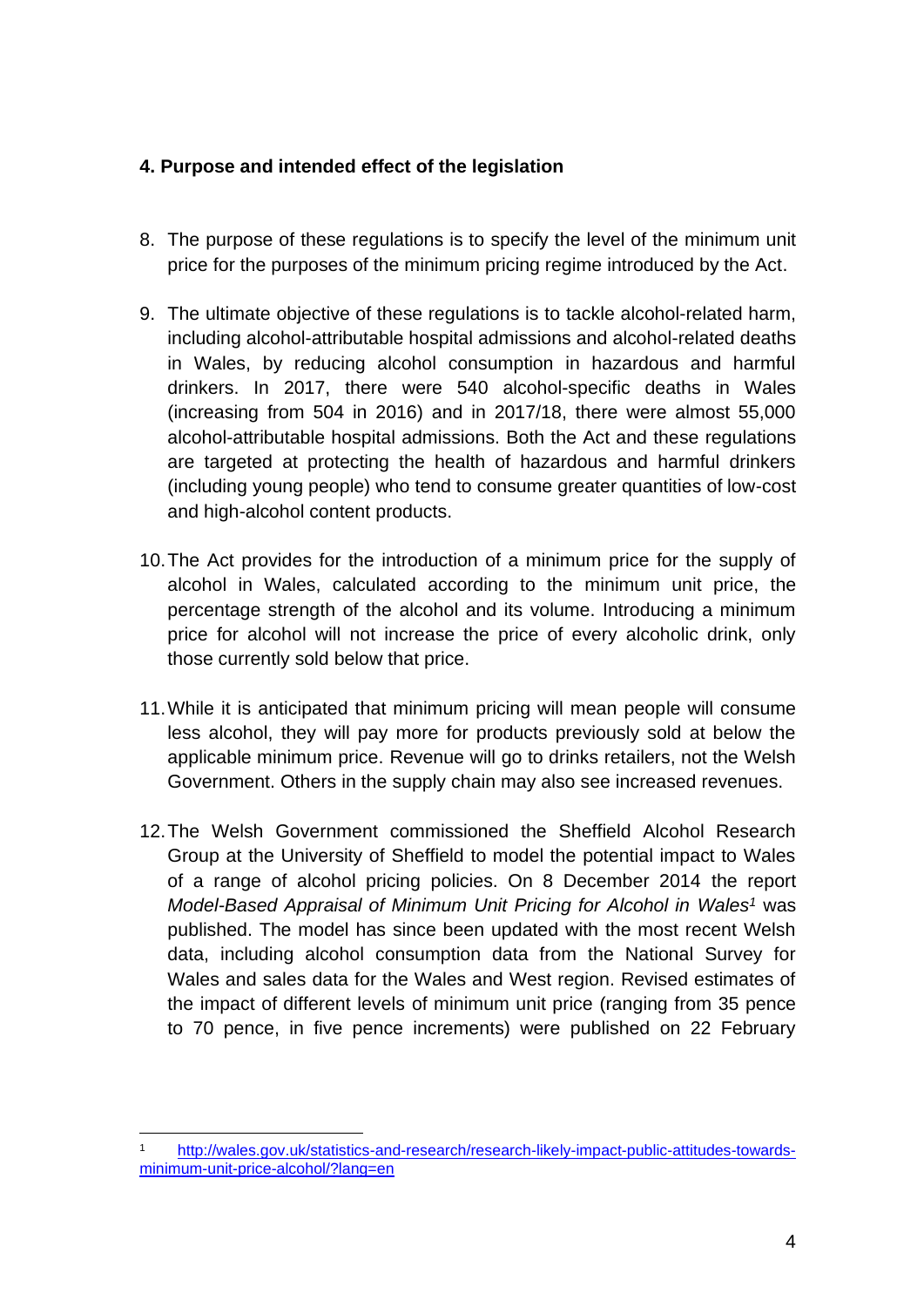**4. Purpose and intended effect of the legislation**

8. The purpose of these regulations is to specify the level of the minimum unit price for the purposes of the minimum pricing regime introduced by the Act.

9. The ultimate objective of these regulations is to tackle alcohol-related harm, including alcohol-attributable hospital admissions and alcohol-related deaths in Wales, by reducing alcohol consumption in hazardous and harmful drinkers. In 2017, there were 540 alcohol-specific deaths in Wales (increasing from 504 in 2016) and in 2017/18, there were almost 55,000 alcohol-attributable hospital admissions. Both the Act and these regulations are targeted at protecting the health of hazardous and harmful drinkers (including young people) who tend to consume greater quantities of low-cost and high-alcohol content products.

10. The Act provides for the introduction of a minimum price for the supply of alcohol in Wales, calculated according to the minimum unit price, the percentage strength of the alcohol and its volume. Introducing a minimum price for alcohol will not increase the price of every alcoholic drink, only those currently sold below that price.

11. While it is anticipated that minimum pricing will mean people will consume less alcohol, they will pay more for products previously sold at below the applicable minimum price. Revenue will go to drinks retailers, not the Welsh Government. Others in the supply chain may also see increased revenues.

12. The Welsh Government commissioned the Sheffield Alcohol Research Group at the University of Sheffield to model the potential impact to Wales of a range of alcohol pricing policies. On 8 December 2014 the report *Model-Based Appraisal of Minimum Unit Pricing for Alcohol in Wales*[1] was published. The model has since been updated with the most recent Welsh data, including alcohol consumption data from the National Survey for Wales and sales data for the Wales and West region. Revised estimates of the impact of different levels of minimum unit price (ranging from 35 pence to 70 pence, in five pence increments) were published on 22 February

[1] http://wales.gov.uk/statistics-and-research/research-likely-impact-public-attitudes-towards-minimum-unit-price-alcohol/?lang=en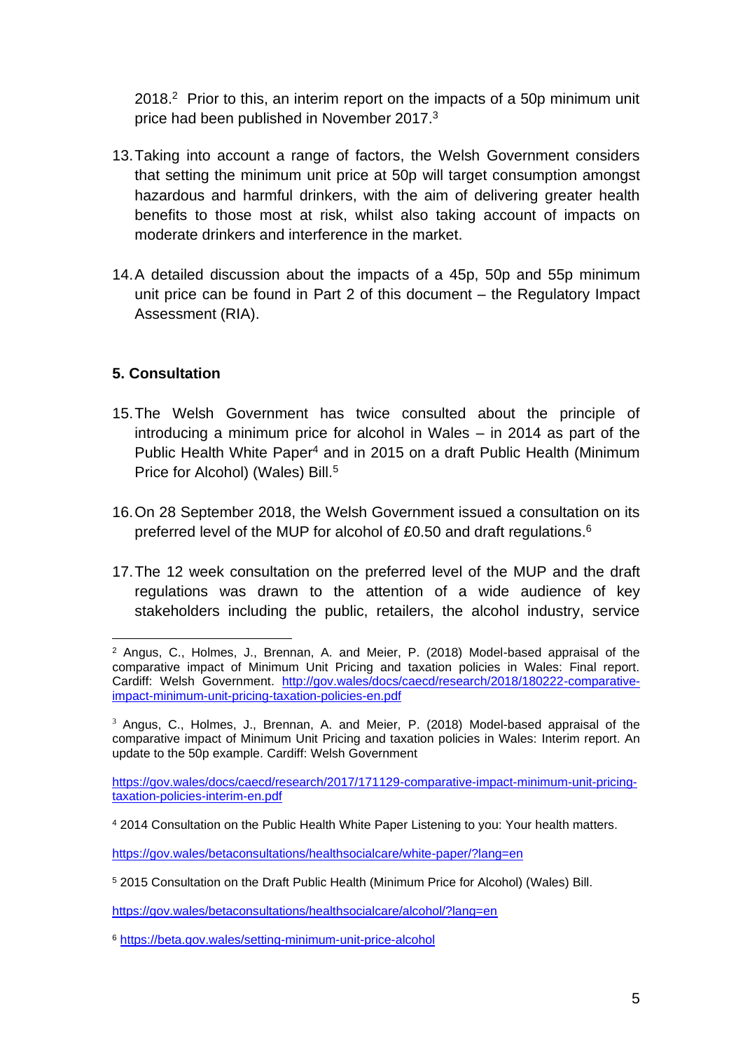2018.[2] Prior to this, an interim report on the impacts of a 50p minimum unit price had been published in November 2017.[3]

13. Taking into account a range of factors, the Welsh Government considers that setting the minimum unit price at 50p will target consumption amongst hazardous and harmful drinkers, with the aim of delivering greater health benefits to those most at risk, whilst also taking account of impacts on moderate drinkers and interference in the market.

14. A detailed discussion about the impacts of a 45p, 50p and 55p minimum unit price can be found in Part 2 of this document – the Regulatory Impact Assessment (RIA).

## 5. Consultation

15. The Welsh Government has twice consulted about the principle of introducing a minimum price for alcohol in Wales – in 2014 as part of the Public Health White Paper[4] and in 2015 on a draft Public Health (Minimum Price for Alcohol) (Wales) Bill.[5]

16. On 28 September 2018, the Welsh Government issued a consultation on its preferred level of the MUP for alcohol of £0.50 and draft regulations.[6]

17. The 12 week consultation on the preferred level of the MUP and the draft regulations was drawn to the attention of a wide audience of key stakeholders including the public, retailers, the alcohol industry, service

---

[2] Angus, C., Holmes, J., Brennan, A. and Meier, P. (2018) Model-based appraisal of the comparative impact of Minimum Unit Pricing and taxation policies in Wales: Final report. Cardiff: Welsh Government. http://gov.wales/docs/caecd/research/2018/180222-comparative-impact-minimum-unit-pricing-taxation-policies-en.pdf

[3] Angus, C., Holmes, J., Brennan, A. and Meier, P. (2018) Model-based appraisal of the comparative impact of Minimum Unit Pricing and taxation policies in Wales: Interim report. An update to the 50p example. Cardiff: Welsh Government

https://gov.wales/docs/caecd/research/2017/171129-comparative-impact-minimum-unit-pricing-taxation-policies-interim-en.pdf

[4] 2014 Consultation on the Public Health White Paper Listening to you: Your health matters.

https://gov.wales/betaconsultations/healthsocialcare/white-paper/?lang=en

[5] 2015 Consultation on the Draft Public Health (Minimum Price for Alcohol) (Wales) Bill.

https://gov.wales/betaconsultations/healthsocialcare/alcohol/?lang=en

[6] https://beta.gov.wales/setting-minimum-unit-price-alcohol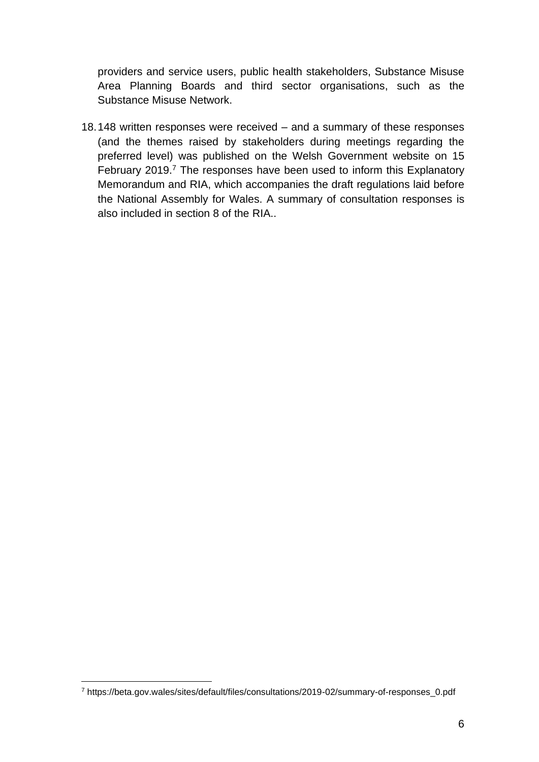providers and service users, public health stakeholders, Substance Misuse Area Planning Boards and third sector organisations, such as the Substance Misuse Network.

18. 148 written responses were received – and a summary of these responses (and the themes raised by stakeholders during meetings regarding the preferred level) was published on the Welsh Government website on 15 February 2019.[7] The responses have been used to inform this Explanatory Memorandum and RIA, which accompanies the draft regulations laid before the National Assembly for Wales. A summary of consultation responses is also included in section 8 of the RIA..

---

[7] https://beta.gov.wales/sites/default/files/consultations/2019-02/summary-of-responses_0.pdf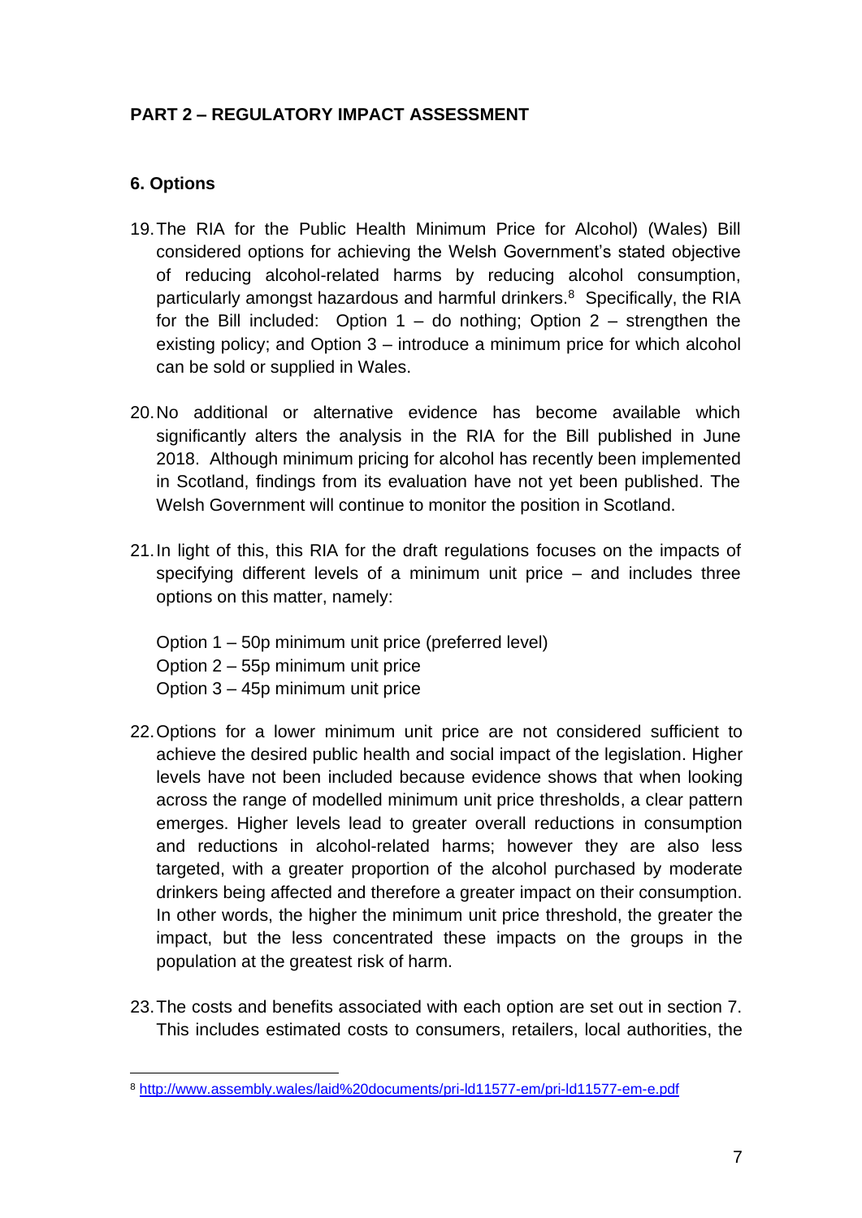## PART 2 – REGULATORY IMPACT ASSESSMENT

### 6. Options

19. The RIA for the Public Health Minimum Price for Alcohol) (Wales) Bill considered options for achieving the Welsh Government's stated objective of reducing alcohol-related harms by reducing alcohol consumption, particularly amongst hazardous and harmful drinkers.[8] Specifically, the RIA for the Bill included: Option 1 – do nothing; Option 2 – strengthen the existing policy; and Option 3 – introduce a minimum price for which alcohol can be sold or supplied in Wales.

20. No additional or alternative evidence has become available which significantly alters the analysis in the RIA for the Bill published in June 2018. Although minimum pricing for alcohol has recently been implemented in Scotland, findings from its evaluation have not yet been published. The Welsh Government will continue to monitor the position in Scotland.

21. In light of this, this RIA for the draft regulations focuses on the impacts of specifying different levels of a minimum unit price – and includes three options on this matter, namely:

    Option 1 – 50p minimum unit price (preferred level)
    Option 2 – 55p minimum unit price
    Option 3 – 45p minimum unit price

22. Options for a lower minimum unit price are not considered sufficient to achieve the desired public health and social impact of the legislation. Higher levels have not been included because evidence shows that when looking across the range of modelled minimum unit price thresholds, a clear pattern emerges. Higher levels lead to greater overall reductions in consumption and reductions in alcohol-related harms; however they are also less targeted, with a greater proportion of the alcohol purchased by moderate drinkers being affected and therefore a greater impact on their consumption. In other words, the higher the minimum unit price threshold, the greater the impact, but the less concentrated these impacts on the groups in the population at the greatest risk of harm.

23. The costs and benefits associated with each option are set out in section 7. This includes estimated costs to consumers, retailers, local authorities, the

---

[8] http://www.assembly.wales/laid%20documents/pri-ld11577-em/pri-ld11577-em-e.pdf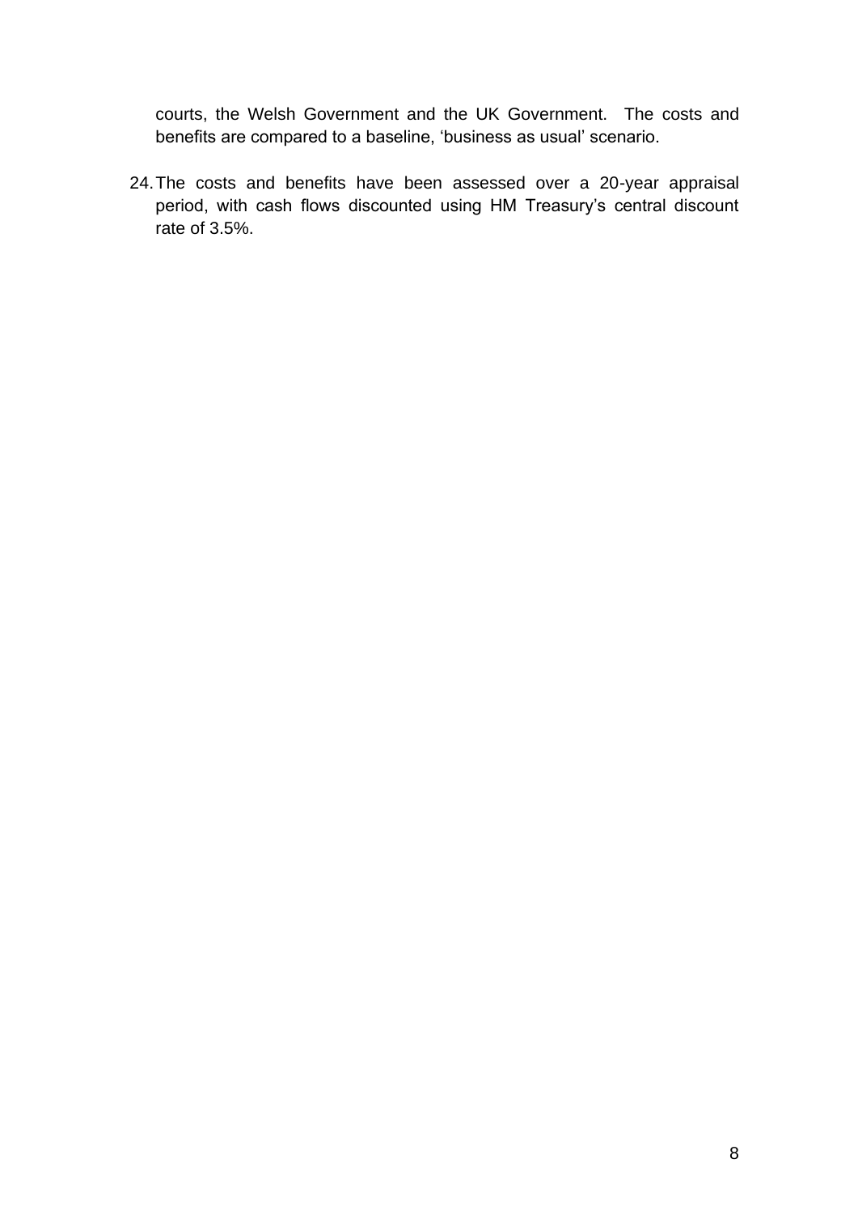courts, the Welsh Government and the UK Government. The costs and benefits are compared to a baseline, 'business as usual' scenario.

24. The costs and benefits have been assessed over a 20-year appraisal period, with cash flows discounted using HM Treasury's central discount rate of 3.5%.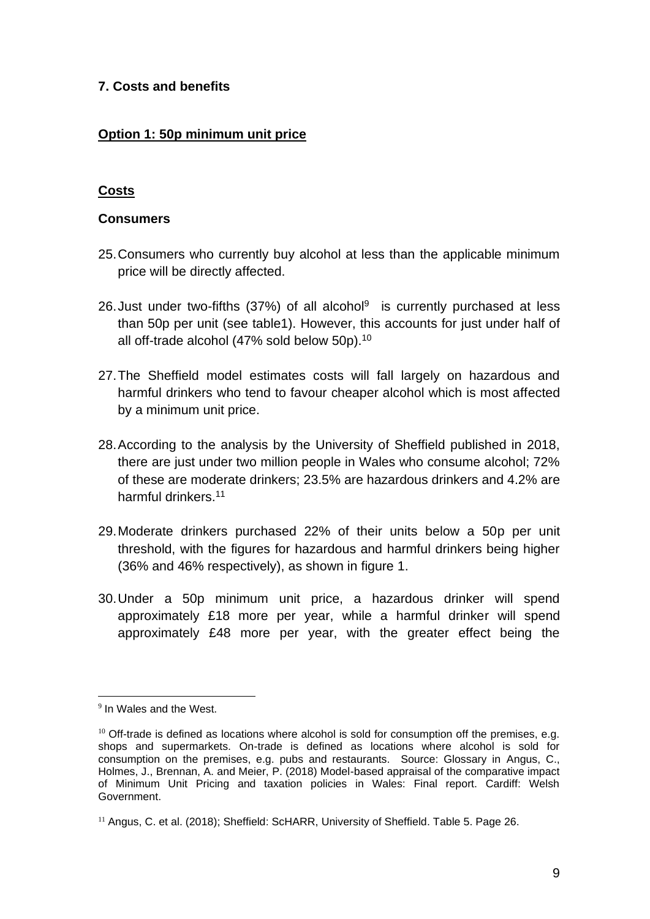### 7. Costs and benefits

**Option 1: 50p minimum unit price**

**Costs**

**Consumers**

25. Consumers who currently buy alcohol at less than the applicable minimum price will be directly affected.

26. Just under two-fifths (37%) of all alcohol[9] is currently purchased at less than 50p per unit (see table1). However, this accounts for just under half of all off-trade alcohol (47% sold below 50p).[10]

27. The Sheffield model estimates costs will fall largely on hazardous and harmful drinkers who tend to favour cheaper alcohol which is most affected by a minimum unit price.

28. According to the analysis by the University of Sheffield published in 2018, there are just under two million people in Wales who consume alcohol; 72% of these are moderate drinkers; 23.5% are hazardous drinkers and 4.2% are harmful drinkers.[11]

29. Moderate drinkers purchased 22% of their units below a 50p per unit threshold, with the figures for hazardous and harmful drinkers being higher (36% and 46% respectively), as shown in figure 1.

30. Under a 50p minimum unit price, a hazardous drinker will spend approximately £18 more per year, while a harmful drinker will spend approximately £48 more per year, with the greater effect being the

---

[9] In Wales and the West.

[10] Off-trade is defined as locations where alcohol is sold for consumption off the premises, e.g. shops and supermarkets. On-trade is defined as locations where alcohol is sold for consumption on the premises, e.g. pubs and restaurants. Source: Glossary in Angus, C., Holmes, J., Brennan, A. and Meier, P. (2018) Model-based appraisal of the comparative impact of Minimum Unit Pricing and taxation policies in Wales: Final report. Cardiff: Welsh Government.

[11] Angus, C. et al. (2018); Sheffield: ScHARR, University of Sheffield. Table 5. Page 26.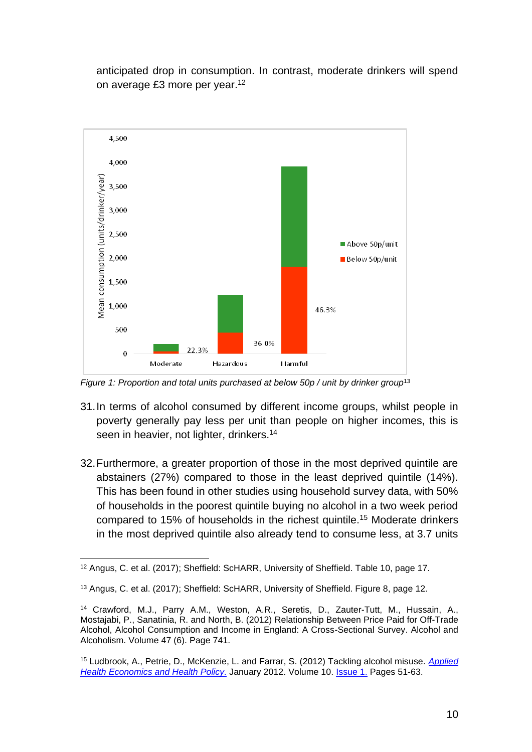anticipated drop in consumption. In contrast, moderate drinkers will spend on average £3 more per year.[12]

Figure 1: Proportion and total units purchased at below 50p / unit by drinker group[13]

31. In terms of alcohol consumed by different income groups, whilst people in poverty generally pay less per unit than people on higher incomes, this is seen in heavier, not lighter, drinkers.[14]

32. Furthermore, a greater proportion of those in the most deprived quintile are abstainers (27%) compared to those in the least deprived quintile (14%). This has been found in other studies using household survey data, with 50% of households in the poorest quintile buying no alcohol in a two week period compared to 15% of households in the richest quintile.[15] Moderate drinkers in the most deprived quintile also already tend to consume less, at 3.7 units

---

[12] Angus, C. et al. (2017); Sheffield: ScHARR, University of Sheffield. Table 10, page 17.

[13] Angus, C. et al. (2017); Sheffield: ScHARR, University of Sheffield. Figure 8, page 12.

[14] Crawford, M.J., Parry A.M., Weston, A.R., Seretis, D., Zauter-Tutt, M., Hussain, A., Mostajabi, P., Sanatinia, R. and North, B. (2012) Relationship Between Price Paid for Off-Trade Alcohol, Alcohol Consumption and Income in England: A Cross-Sectional Survey. Alcohol and Alcoholism. Volume 47 (6). Page 741.

[15] Ludbrook, A., Petrie, D., McKenzie, L. and Farrar, S. (2012) Tackling alcohol misuse. *Applied Health Economics and Health Policy.* January 2012. Volume 10. Issue 1. Pages 51-63.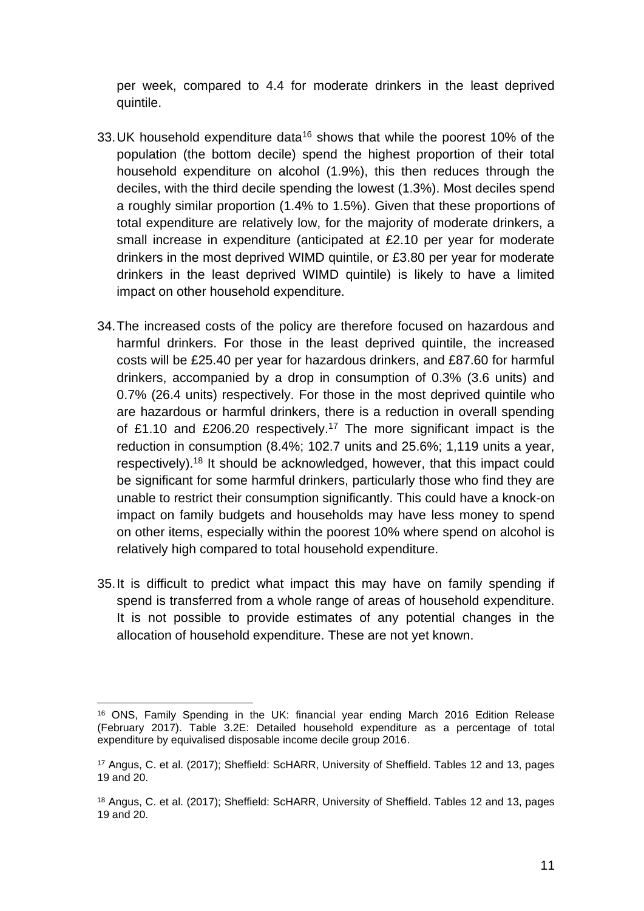per week, compared to 4.4 for moderate drinkers in the least deprived quintile.

33. UK household expenditure data[16] shows that while the poorest 10% of the population (the bottom decile) spend the highest proportion of their total household expenditure on alcohol (1.9%), this then reduces through the deciles, with the third decile spending the lowest (1.3%). Most deciles spend a roughly similar proportion (1.4% to 1.5%). Given that these proportions of total expenditure are relatively low, for the majority of moderate drinkers, a small increase in expenditure (anticipated at £2.10 per year for moderate drinkers in the most deprived WIMD quintile, or £3.80 per year for moderate drinkers in the least deprived WIMD quintile) is likely to have a limited impact on other household expenditure.

34. The increased costs of the policy are therefore focused on hazardous and harmful drinkers. For those in the least deprived quintile, the increased costs will be £25.40 per year for hazardous drinkers, and £87.60 for harmful drinkers, accompanied by a drop in consumption of 0.3% (3.6 units) and 0.7% (26.4 units) respectively. For those in the most deprived quintile who are hazardous or harmful drinkers, there is a reduction in overall spending of £1.10 and £206.20 respectively.[17] The more significant impact is the reduction in consumption (8.4%; 102.7 units and 25.6%; 1,119 units a year, respectively).[18] It should be acknowledged, however, that this impact could be significant for some harmful drinkers, particularly those who find they are unable to restrict their consumption significantly. This could have a knock-on impact on family budgets and households may have less money to spend on other items, especially within the poorest 10% where spend on alcohol is relatively high compared to total household expenditure.

35. It is difficult to predict what impact this may have on family spending if spend is transferred from a whole range of areas of household expenditure. It is not possible to provide estimates of any potential changes in the allocation of household expenditure. These are not yet known.

---

[16] ONS, Family Spending in the UK: financial year ending March 2016 Edition Release (February 2017). Table 3.2E: Detailed household expenditure as a percentage of total expenditure by equivalised disposable income decile group 2016.

[17] Angus, C. et al. (2017); Sheffield: ScHARR, University of Sheffield. Tables 12 and 13, pages 19 and 20.

[18] Angus, C. et al. (2017); Sheffield: ScHARR, University of Sheffield. Tables 12 and 13, pages 19 and 20.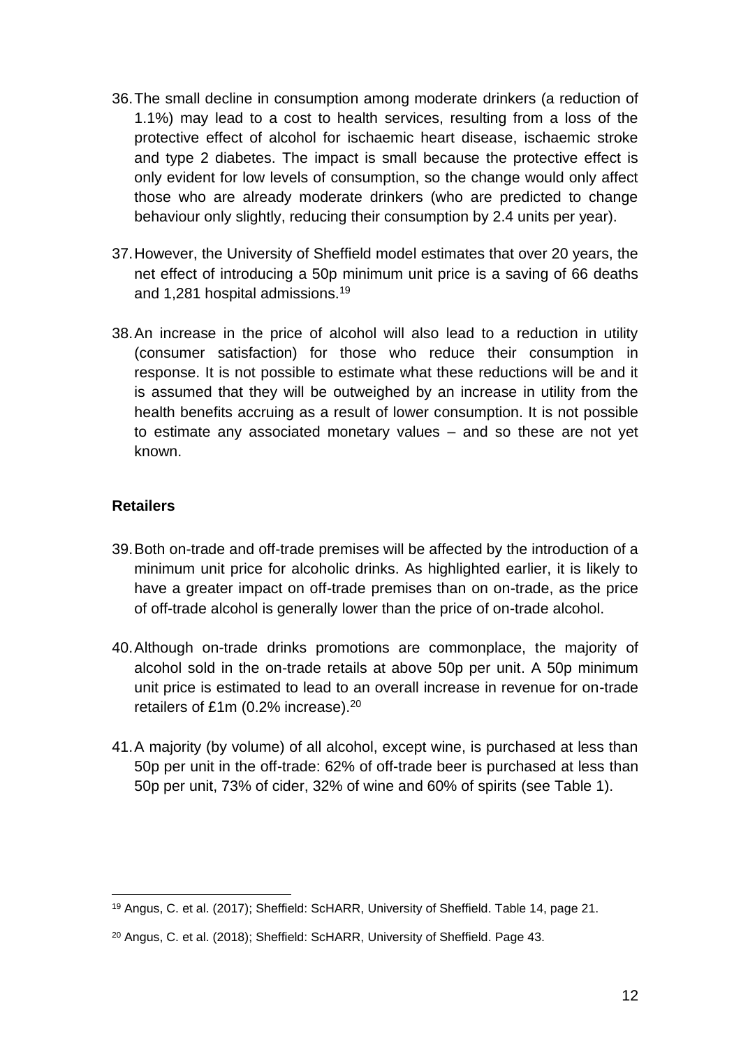36. The small decline in consumption among moderate drinkers (a reduction of 1.1%) may lead to a cost to health services, resulting from a loss of the protective effect of alcohol for ischaemic heart disease, ischaemic stroke and type 2 diabetes. The impact is small because the protective effect is only evident for low levels of consumption, so the change would only affect those who are already moderate drinkers (who are predicted to change behaviour only slightly, reducing their consumption by 2.4 units per year).

37. However, the University of Sheffield model estimates that over 20 years, the net effect of introducing a 50p minimum unit price is a saving of 66 deaths and 1,281 hospital admissions.[19]

38. An increase in the price of alcohol will also lead to a reduction in utility (consumer satisfaction) for those who reduce their consumption in response. It is not possible to estimate what these reductions will be and it is assumed that they will be outweighed by an increase in utility from the health benefits accruing as a result of lower consumption. It is not possible to estimate any associated monetary values – and so these are not yet known.

**Retailers**

39. Both on-trade and off-trade premises will be affected by the introduction of a minimum unit price for alcoholic drinks. As highlighted earlier, it is likely to have a greater impact on off-trade premises than on on-trade, as the price of off-trade alcohol is generally lower than the price of on-trade alcohol.

40. Although on-trade drinks promotions are commonplace, the majority of alcohol sold in the on-trade retails at above 50p per unit. A 50p minimum unit price is estimated to lead to an overall increase in revenue for on-trade retailers of £1m (0.2% increase).[20]

41. A majority (by volume) of all alcohol, except wine, is purchased at less than 50p per unit in the off-trade: 62% of off-trade beer is purchased at less than 50p per unit, 73% of cider, 32% of wine and 60% of spirits (see Table 1).

---

[19] Angus, C. et al. (2017); Sheffield: ScHARR, University of Sheffield. Table 14, page 21.

[20] Angus, C. et al. (2018); Sheffield: ScHARR, University of Sheffield. Page 43.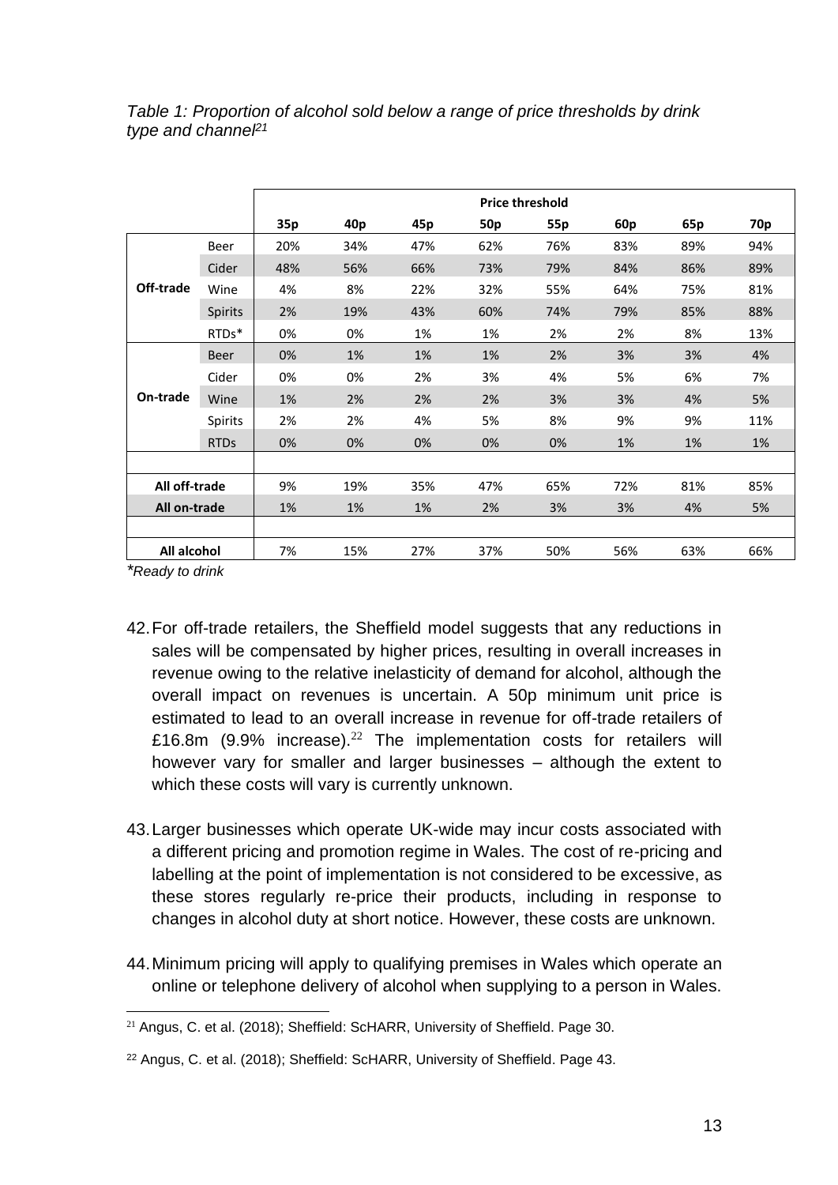*Table 1: Proportion of alcohol sold below a range of price thresholds by drink type and channel[21]*

| | | Price threshold | | | | | | | |
|---|---|---|---|---|---|---|---|---|---|
| | | **35p** | **40p** | **45p** | **50p** | **55p** | **60p** | **65p** | **70p** |
| **Off-trade** | Beer | 20% | 34% | 47% | 62% | 76% | 83% | 89% | 94% |
| | Cider | 48% | 56% | 66% | 73% | 79% | 84% | 86% | 89% |
| | Wine | 4% | 8% | 22% | 32% | 55% | 64% | 75% | 81% |
| | Spirits | 2% | 19% | 43% | 60% | 74% | 79% | 85% | 88% |
| | RTDs* | 0% | 0% | 1% | 1% | 2% | 2% | 8% | 13% |
| **On-trade** | Beer | 0% | 1% | 1% | 1% | 2% | 3% | 3% | 4% |
| | Cider | 0% | 0% | 2% | 3% | 4% | 5% | 6% | 7% |
| | Wine | 1% | 2% | 2% | 2% | 3% | 3% | 4% | 5% |
| | Spirits | 2% | 2% | 4% | 5% | 8% | 9% | 9% | 11% |
| | RTDs | 0% | 0% | 0% | 0% | 0% | 1% | 1% | 1% |
| **All off-trade** | | 9% | 19% | 35% | 47% | 65% | 72% | 81% | 85% |
| **All on-trade** | | 1% | 1% | 1% | 2% | 3% | 3% | 4% | 5% |
| **All alcohol** | | 7% | 15% | 27% | 37% | 50% | 56% | 63% | 66% |

*\*Ready to drink*

42. For off-trade retailers, the Sheffield model suggests that any reductions in sales will be compensated by higher prices, resulting in overall increases in revenue owing to the relative inelasticity of demand for alcohol, although the overall impact on revenues is uncertain. A 50p minimum unit price is estimated to lead to an overall increase in revenue for off-trade retailers of £16.8m (9.9% increase).[22] The implementation costs for retailers will however vary for smaller and larger businesses – although the extent to which these costs will vary is currently unknown.

43. Larger businesses which operate UK-wide may incur costs associated with a different pricing and promotion regime in Wales. The cost of re-pricing and labelling at the point of implementation is not considered to be excessive, as these stores regularly re-price their products, including in response to changes in alcohol duty at short notice. However, these costs are unknown.

44. Minimum pricing will apply to qualifying premises in Wales which operate an online or telephone delivery of alcohol when supplying to a person in Wales.

[21] Angus, C. et al. (2018); Sheffield: ScHARR, University of Sheffield. Page 30.

[22] Angus, C. et al. (2018); Sheffield: ScHARR, University of Sheffield. Page 43.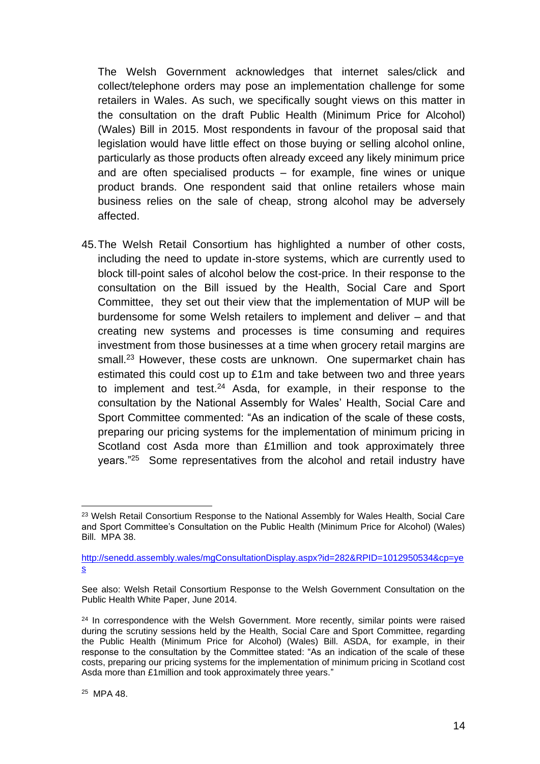The Welsh Government acknowledges that internet sales/click and collect/telephone orders may pose an implementation challenge for some retailers in Wales. As such, we specifically sought views on this matter in the consultation on the draft Public Health (Minimum Price for Alcohol) (Wales) Bill in 2015. Most respondents in favour of the proposal said that legislation would have little effect on those buying or selling alcohol online, particularly as those products often already exceed any likely minimum price and are often specialised products – for example, fine wines or unique product brands. One respondent said that online retailers whose main business relies on the sale of cheap, strong alcohol may be adversely affected.

45. The Welsh Retail Consortium has highlighted a number of other costs, including the need to update in-store systems, which are currently used to block till-point sales of alcohol below the cost-price. In their response to the consultation on the Bill issued by the Health, Social Care and Sport Committee, they set out their view that the implementation of MUP will be burdensome for some Welsh retailers to implement and deliver – and that creating new systems and processes is time consuming and requires investment from those businesses at a time when grocery retail margins are small.[23] However, these costs are unknown. One supermarket chain has estimated this could cost up to £1m and take between two and three years to implement and test.[24] Asda, for example, in their response to the consultation by the National Assembly for Wales' Health, Social Care and Sport Committee commented: "As an indication of the scale of these costs, preparing our pricing systems for the implementation of minimum pricing in Scotland cost Asda more than £1million and took approximately three years."[25] Some representatives from the alcohol and retail industry have

---

[23] Welsh Retail Consortium Response to the National Assembly for Wales Health, Social Care and Sport Committee's Consultation on the Public Health (Minimum Price for Alcohol) (Wales) Bill. MPA 38.

http://senedd.assembly.wales/mgConsultationDisplay.aspx?id=282&RPID=1012950534&cp=yes

See also: Welsh Retail Consortium Response to the Welsh Government Consultation on the Public Health White Paper, June 2014.

[24] In correspondence with the Welsh Government. More recently, similar points were raised during the scrutiny sessions held by the Health, Social Care and Sport Committee, regarding the Public Health (Minimum Price for Alcohol) (Wales) Bill. ASDA, for example, in their response to the consultation by the Committee stated: "As an indication of the scale of these costs, preparing our pricing systems for the implementation of minimum pricing in Scotland cost Asda more than £1million and took approximately three years."

[25] MPA 48.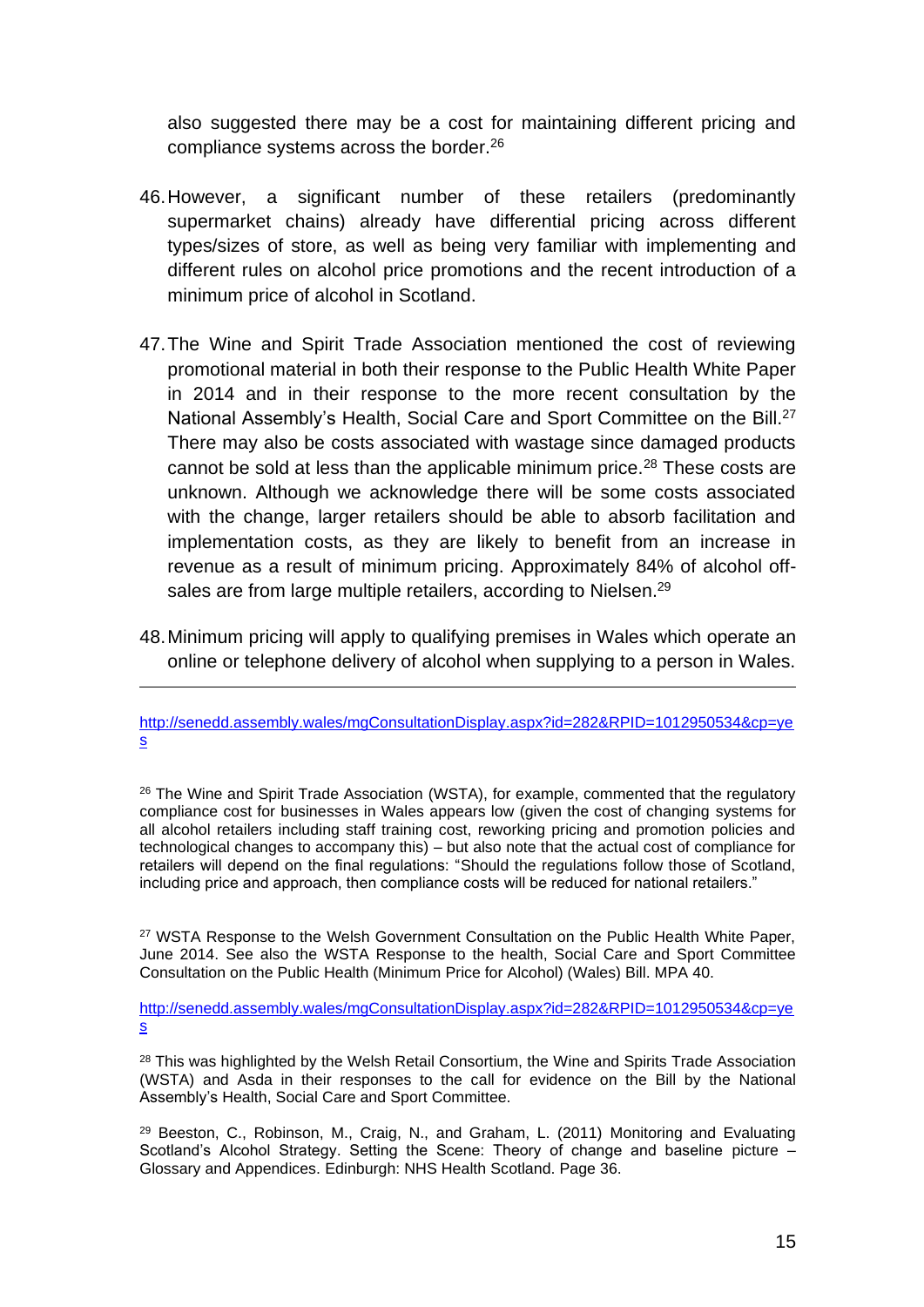also suggested there may be a cost for maintaining different pricing and compliance systems across the border.[26]

46. However, a significant number of these retailers (predominantly supermarket chains) already have differential pricing across different types/sizes of store, as well as being very familiar with implementing and different rules on alcohol price promotions and the recent introduction of a minimum price of alcohol in Scotland.

47. The Wine and Spirit Trade Association mentioned the cost of reviewing promotional material in both their response to the Public Health White Paper in 2014 and in their response to the more recent consultation by the National Assembly's Health, Social Care and Sport Committee on the Bill.[27] There may also be costs associated with wastage since damaged products cannot be sold at less than the applicable minimum price.[28] These costs are unknown. Although we acknowledge there will be some costs associated with the change, larger retailers should be able to absorb facilitation and implementation costs, as they are likely to benefit from an increase in revenue as a result of minimum pricing. Approximately 84% of alcohol off-sales are from large multiple retailers, according to Nielsen.[29]

48. Minimum pricing will apply to qualifying premises in Wales which operate an online or telephone delivery of alcohol when supplying to a person in Wales.

---

http://senedd.assembly.wales/mgConsultationDisplay.aspx?id=282&RPID=1012950534&cp=yes

[26] The Wine and Spirit Trade Association (WSTA), for example, commented that the regulatory compliance cost for businesses in Wales appears low (given the cost of changing systems for all alcohol retailers including staff training cost, reworking pricing and promotion policies and technological changes to accompany this) – but also note that the actual cost of compliance for retailers will depend on the final regulations: "Should the regulations follow those of Scotland, including price and approach, then compliance costs will be reduced for national retailers."

[27] WSTA Response to the Welsh Government Consultation on the Public Health White Paper, June 2014. See also the WSTA Response to the health, Social Care and Sport Committee Consultation on the Public Health (Minimum Price for Alcohol) (Wales) Bill. MPA 40.

http://senedd.assembly.wales/mgConsultationDisplay.aspx?id=282&RPID=1012950534&cp=yes

[28] This was highlighted by the Welsh Retail Consortium, the Wine and Spirits Trade Association (WSTA) and Asda in their responses to the call for evidence on the Bill by the National Assembly's Health, Social Care and Sport Committee.

[29] Beeston, C., Robinson, M., Craig, N., and Graham, L. (2011) Monitoring and Evaluating Scotland's Alcohol Strategy. Setting the Scene: Theory of change and baseline picture – Glossary and Appendices. Edinburgh: NHS Health Scotland. Page 36.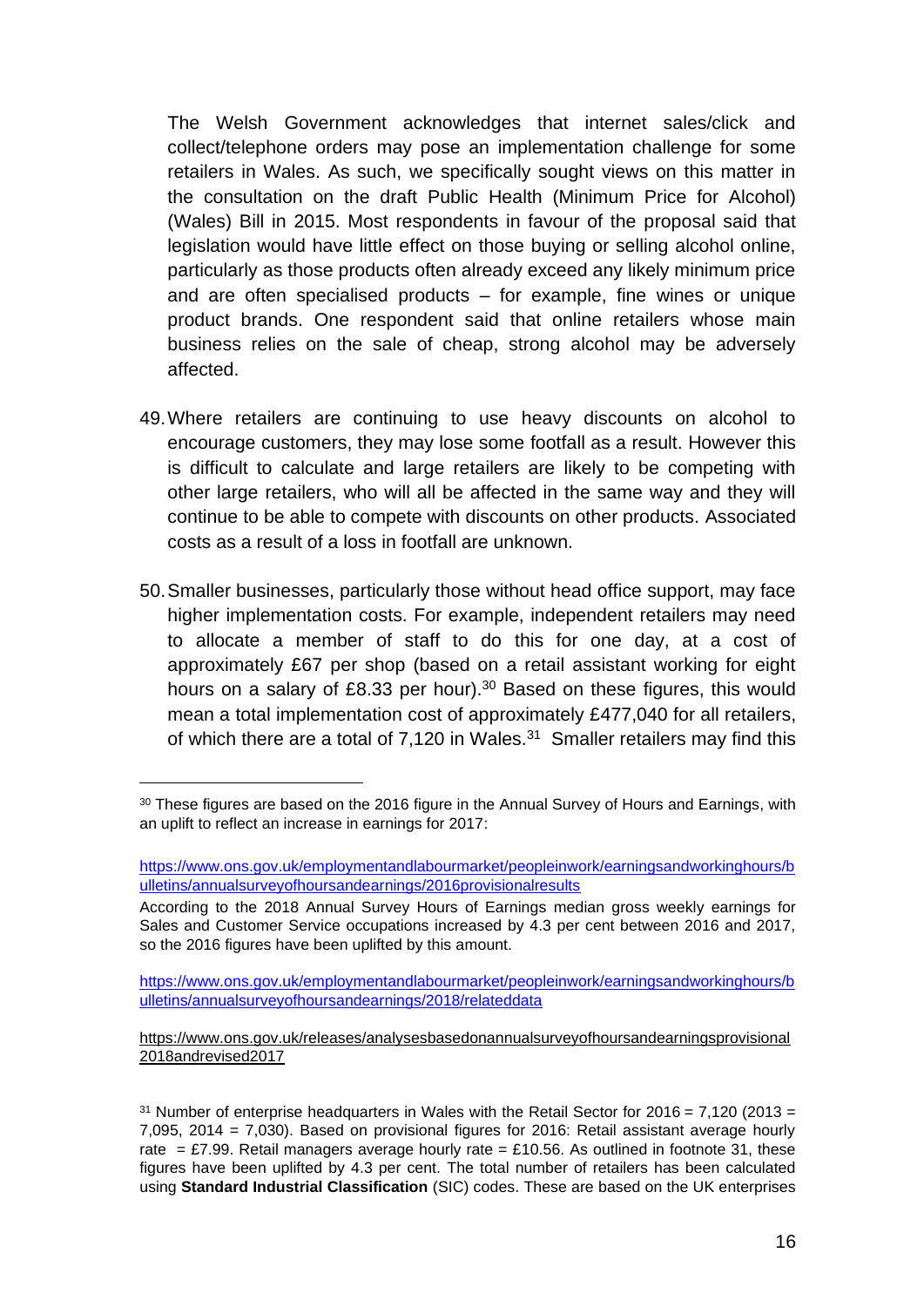The Welsh Government acknowledges that internet sales/click and collect/telephone orders may pose an implementation challenge for some retailers in Wales. As such, we specifically sought views on this matter in the consultation on the draft Public Health (Minimum Price for Alcohol) (Wales) Bill in 2015. Most respondents in favour of the proposal said that legislation would have little effect on those buying or selling alcohol online, particularly as those products often already exceed any likely minimum price and are often specialised products – for example, fine wines or unique product brands. One respondent said that online retailers whose main business relies on the sale of cheap, strong alcohol may be adversely affected.

49. Where retailers are continuing to use heavy discounts on alcohol to encourage customers, they may lose some footfall as a result. However this is difficult to calculate and large retailers are likely to be competing with other large retailers, who will all be affected in the same way and they will continue to be able to compete with discounts on other products. Associated costs as a result of a loss in footfall are unknown.

50. Smaller businesses, particularly those without head office support, may face higher implementation costs. For example, independent retailers may need to allocate a member of staff to do this for one day, at a cost of approximately £67 per shop (based on a retail assistant working for eight hours on a salary of £8.33 per hour).[30] Based on these figures, this would mean a total implementation cost of approximately £477,040 for all retailers, of which there are a total of 7,120 in Wales.[31] Smaller retailers may find this

---

[30] These figures are based on the 2016 figure in the Annual Survey of Hours and Earnings, with an uplift to reflect an increase in earnings for 2017:

https://www.ons.gov.uk/employmentandlabourmarket/peopleinwork/earningsandworkinghours/bulletins/annualsurveyofhoursandearnings/2016provisionalresults

According to the 2018 Annual Survey Hours of Earnings median gross weekly earnings for Sales and Customer Service occupations increased by 4.3 per cent between 2016 and 2017, so the 2016 figures have been uplifted by this amount.

https://www.ons.gov.uk/employmentandlabourmarket/peopleinwork/earningsandworkinghours/bulletins/annualsurveyofhoursandearnings/2018/relateddata

https://www.ons.gov.uk/releases/analysesbasedonannualsurveyofhoursandearningsprovisional2018andrevised2017

[31] Number of enterprise headquarters in Wales with the Retail Sector for 2016 = 7,120 (2013 = 7,095, 2014 = 7,030). Based on provisional figures for 2016: Retail assistant average hourly rate = £7.99. Retail managers average hourly rate = £10.56. As outlined in footnote 31, these figures have been uplifted by 4.3 per cent. The total number of retailers has been calculated using **Standard Industrial Classification** (SIC) codes. These are based on the UK enterprises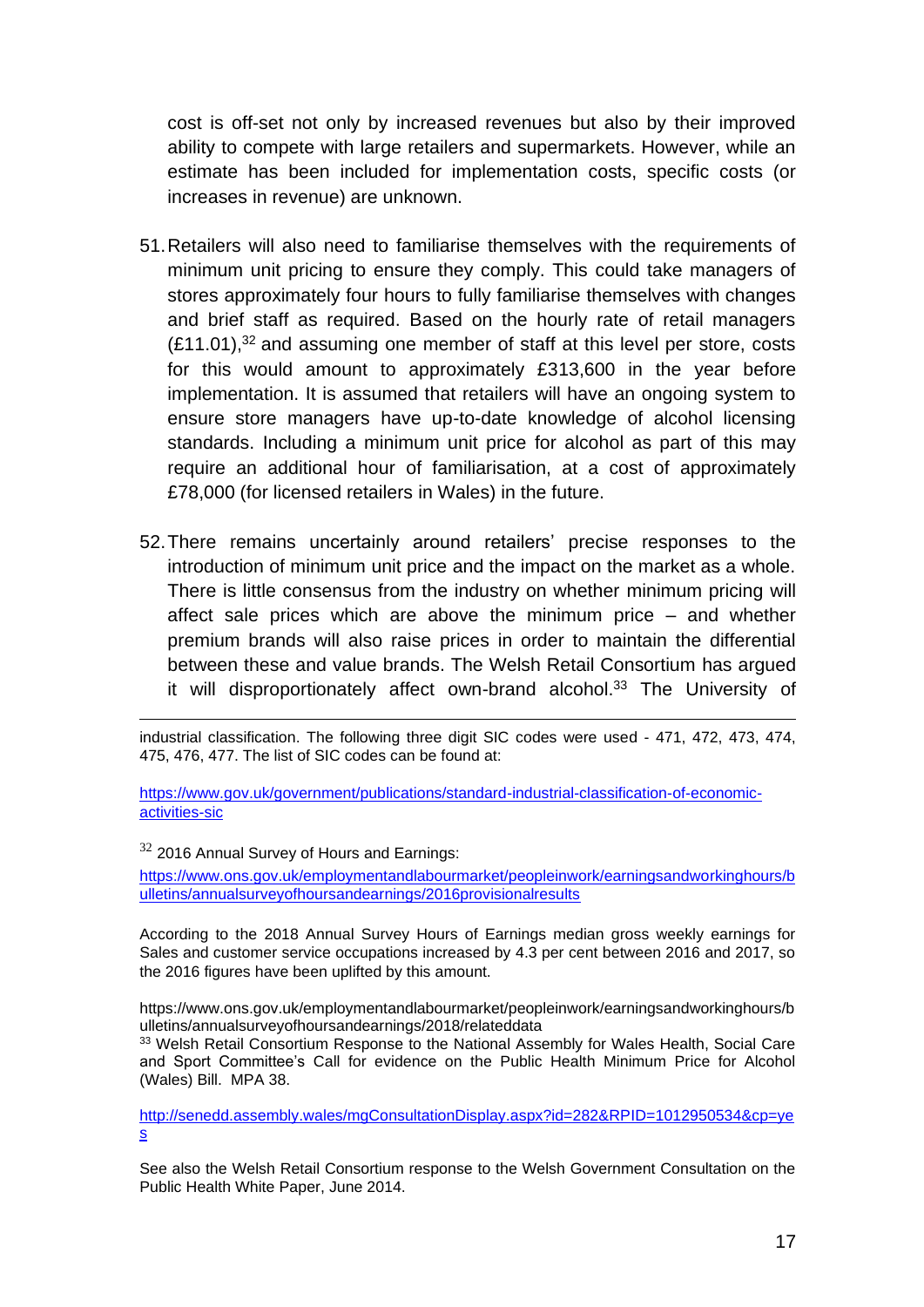cost is off-set not only by increased revenues but also by their improved ability to compete with large retailers and supermarkets. However, while an estimate has been included for implementation costs, specific costs (or increases in revenue) are unknown.

51. Retailers will also need to familiarise themselves with the requirements of minimum unit pricing to ensure they comply. This could take managers of stores approximately four hours to fully familiarise themselves with changes and brief staff as required. Based on the hourly rate of retail managers (£11.01),[32] and assuming one member of staff at this level per store, costs for this would amount to approximately £313,600 in the year before implementation. It is assumed that retailers will have an ongoing system to ensure store managers have up-to-date knowledge of alcohol licensing standards. Including a minimum unit price for alcohol as part of this may require an additional hour of familiarisation, at a cost of approximately £78,000 (for licensed retailers in Wales) in the future.

52. There remains uncertainly around retailers' precise responses to the introduction of minimum unit price and the impact on the market as a whole. There is little consensus from the industry on whether minimum pricing will affect sale prices which are above the minimum price – and whether premium brands will also raise prices in order to maintain the differential between these and value brands. The Welsh Retail Consortium has argued it will disproportionately affect own-brand alcohol.[33] The University of

---

industrial classification. The following three digit SIC codes were used - 471, 472, 473, 474, 475, 476, 477. The list of SIC codes can be found at:

https://www.gov.uk/government/publications/standard-industrial-classification-of-economic-activities-sic

[32] 2016 Annual Survey of Hours and Earnings:
https://www.ons.gov.uk/employmentandlabourmarket/peopleinwork/earningsandworkinghours/bulletins/annualsurveyofhoursandearnings/2016provisionalresults

According to the 2018 Annual Survey Hours of Earnings median gross weekly earnings for Sales and customer service occupations increased by 4.3 per cent between 2016 and 2017, so the 2016 figures have been uplifted by this amount.

https://www.ons.gov.uk/employmentandlabourmarket/peopleinwork/earningsandworkinghours/bulletins/annualsurveyofhoursandearnings/2018/relateddata

[33] Welsh Retail Consortium Response to the National Assembly for Wales Health, Social Care and Sport Committee's Call for evidence on the Public Health Minimum Price for Alcohol (Wales) Bill. MPA 38.

http://senedd.assembly.wales/mgConsultationDisplay.aspx?id=282&RPID=1012950534&cp=yes

See also the Welsh Retail Consortium response to the Welsh Government Consultation on the Public Health White Paper, June 2014.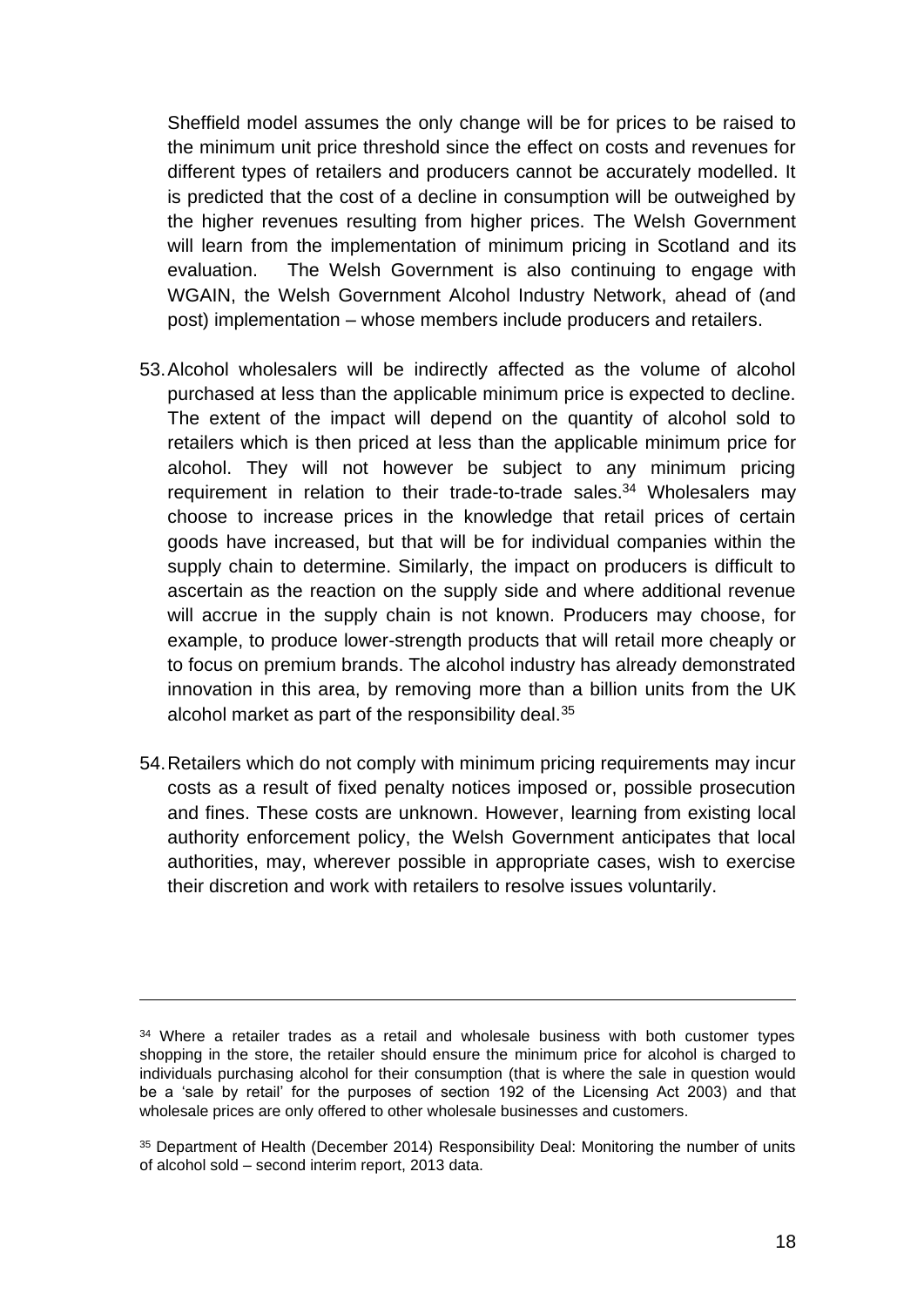Sheffield model assumes the only change will be for prices to be raised to the minimum unit price threshold since the effect on costs and revenues for different types of retailers and producers cannot be accurately modelled. It is predicted that the cost of a decline in consumption will be outweighed by the higher revenues resulting from higher prices. The Welsh Government will learn from the implementation of minimum pricing in Scotland and its evaluation. The Welsh Government is also continuing to engage with WGAIN, the Welsh Government Alcohol Industry Network, ahead of (and post) implementation – whose members include producers and retailers.

53. Alcohol wholesalers will be indirectly affected as the volume of alcohol purchased at less than the applicable minimum price is expected to decline. The extent of the impact will depend on the quantity of alcohol sold to retailers which is then priced at less than the applicable minimum price for alcohol. They will not however be subject to any minimum pricing requirement in relation to their trade-to-trade sales.[34] Wholesalers may choose to increase prices in the knowledge that retail prices of certain goods have increased, but that will be for individual companies within the supply chain to determine. Similarly, the impact on producers is difficult to ascertain as the reaction on the supply side and where additional revenue will accrue in the supply chain is not known. Producers may choose, for example, to produce lower-strength products that will retail more cheaply or to focus on premium brands. The alcohol industry has already demonstrated innovation in this area, by removing more than a billion units from the UK alcohol market as part of the responsibility deal.[35]

54. Retailers which do not comply with minimum pricing requirements may incur costs as a result of fixed penalty notices imposed or, possible prosecution and fines. These costs are unknown. However, learning from existing local authority enforcement policy, the Welsh Government anticipates that local authorities, may, wherever possible in appropriate cases, wish to exercise their discretion and work with retailers to resolve issues voluntarily.

---

[34] Where a retailer trades as a retail and wholesale business with both customer types shopping in the store, the retailer should ensure the minimum price for alcohol is charged to individuals purchasing alcohol for their consumption (that is where the sale in question would be a 'sale by retail' for the purposes of section 192 of the Licensing Act 2003) and that wholesale prices are only offered to other wholesale businesses and customers.

[35] Department of Health (December 2014) Responsibility Deal: Monitoring the number of units of alcohol sold – second interim report, 2013 data.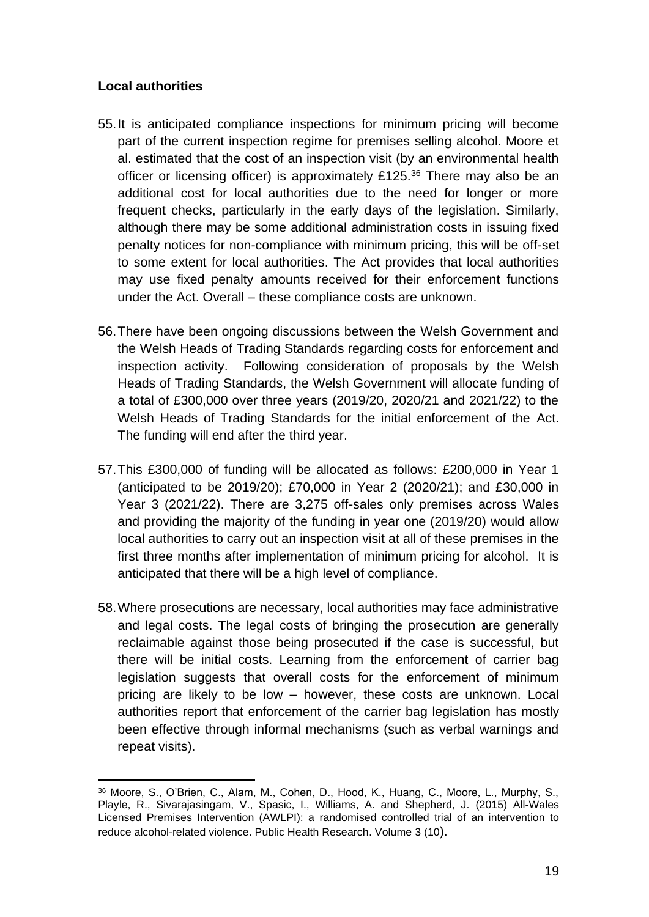**Local authorities**

55. It is anticipated compliance inspections for minimum pricing will become part of the current inspection regime for premises selling alcohol. Moore et al. estimated that the cost of an inspection visit (by an environmental health officer or licensing officer) is approximately £125.[36] There may also be an additional cost for local authorities due to the need for longer or more frequent checks, particularly in the early days of the legislation. Similarly, although there may be some additional administration costs in issuing fixed penalty notices for non-compliance with minimum pricing, this will be off-set to some extent for local authorities. The Act provides that local authorities may use fixed penalty amounts received for their enforcement functions under the Act. Overall – these compliance costs are unknown.

56. There have been ongoing discussions between the Welsh Government and the Welsh Heads of Trading Standards regarding costs for enforcement and inspection activity. Following consideration of proposals by the Welsh Heads of Trading Standards, the Welsh Government will allocate funding of a total of £300,000 over three years (2019/20, 2020/21 and 2021/22) to the Welsh Heads of Trading Standards for the initial enforcement of the Act. The funding will end after the third year.

57. This £300,000 of funding will be allocated as follows: £200,000 in Year 1 (anticipated to be 2019/20); £70,000 in Year 2 (2020/21); and £30,000 in Year 3 (2021/22). There are 3,275 off-sales only premises across Wales and providing the majority of the funding in year one (2019/20) would allow local authorities to carry out an inspection visit at all of these premises in the first three months after implementation of minimum pricing for alcohol. It is anticipated that there will be a high level of compliance.

58. Where prosecutions are necessary, local authorities may face administrative and legal costs. The legal costs of bringing the prosecution are generally reclaimable against those being prosecuted if the case is successful, but there will be initial costs. Learning from the enforcement of carrier bag legislation suggests that overall costs for the enforcement of minimum pricing are likely to be low – however, these costs are unknown. Local authorities report that enforcement of the carrier bag legislation has mostly been effective through informal mechanisms (such as verbal warnings and repeat visits).

---

[36] Moore, S., O'Brien, C., Alam, M., Cohen, D., Hood, K., Huang, C., Moore, L., Murphy, S., Playle, R., Sivarajasingam, V., Spasic, I., Williams, A. and Shepherd, J. (2015) All-Wales Licensed Premises Intervention (AWLPI): a randomised controlled trial of an intervention to reduce alcohol-related violence. Public Health Research. Volume 3 (10).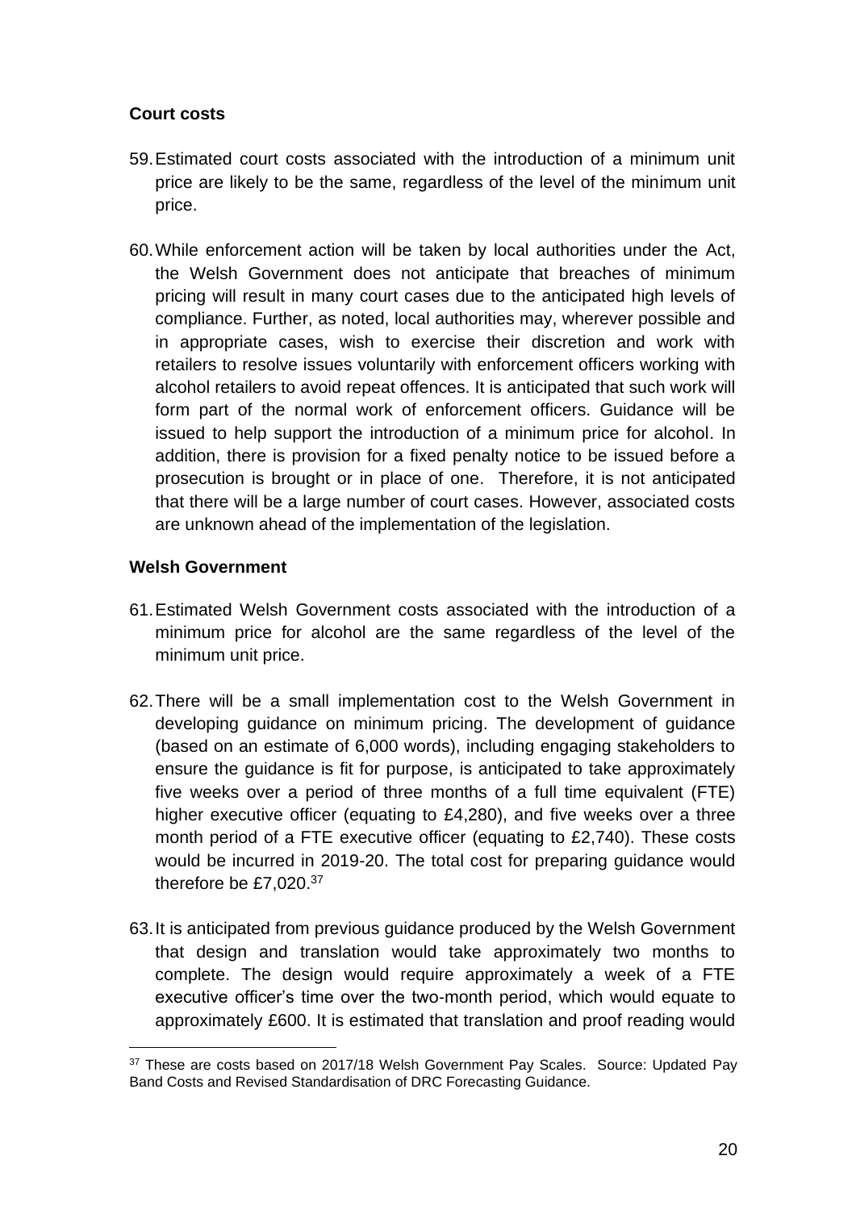**Court costs**

59. Estimated court costs associated with the introduction of a minimum unit price are likely to be the same, regardless of the level of the minimum unit price.

60. While enforcement action will be taken by local authorities under the Act, the Welsh Government does not anticipate that breaches of minimum pricing will result in many court cases due to the anticipated high levels of compliance. Further, as noted, local authorities may, wherever possible and in appropriate cases, wish to exercise their discretion and work with retailers to resolve issues voluntarily with enforcement officers working with alcohol retailers to avoid repeat offences. It is anticipated that such work will form part of the normal work of enforcement officers. Guidance will be issued to help support the introduction of a minimum price for alcohol. In addition, there is provision for a fixed penalty notice to be issued before a prosecution is brought or in place of one. Therefore, it is not anticipated that there will be a large number of court cases. However, associated costs are unknown ahead of the implementation of the legislation.

**Welsh Government**

61. Estimated Welsh Government costs associated with the introduction of a minimum price for alcohol are the same regardless of the level of the minimum unit price.

62. There will be a small implementation cost to the Welsh Government in developing guidance on minimum pricing. The development of guidance (based on an estimate of 6,000 words), including engaging stakeholders to ensure the guidance is fit for purpose, is anticipated to take approximately five weeks over a period of three months of a full time equivalent (FTE) higher executive officer (equating to £4,280), and five weeks over a three month period of a FTE executive officer (equating to £2,740). These costs would be incurred in 2019-20. The total cost for preparing guidance would therefore be £7,020.[37]

63. It is anticipated from previous guidance produced by the Welsh Government that design and translation would take approximately two months to complete. The design would require approximately a week of a FTE executive officer's time over the two-month period, which would equate to approximately £600. It is estimated that translation and proof reading would

[37] These are costs based on 2017/18 Welsh Government Pay Scales. Source: Updated Pay Band Costs and Revised Standardisation of DRC Forecasting Guidance.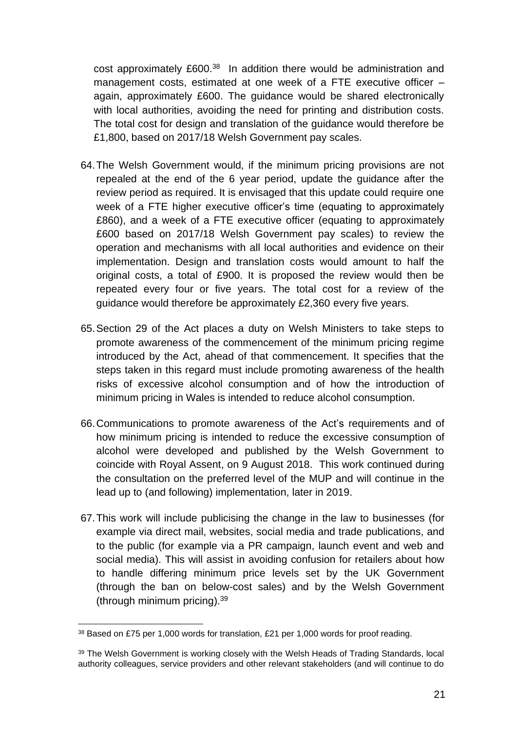cost approximately £600.[38] In addition there would be administration and management costs, estimated at one week of a FTE executive officer – again, approximately £600. The guidance would be shared electronically with local authorities, avoiding the need for printing and distribution costs. The total cost for design and translation of the guidance would therefore be £1,800, based on 2017/18 Welsh Government pay scales.

64. The Welsh Government would, if the minimum pricing provisions are not repealed at the end of the 6 year period, update the guidance after the review period as required. It is envisaged that this update could require one week of a FTE higher executive officer's time (equating to approximately £860), and a week of a FTE executive officer (equating to approximately £600 based on 2017/18 Welsh Government pay scales) to review the operation and mechanisms with all local authorities and evidence on their implementation. Design and translation costs would amount to half the original costs, a total of £900. It is proposed the review would then be repeated every four or five years. The total cost for a review of the guidance would therefore be approximately £2,360 every five years.

65. Section 29 of the Act places a duty on Welsh Ministers to take steps to promote awareness of the commencement of the minimum pricing regime introduced by the Act, ahead of that commencement. It specifies that the steps taken in this regard must include promoting awareness of the health risks of excessive alcohol consumption and of how the introduction of minimum pricing in Wales is intended to reduce alcohol consumption.

66. Communications to promote awareness of the Act's requirements and of how minimum pricing is intended to reduce the excessive consumption of alcohol were developed and published by the Welsh Government to coincide with Royal Assent, on 9 August 2018. This work continued during the consultation on the preferred level of the MUP and will continue in the lead up to (and following) implementation, later in 2019.

67. This work will include publicising the change in the law to businesses (for example via direct mail, websites, social media and trade publications, and to the public (for example via a PR campaign, launch event and web and social media). This will assist in avoiding confusion for retailers about how to handle differing minimum price levels set by the UK Government (through the ban on below-cost sales) and by the Welsh Government (through minimum pricing).[39]

---

[38] Based on £75 per 1,000 words for translation, £21 per 1,000 words for proof reading.

[39] The Welsh Government is working closely with the Welsh Heads of Trading Standards, local authority colleagues, service providers and other relevant stakeholders (and will continue to do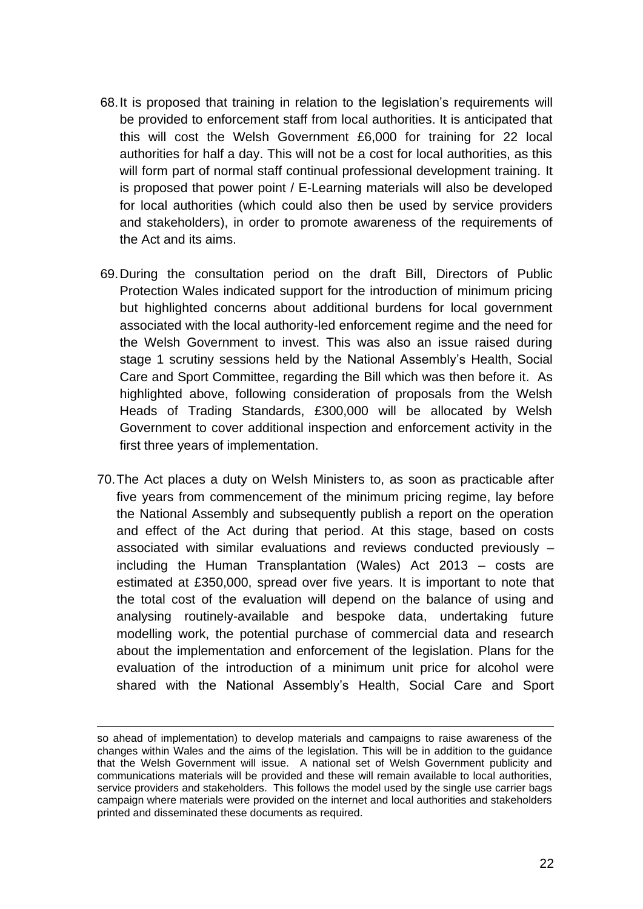68. It is proposed that training in relation to the legislation's requirements will be provided to enforcement staff from local authorities. It is anticipated that this will cost the Welsh Government £6,000 for training for 22 local authorities for half a day. This will not be a cost for local authorities, as this will form part of normal staff continual professional development training. It is proposed that power point / E-Learning materials will also be developed for local authorities (which could also then be used by service providers and stakeholders), in order to promote awareness of the requirements of the Act and its aims.

69. During the consultation period on the draft Bill, Directors of Public Protection Wales indicated support for the introduction of minimum pricing but highlighted concerns about additional burdens for local government associated with the local authority-led enforcement regime and the need for the Welsh Government to invest. This was also an issue raised during stage 1 scrutiny sessions held by the National Assembly's Health, Social Care and Sport Committee, regarding the Bill which was then before it. As highlighted above, following consideration of proposals from the Welsh Heads of Trading Standards, £300,000 will be allocated by Welsh Government to cover additional inspection and enforcement activity in the first three years of implementation.

70. The Act places a duty on Welsh Ministers to, as soon as practicable after five years from commencement of the minimum pricing regime, lay before the National Assembly and subsequently publish a report on the operation and effect of the Act during that period. At this stage, based on costs associated with similar evaluations and reviews conducted previously – including the Human Transplantation (Wales) Act 2013 – costs are estimated at £350,000, spread over five years. It is important to note that the total cost of the evaluation will depend on the balance of using and analysing routinely-available and bespoke data, undertaking future modelling work, the potential purchase of commercial data and research about the implementation and enforcement of the legislation. Plans for the evaluation of the introduction of a minimum unit price for alcohol were shared with the National Assembly's Health, Social Care and Sport

---

so ahead of implementation) to develop materials and campaigns to raise awareness of the changes within Wales and the aims of the legislation. This will be in addition to the guidance that the Welsh Government will issue. A national set of Welsh Government publicity and communications materials will be provided and these will remain available to local authorities, service providers and stakeholders. This follows the model used by the single use carrier bags campaign where materials were provided on the internet and local authorities and stakeholders printed and disseminated these documents as required.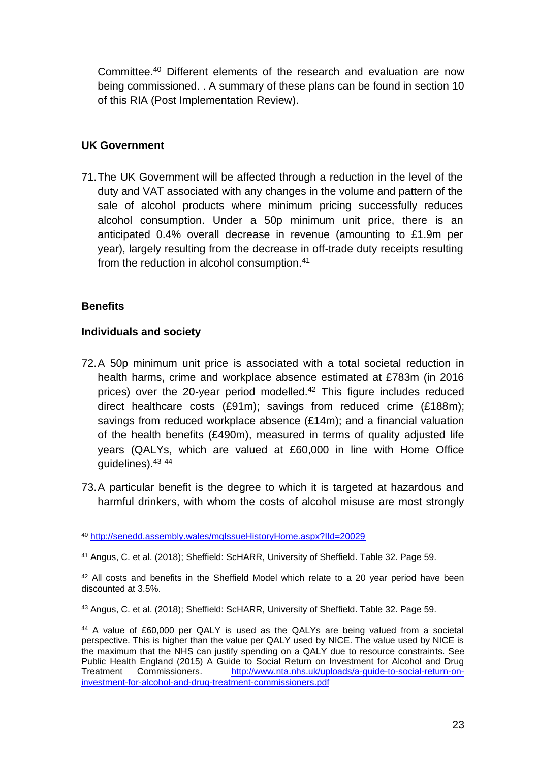Committee.[40] Different elements of the research and evaluation are now being commissioned. . A summary of these plans can be found in section 10 of this RIA (Post Implementation Review).

**UK Government**

71. The UK Government will be affected through a reduction in the level of the duty and VAT associated with any changes in the volume and pattern of the sale of alcohol products where minimum pricing successfully reduces alcohol consumption. Under a 50p minimum unit price, there is an anticipated 0.4% overall decrease in revenue (amounting to £1.9m per year), largely resulting from the decrease in off-trade duty receipts resulting from the reduction in alcohol consumption.[41]

**Benefits**

**Individuals and society**

72. A 50p minimum unit price is associated with a total societal reduction in health harms, crime and workplace absence estimated at £783m (in 2016 prices) over the 20-year period modelled.[42] This figure includes reduced direct healthcare costs (£91m); savings from reduced crime (£188m); savings from reduced workplace absence (£14m); and a financial valuation of the health benefits (£490m), measured in terms of quality adjusted life years (QALYs, which are valued at £60,000 in line with Home Office guidelines).[43] [44]

73. A particular benefit is the degree to which it is targeted at hazardous and harmful drinkers, with whom the costs of alcohol misuse are most strongly

---

[40] http://senedd.assembly.wales/mgIssueHistoryHome.aspx?IId=20029

[41] Angus, C. et al. (2018); Sheffield: ScHARR, University of Sheffield. Table 32. Page 59.

[42] All costs and benefits in the Sheffield Model which relate to a 20 year period have been discounted at 3.5%.

[43] Angus, C. et al. (2018); Sheffield: ScHARR, University of Sheffield. Table 32. Page 59.

[44] A value of £60,000 per QALY is used as the QALYs are being valued from a societal perspective. This is higher than the value per QALY used by NICE. The value used by NICE is the maximum that the NHS can justify spending on a QALY due to resource constraints. See Public Health England (2015) A Guide to Social Return on Investment for Alcohol and Drug Treatment Commissioners. http://www.nta.nhs.uk/uploads/a-guide-to-social-return-on-investment-for-alcohol-and-drug-treatment-commissioners.pdf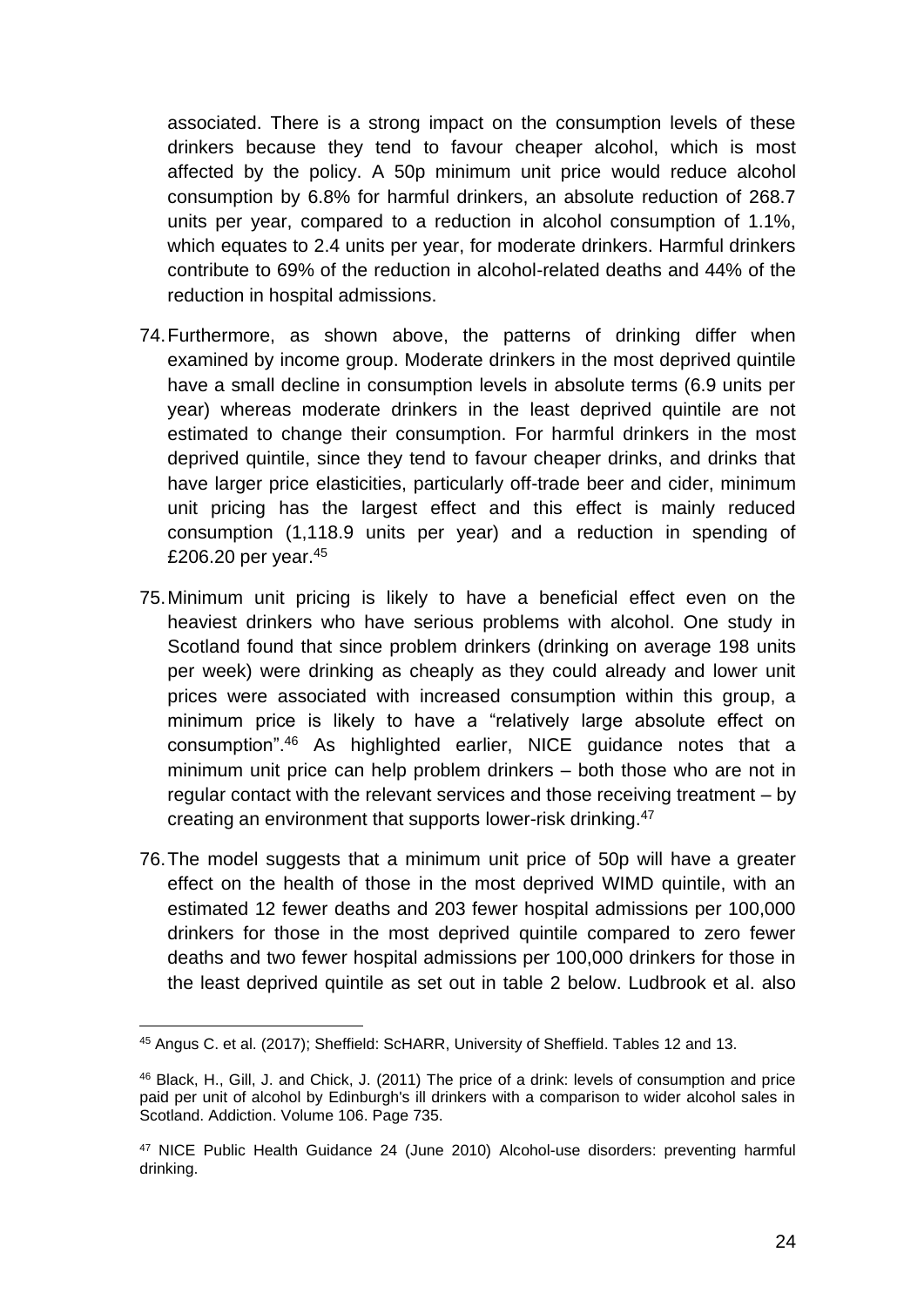associated. There is a strong impact on the consumption levels of these drinkers because they tend to favour cheaper alcohol, which is most affected by the policy. A 50p minimum unit price would reduce alcohol consumption by 6.8% for harmful drinkers, an absolute reduction of 268.7 units per year, compared to a reduction in alcohol consumption of 1.1%, which equates to 2.4 units per year, for moderate drinkers. Harmful drinkers contribute to 69% of the reduction in alcohol-related deaths and 44% of the reduction in hospital admissions.

74. Furthermore, as shown above, the patterns of drinking differ when examined by income group. Moderate drinkers in the most deprived quintile have a small decline in consumption levels in absolute terms (6.9 units per year) whereas moderate drinkers in the least deprived quintile are not estimated to change their consumption. For harmful drinkers in the most deprived quintile, since they tend to favour cheaper drinks, and drinks that have larger price elasticities, particularly off-trade beer and cider, minimum unit pricing has the largest effect and this effect is mainly reduced consumption (1,118.9 units per year) and a reduction in spending of £206.20 per year.[45]

75. Minimum unit pricing is likely to have a beneficial effect even on the heaviest drinkers who have serious problems with alcohol. One study in Scotland found that since problem drinkers (drinking on average 198 units per week) were drinking as cheaply as they could already and lower unit prices were associated with increased consumption within this group, a minimum price is likely to have a "relatively large absolute effect on consumption".[46] As highlighted earlier, NICE guidance notes that a minimum unit price can help problem drinkers – both those who are not in regular contact with the relevant services and those receiving treatment – by creating an environment that supports lower-risk drinking.[47]

76. The model suggests that a minimum unit price of 50p will have a greater effect on the health of those in the most deprived WIMD quintile, with an estimated 12 fewer deaths and 203 fewer hospital admissions per 100,000 drinkers for those in the most deprived quintile compared to zero fewer deaths and two fewer hospital admissions per 100,000 drinkers for those in the least deprived quintile as set out in table 2 below. Ludbrook et al. also

---

[45] Angus C. et al. (2017); Sheffield: ScHARR, University of Sheffield. Tables 12 and 13.

[46] Black, H., Gill, J. and Chick, J. (2011) The price of a drink: levels of consumption and price paid per unit of alcohol by Edinburgh's ill drinkers with a comparison to wider alcohol sales in Scotland. Addiction. Volume 106. Page 735.

[47] NICE Public Health Guidance 24 (June 2010) Alcohol-use disorders: preventing harmful drinking.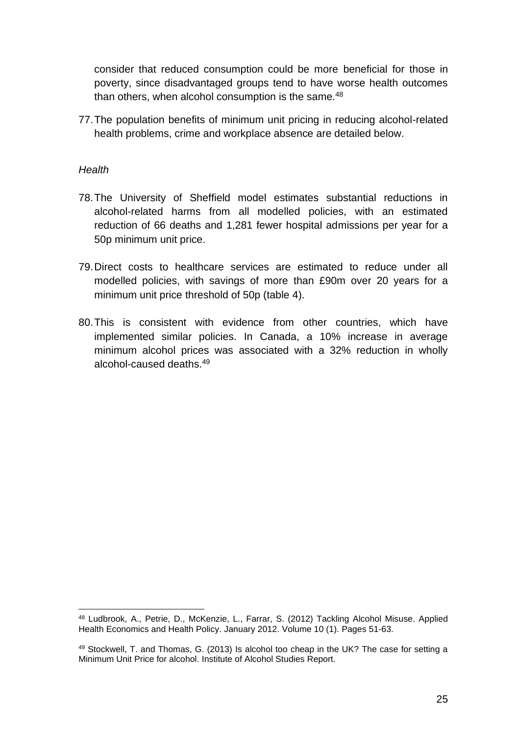consider that reduced consumption could be more beneficial for those in poverty, since disadvantaged groups tend to have worse health outcomes than others, when alcohol consumption is the same.[48]

77. The population benefits of minimum unit pricing in reducing alcohol-related health problems, crime and workplace absence are detailed below.

*Health*

78. The University of Sheffield model estimates substantial reductions in alcohol-related harms from all modelled policies, with an estimated reduction of 66 deaths and 1,281 fewer hospital admissions per year for a 50p minimum unit price.

79. Direct costs to healthcare services are estimated to reduce under all modelled policies, with savings of more than £90m over 20 years for a minimum unit price threshold of 50p (table 4).

80. This is consistent with evidence from other countries, which have implemented similar policies. In Canada, a 10% increase in average minimum alcohol prices was associated with a 32% reduction in wholly alcohol-caused deaths.[49]

---

[48] Ludbrook, A., Petrie, D., McKenzie, L., Farrar, S. (2012) Tackling Alcohol Misuse. Applied Health Economics and Health Policy. January 2012. Volume 10 (1). Pages 51-63.

[49] Stockwell, T. and Thomas, G. (2013) Is alcohol too cheap in the UK? The case for setting a Minimum Unit Price for alcohol. Institute of Alcohol Studies Report.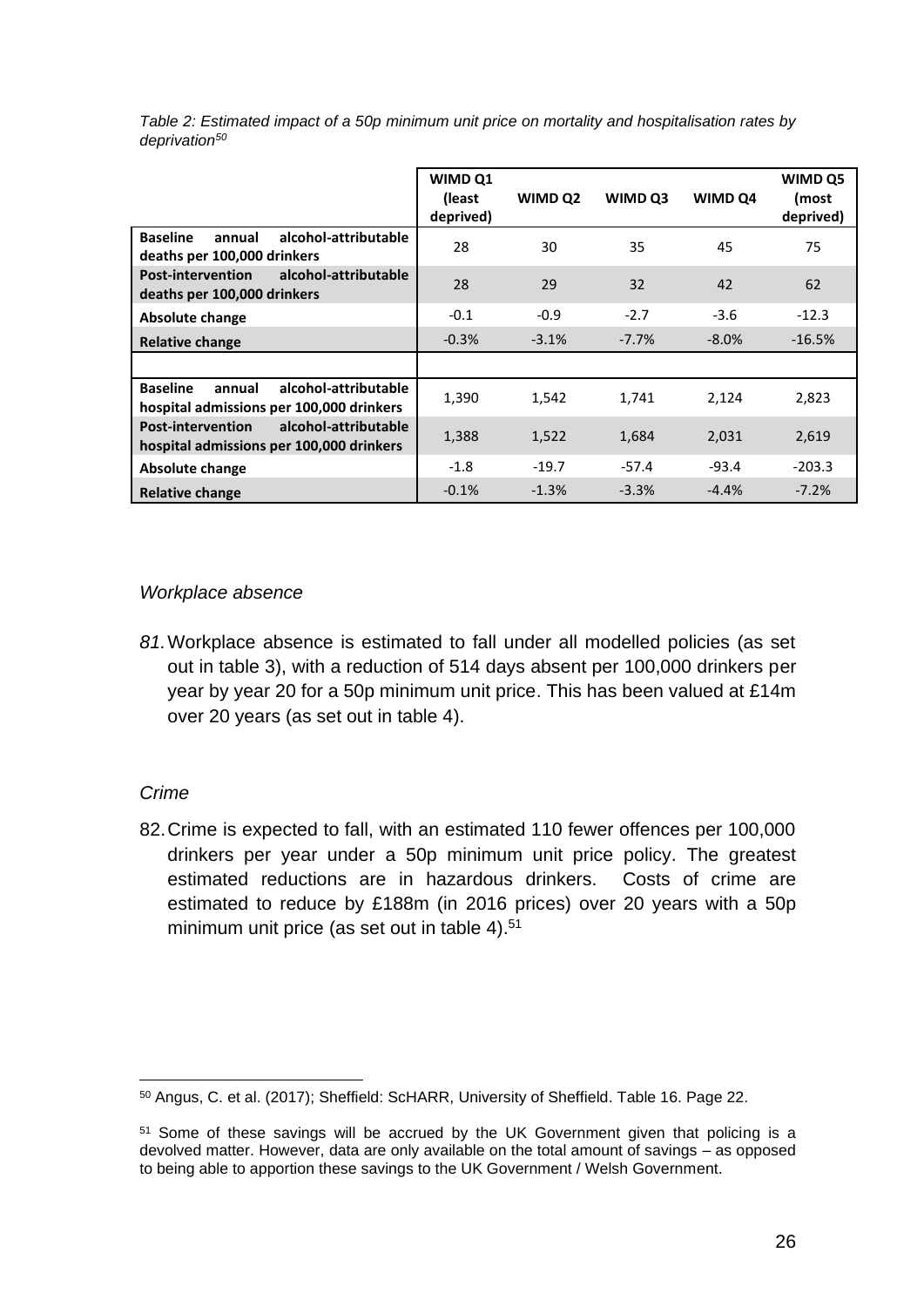*Table 2: Estimated impact of a 50p minimum unit price on mortality and hospitalisation rates by deprivation[50]*

| | WIMD Q1 (least deprived) | WIMD Q2 | WIMD Q3 | WIMD Q4 | WIMD Q5 (most deprived) |
|---|---|---|---|---|---|
| **Baseline annual alcohol-attributable deaths per 100,000 drinkers** | 28 | 30 | 35 | 45 | 75 |
| **Post-intervention alcohol-attributable deaths per 100,000 drinkers** | 28 | 29 | 32 | 42 | 62 |
| **Absolute change** | -0.1 | -0.9 | -2.7 | -3.6 | -12.3 |
| **Relative change** | -0.3% | -3.1% | -7.7% | -8.0% | -16.5% |
| | | | | | |
| **Baseline annual alcohol-attributable hospital admissions per 100,000 drinkers** | 1,390 | 1,542 | 1,741 | 2,124 | 2,823 |
| **Post-intervention alcohol-attributable hospital admissions per 100,000 drinkers** | 1,388 | 1,522 | 1,684 | 2,031 | 2,619 |
| **Absolute change** | -1.8 | -19.7 | -57.4 | -93.4 | -203.3 |
| **Relative change** | -0.1% | -1.3% | -3.3% | -4.4% | -7.2% |

*Workplace absence*

*81.* Workplace absence is estimated to fall under all modelled policies (as set out in table 3), with a reduction of 514 days absent per 100,000 drinkers per year by year 20 for a 50p minimum unit price. This has been valued at £14m over 20 years (as set out in table 4).

*Crime*

82. Crime is expected to fall, with an estimated 110 fewer offences per 100,000 drinkers per year under a 50p minimum unit price policy. The greatest estimated reductions are in hazardous drinkers. Costs of crime are estimated to reduce by £188m (in 2016 prices) over 20 years with a 50p minimum unit price (as set out in table 4).[51]

---

[50] Angus, C. et al. (2017); Sheffield: ScHARR, University of Sheffield. Table 16. Page 22.

[51] Some of these savings will be accrued by the UK Government given that policing is a devolved matter. However, data are only available on the total amount of savings – as opposed to being able to apportion these savings to the UK Government / Welsh Government.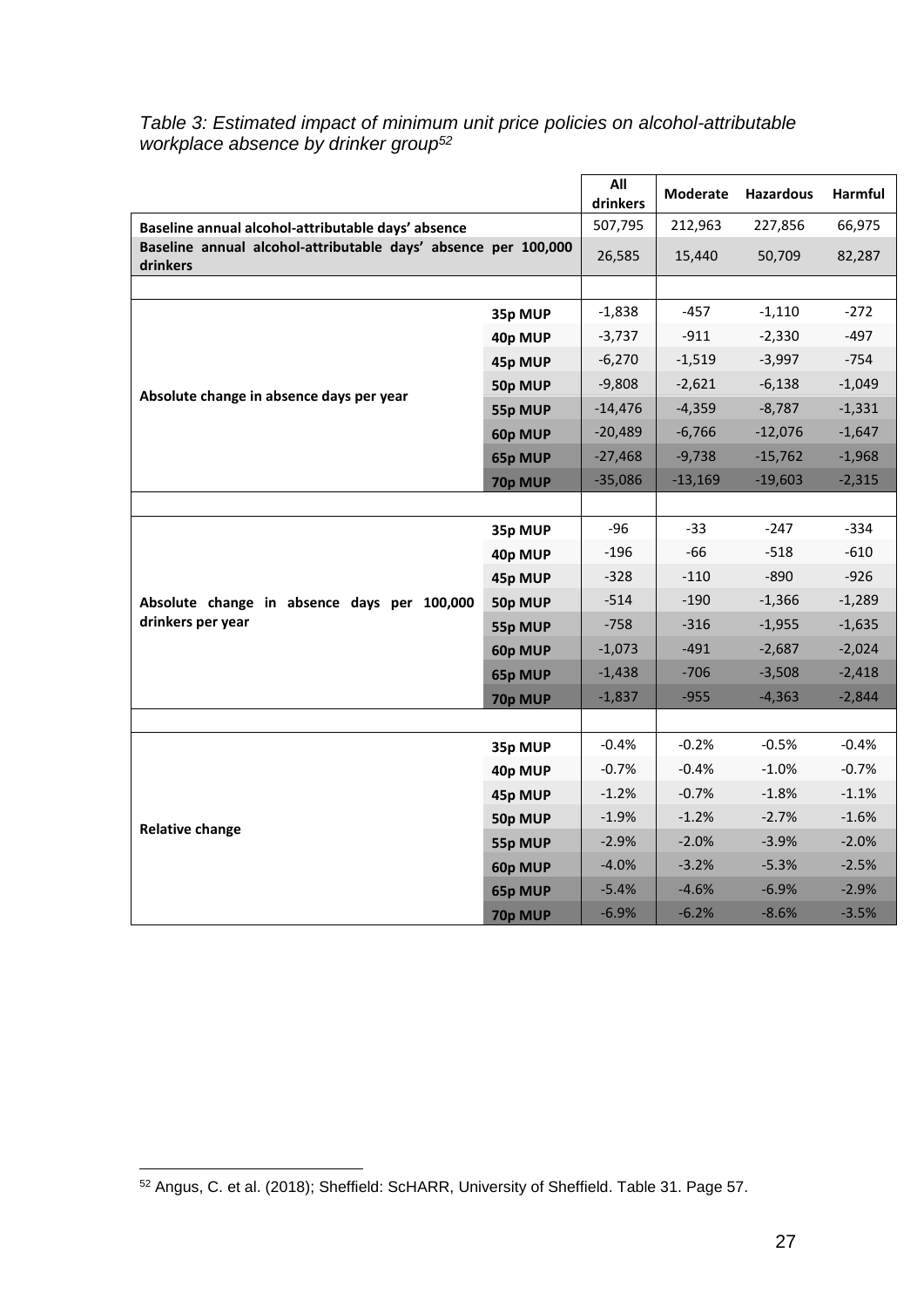*Table 3: Estimated impact of minimum unit price policies on alcohol-attributable workplace absence by drinker group[52]*

| | | All drinkers | Moderate | Hazardous | Harmful |
|---|---|---|---|---|---|
| **Baseline annual alcohol-attributable days' absence** | | 507,795 | 212,963 | 227,856 | 66,975 |
| **Baseline annual alcohol-attributable days' absence per 100,000 drinkers** | | 26,585 | 15,440 | 50,709 | 82,287 |
| | | | | | |
| **Absolute change in absence days per year** | **35p MUP** | -1,838 | -457 | -1,110 | -272 |
| | **40p MUP** | -3,737 | -911 | -2,330 | -497 |
| | **45p MUP** | -6,270 | -1,519 | -3,997 | -754 |
| | **50p MUP** | -9,808 | -2,621 | -6,138 | -1,049 |
| | **55p MUP** | -14,476 | -4,359 | -8,787 | -1,331 |
| | **60p MUP** | -20,489 | -6,766 | -12,076 | -1,647 |
| | **65p MUP** | -27,468 | -9,738 | -15,762 | -1,968 |
| | **70p MUP** | -35,086 | -13,169 | -19,603 | -2,315 |
| | | | | | |
| **Absolute change in absence days per 100,000 drinkers per year** | **35p MUP** | -96 | -33 | -247 | -334 |
| | **40p MUP** | -196 | -66 | -518 | -610 |
| | **45p MUP** | -328 | -110 | -890 | -926 |
| | **50p MUP** | -514 | -190 | -1,366 | -1,289 |
| | **55p MUP** | -758 | -316 | -1,955 | -1,635 |
| | **60p MUP** | -1,073 | -491 | -2,687 | -2,024 |
| | **65p MUP** | -1,438 | -706 | -3,508 | -2,418 |
| | **70p MUP** | -1,837 | -955 | -4,363 | -2,844 |
| | | | | | |
| **Relative change** | **35p MUP** | -0.4% | -0.2% | -0.5% | -0.4% |
| | **40p MUP** | -0.7% | -0.4% | -1.0% | -0.7% |
| | **45p MUP** | -1.2% | -0.7% | -1.8% | -1.1% |
| | **50p MUP** | -1.9% | -1.2% | -2.7% | -1.6% |
| | **55p MUP** | -2.9% | -2.0% | -3.9% | -2.0% |
| | **60p MUP** | -4.0% | -3.2% | -5.3% | -2.5% |
| | **65p MUP** | -5.4% | -4.6% | -6.9% | -2.9% |
| | **70p MUP** | -6.9% | -6.2% | -8.6% | -3.5% |

[52] Angus, C. et al. (2018); Sheffield: ScHARR, University of Sheffield. Table 31. Page 57.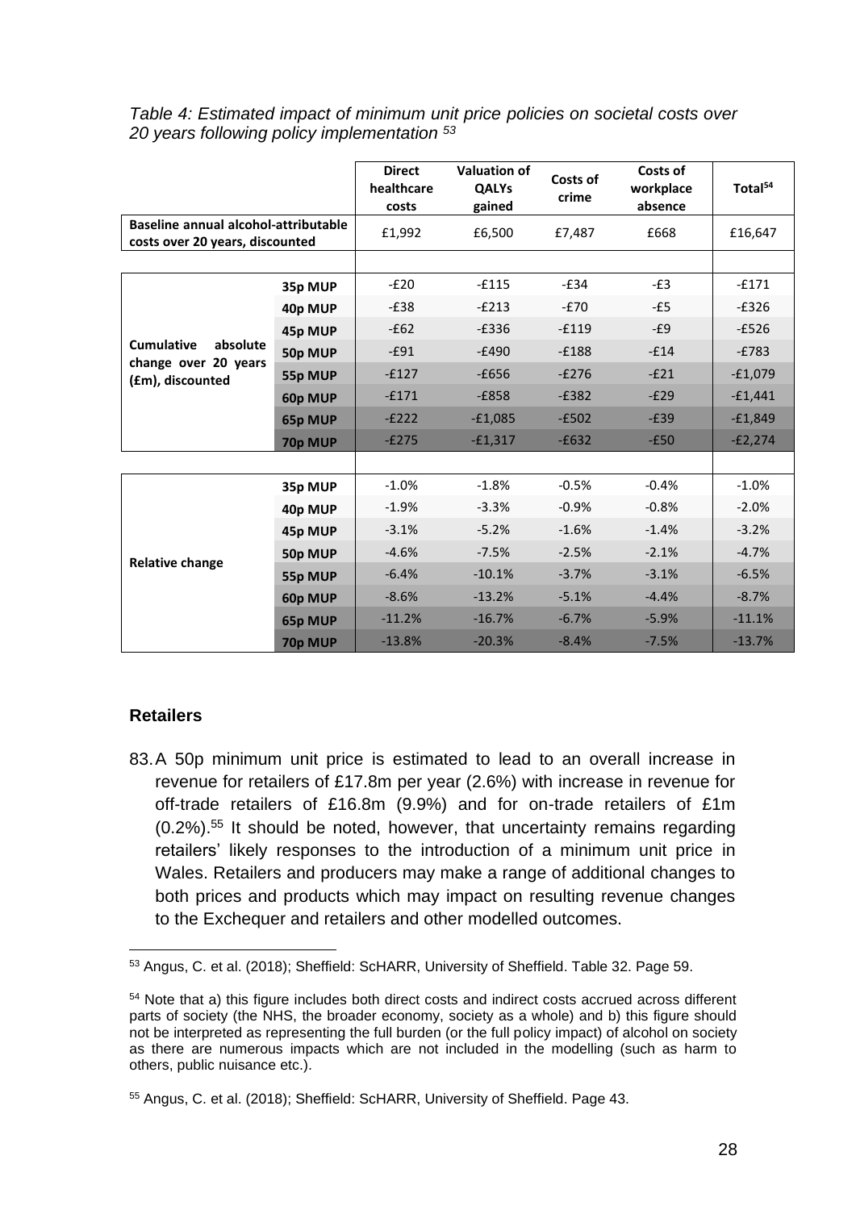*Table 4: Estimated impact of minimum unit price policies on societal costs over 20 years following policy implementation [53]*

| | | Direct healthcare costs | Valuation of QALYs gained | Costs of crime | Costs of workplace absence | Total[54] |
|---|---|---|---|---|---|---|
| **Baseline annual alcohol-attributable costs over 20 years, discounted** | | £1,992 | £6,500 | £7,487 | £668 | £16,647 |
| **Cumulative absolute change over 20 years (£m), discounted** | **35p MUP** | -£20 | -£115 | -£34 | -£3 | -£171 |
| | **40p MUP** | -£38 | -£213 | -£70 | -£5 | -£326 |
| | **45p MUP** | -£62 | -£336 | -£119 | -£9 | -£526 |
| | **50p MUP** | -£91 | -£490 | -£188 | -£14 | -£783 |
| | **55p MUP** | -£127 | -£656 | -£276 | -£21 | -£1,079 |
| | **60p MUP** | -£171 | -£858 | -£382 | -£29 | -£1,441 |
| | **65p MUP** | -£222 | -£1,085 | -£502 | -£39 | -£1,849 |
| | **70p MUP** | -£275 | -£1,317 | -£632 | -£50 | -£2,274 |
| **Relative change** | **35p MUP** | -1.0% | -1.8% | -0.5% | -0.4% | -1.0% |
| | **40p MUP** | -1.9% | -3.3% | -0.9% | -0.8% | -2.0% |
| | **45p MUP** | -3.1% | -5.2% | -1.6% | -1.4% | -3.2% |
| | **50p MUP** | -4.6% | -7.5% | -2.5% | -2.1% | -4.7% |
| | **55p MUP** | -6.4% | -10.1% | -3.7% | -3.1% | -6.5% |
| | **60p MUP** | -8.6% | -13.2% | -5.1% | -4.4% | -8.7% |
| | **65p MUP** | -11.2% | -16.7% | -6.7% | -5.9% | -11.1% |
| | **70p MUP** | -13.8% | -20.3% | -8.4% | -7.5% | -13.7% |

### Retailers

83. A 50p minimum unit price is estimated to lead to an overall increase in revenue for retailers of £17.8m per year (2.6%) with increase in revenue for off-trade retailers of £16.8m (9.9%) and for on-trade retailers of £1m (0.2%).[55] It should be noted, however, that uncertainty remains regarding retailers' likely responses to the introduction of a minimum unit price in Wales. Retailers and producers may make a range of additional changes to both prices and products which may impact on resulting revenue changes to the Exchequer and retailers and other modelled outcomes.

---

[53] Angus, C. et al. (2018); Sheffield: ScHARR, University of Sheffield. Table 32. Page 59.

[54] Note that a) this figure includes both direct costs and indirect costs accrued across different parts of society (the NHS, the broader economy, society as a whole) and b) this figure should not be interpreted as representing the full burden (or the full policy impact) of alcohol on society as there are numerous impacts which are not included in the modelling (such as harm to others, public nuisance etc.).

[55] Angus, C. et al. (2018); Sheffield: ScHARR, University of Sheffield. Page 43.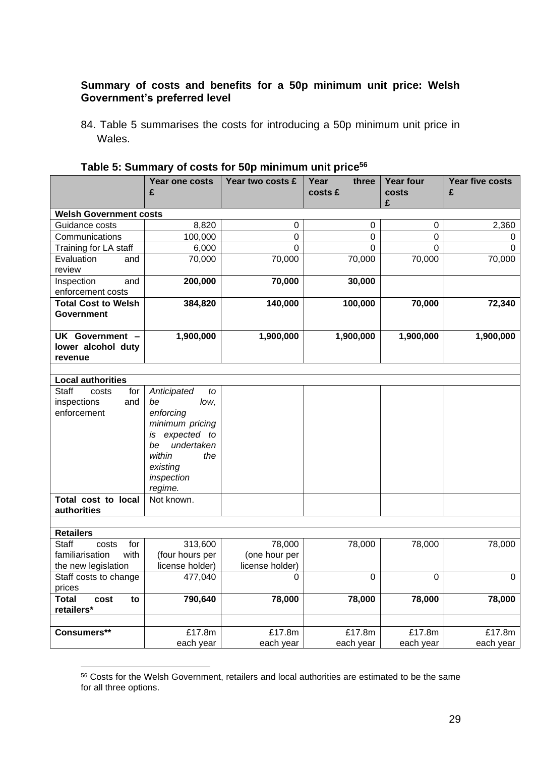**Summary of costs and benefits for a 50p minimum unit price: Welsh Government's preferred level**

84. Table 5 summarises the costs for introducing a 50p minimum unit price in Wales.

**Table 5: Summary of costs for 50p minimum unit price[56]**

| | Year one costs £ | Year two costs £ | Year three costs £ | Year four costs £ | Year five costs £ |
|---|---|---|---|---|---|
| **Welsh Government costs** | | | | | |
| Guidance costs | 8,820 | 0 | 0 | 0 | 2,360 |
| Communications | 100,000 | 0 | 0 | 0 | 0 |
| Training for LA staff | 6,000 | 0 | 0 | 0 | 0 |
| Evaluation and review | 70,000 | 70,000 | 70,000 | 70,000 | 70,000 |
| Inspection and enforcement costs | **200,000** | **70,000** | **30,000** | | |
| **Total Cost to Welsh Government** | **384,820** | **140,000** | **100,000** | **70,000** | **72,340** |
| **UK Government – lower alcohol duty revenue** | **1,900,000** | **1,900,000** | **1,900,000** | **1,900,000** | **1,900,000** |
| | | | | | |
| **Local authorities** | | | | | |
| Staff costs for inspections and enforcement | *Anticipated to be low, enforcing minimum pricing is expected to be undertaken within the existing inspection regime.* | | | | |
| **Total cost to local authorities** | Not known. | | | | |
| | | | | | |
| **Retailers** | | | | | |
| Staff costs for familiarisation with the new legislation | 313,600 (four hours per license holder) | 78,000 (one hour per license holder) | 78,000 | 78,000 | 78,000 |
| Staff costs to change prices | 477,040 | 0 | 0 | 0 | 0 |
| **Total cost to retailers*** | **790,640** | **78,000** | **78,000** | **78,000** | **78,000** |
| | | | | | |
| **Consumers**** | £17.8m each year | £17.8m each year | £17.8m each year | £17.8m each year | £17.8m each year |

[56] Costs for the Welsh Government, retailers and local authorities are estimated to be the same for all three options.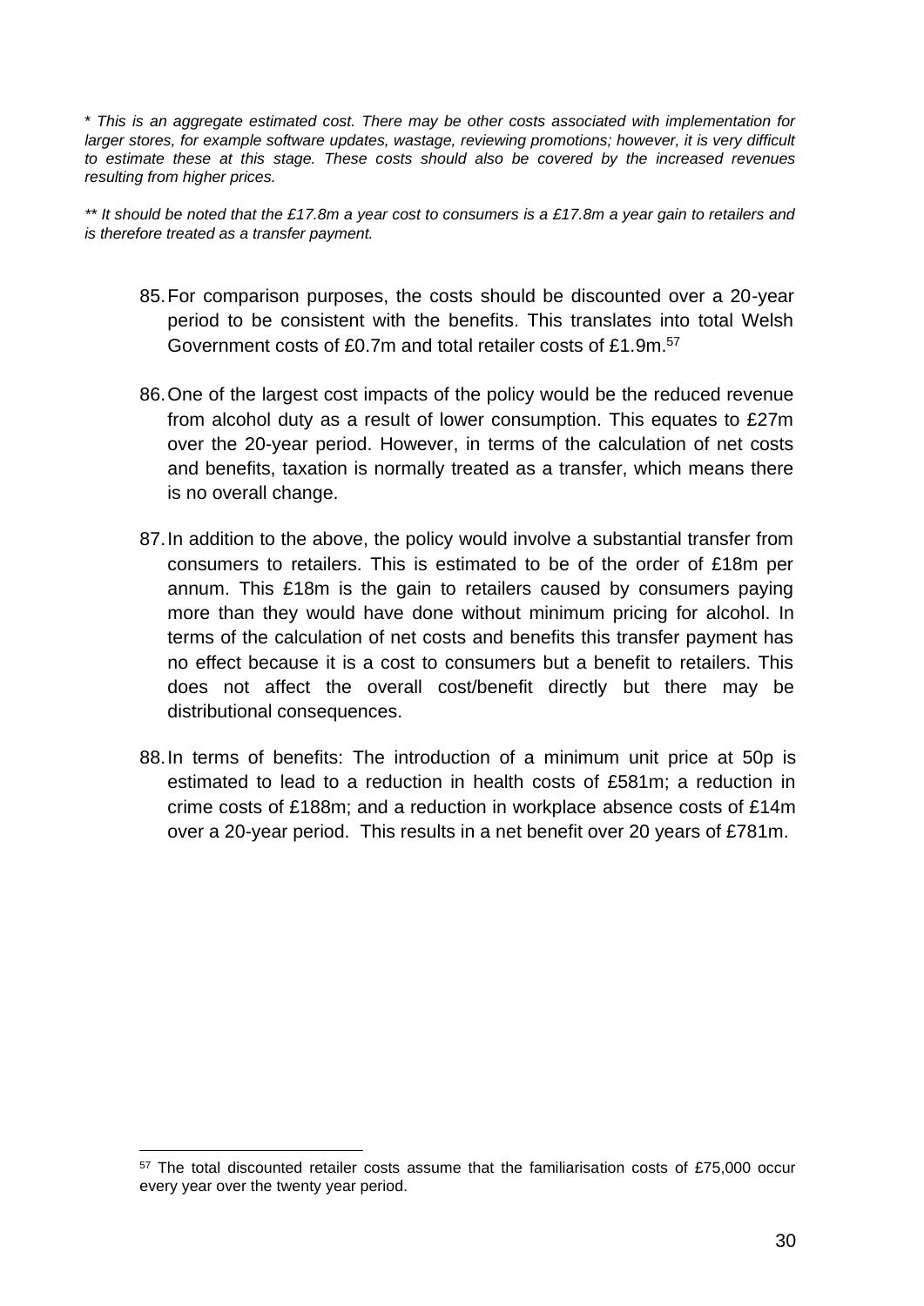*\* This is an aggregate estimated cost. There may be other costs associated with implementation for larger stores, for example software updates, wastage, reviewing promotions; however, it is very difficult to estimate these at this stage. These costs should also be covered by the increased revenues resulting from higher prices.*

*\*\* It should be noted that the £17.8m a year cost to consumers is a £17.8m a year gain to retailers and is therefore treated as a transfer payment.*

85. For comparison purposes, the costs should be discounted over a 20-year period to be consistent with the benefits. This translates into total Welsh Government costs of £0.7m and total retailer costs of £1.9m.[57]

86. One of the largest cost impacts of the policy would be the reduced revenue from alcohol duty as a result of lower consumption. This equates to £27m over the 20-year period. However, in terms of the calculation of net costs and benefits, taxation is normally treated as a transfer, which means there is no overall change.

87. In addition to the above, the policy would involve a substantial transfer from consumers to retailers. This is estimated to be of the order of £18m per annum. This £18m is the gain to retailers caused by consumers paying more than they would have done without minimum pricing for alcohol. In terms of the calculation of net costs and benefits this transfer payment has no effect because it is a cost to consumers but a benefit to retailers. This does not affect the overall cost/benefit directly but there may be distributional consequences.

88. In terms of benefits: The introduction of a minimum unit price at 50p is estimated to lead to a reduction in health costs of £581m; a reduction in crime costs of £188m; and a reduction in workplace absence costs of £14m over a 20-year period. This results in a net benefit over 20 years of £781m.

---

[57] The total discounted retailer costs assume that the familiarisation costs of £75,000 occur every year over the twenty year period.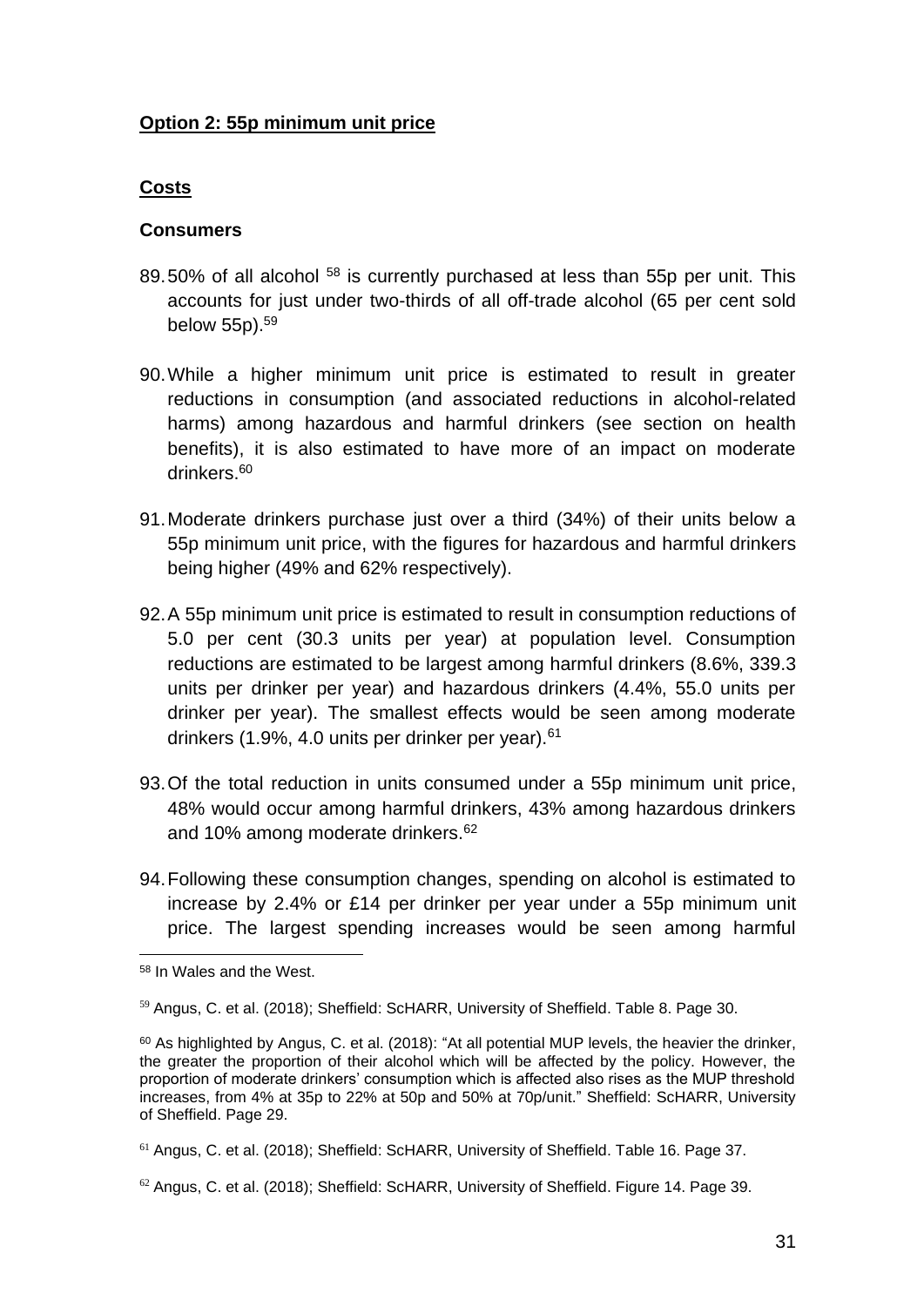**Option 2: 55p minimum unit price**

**Costs**

**Consumers**

89. 50% of all alcohol [58] is currently purchased at less than 55p per unit. This accounts for just under two-thirds of all off-trade alcohol (65 per cent sold below 55p).[59]

90. While a higher minimum unit price is estimated to result in greater reductions in consumption (and associated reductions in alcohol-related harms) among hazardous and harmful drinkers (see section on health benefits), it is also estimated to have more of an impact on moderate drinkers.[60]

91. Moderate drinkers purchase just over a third (34%) of their units below a 55p minimum unit price, with the figures for hazardous and harmful drinkers being higher (49% and 62% respectively).

92. A 55p minimum unit price is estimated to result in consumption reductions of 5.0 per cent (30.3 units per year) at population level. Consumption reductions are estimated to be largest among harmful drinkers (8.6%, 339.3 units per drinker per year) and hazardous drinkers (4.4%, 55.0 units per drinker per year). The smallest effects would be seen among moderate drinkers (1.9%, 4.0 units per drinker per year).[61]

93. Of the total reduction in units consumed under a 55p minimum unit price, 48% would occur among harmful drinkers, 43% among hazardous drinkers and 10% among moderate drinkers.[62]

94. Following these consumption changes, spending on alcohol is estimated to increase by 2.4% or £14 per drinker per year under a 55p minimum unit price. The largest spending increases would be seen among harmful

---

[58] In Wales and the West.

[59] Angus, C. et al. (2018); Sheffield: ScHARR, University of Sheffield. Table 8. Page 30.

[60] As highlighted by Angus, C. et al. (2018): "At all potential MUP levels, the heavier the drinker, the greater the proportion of their alcohol which will be affected by the policy. However, the proportion of moderate drinkers' consumption which is affected also rises as the MUP threshold increases, from 4% at 35p to 22% at 50p and 50% at 70p/unit." Sheffield: ScHARR, University of Sheffield. Page 29.

[61] Angus, C. et al. (2018); Sheffield: ScHARR, University of Sheffield. Table 16. Page 37.

[62] Angus, C. et al. (2018); Sheffield: ScHARR, University of Sheffield. Figure 14. Page 39.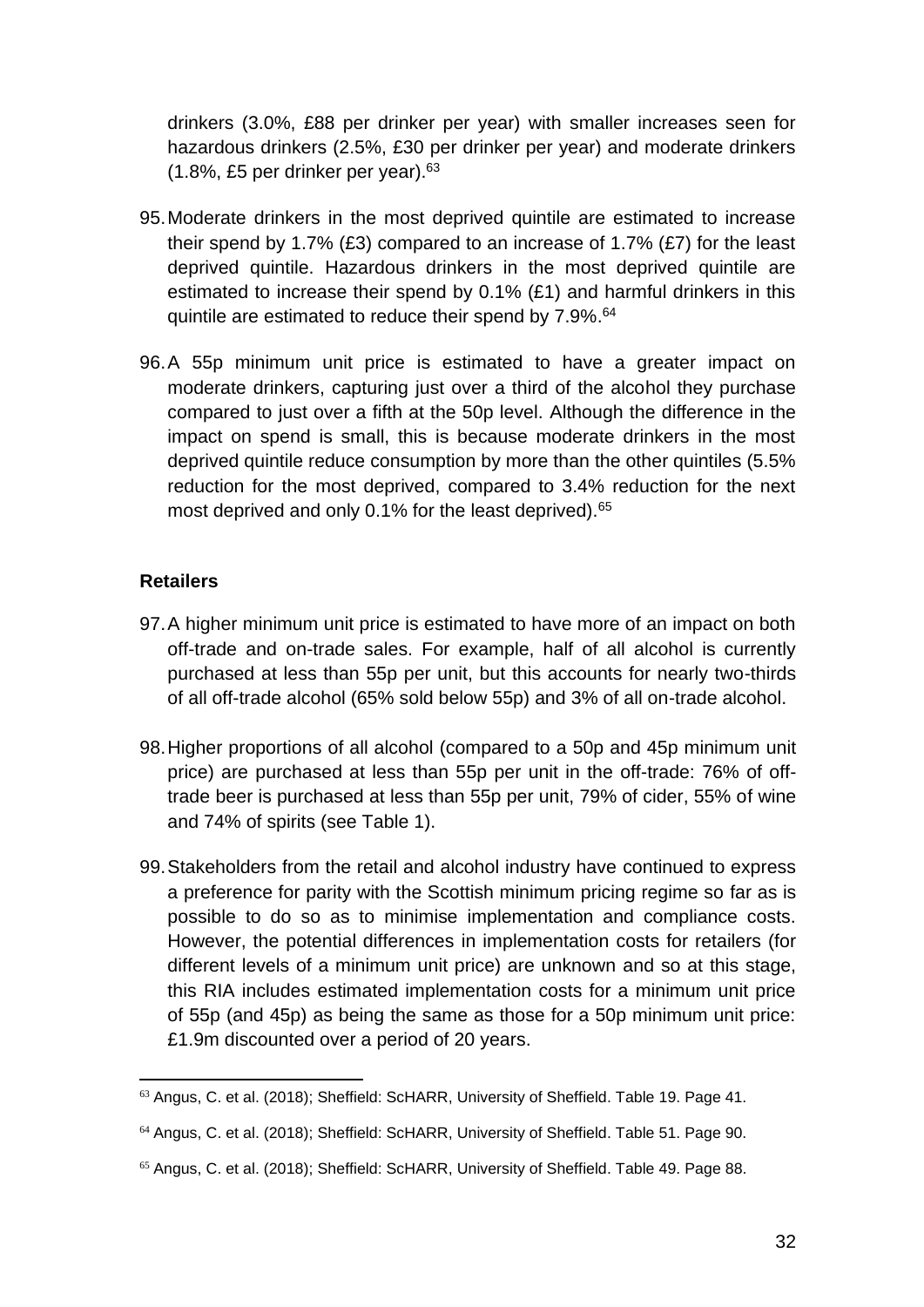drinkers (3.0%, £88 per drinker per year) with smaller increases seen for hazardous drinkers (2.5%, £30 per drinker per year) and moderate drinkers (1.8%, £5 per drinker per year).[63]

95. Moderate drinkers in the most deprived quintile are estimated to increase their spend by 1.7% (£3) compared to an increase of 1.7% (£7) for the least deprived quintile. Hazardous drinkers in the most deprived quintile are estimated to increase their spend by 0.1% (£1) and harmful drinkers in this quintile are estimated to reduce their spend by 7.9%.[64]

96. A 55p minimum unit price is estimated to have a greater impact on moderate drinkers, capturing just over a third of the alcohol they purchase compared to just over a fifth at the 50p level. Although the difference in the impact on spend is small, this is because moderate drinkers in the most deprived quintile reduce consumption by more than the other quintiles (5.5% reduction for the most deprived, compared to 3.4% reduction for the next most deprived and only 0.1% for the least deprived).[65]

**Retailers**

97. A higher minimum unit price is estimated to have more of an impact on both off-trade and on-trade sales. For example, half of all alcohol is currently purchased at less than 55p per unit, but this accounts for nearly two-thirds of all off-trade alcohol (65% sold below 55p) and 3% of all on-trade alcohol.

98. Higher proportions of all alcohol (compared to a 50p and 45p minimum unit price) are purchased at less than 55p per unit in the off-trade: 76% of off-trade beer is purchased at less than 55p per unit, 79% of cider, 55% of wine and 74% of spirits (see Table 1).

99. Stakeholders from the retail and alcohol industry have continued to express a preference for parity with the Scottish minimum pricing regime so far as is possible to do so as to minimise implementation and compliance costs. However, the potential differences in implementation costs for retailers (for different levels of a minimum unit price) are unknown and so at this stage, this RIA includes estimated implementation costs for a minimum unit price of 55p (and 45p) as being the same as those for a 50p minimum unit price: £1.9m discounted over a period of 20 years.

[63] Angus, C. et al. (2018); Sheffield: ScHARR, University of Sheffield. Table 19. Page 41.

[64] Angus, C. et al. (2018); Sheffield: ScHARR, University of Sheffield. Table 51. Page 90.

[65] Angus, C. et al. (2018); Sheffield: ScHARR, University of Sheffield. Table 49. Page 88.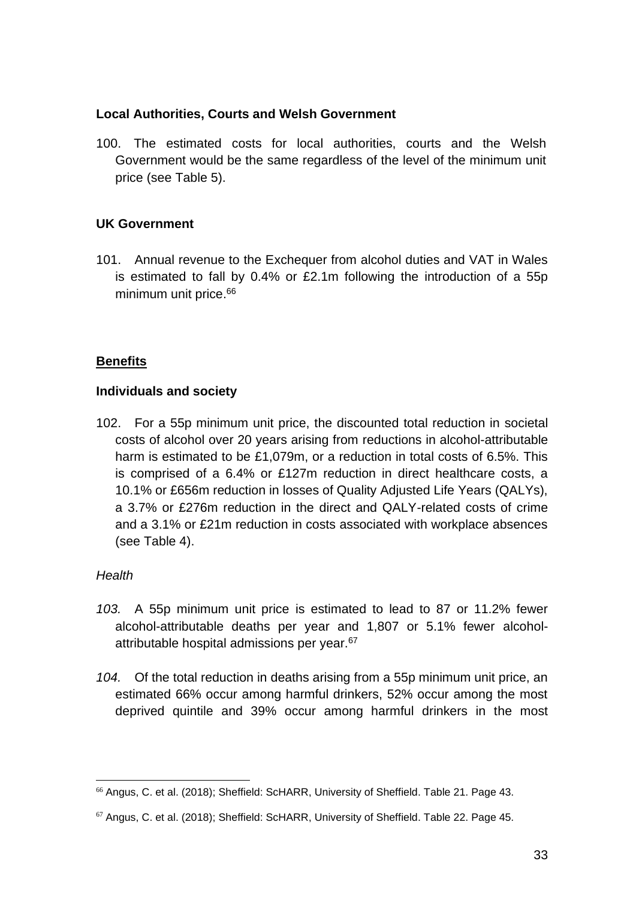**Local Authorities, Courts and Welsh Government**

100. The estimated costs for local authorities, courts and the Welsh Government would be the same regardless of the level of the minimum unit price (see Table 5).

**UK Government**

101. Annual revenue to the Exchequer from alcohol duties and VAT in Wales is estimated to fall by 0.4% or £2.1m following the introduction of a 55p minimum unit price.[66]

**Benefits**

**Individuals and society**

102. For a 55p minimum unit price, the discounted total reduction in societal costs of alcohol over 20 years arising from reductions in alcohol-attributable harm is estimated to be £1,079m, or a reduction in total costs of 6.5%. This is comprised of a 6.4% or £127m reduction in direct healthcare costs, a 10.1% or £656m reduction in losses of Quality Adjusted Life Years (QALYs), a 3.7% or £276m reduction in the direct and QALY-related costs of crime and a 3.1% or £21m reduction in costs associated with workplace absences (see Table 4).

*Health*

*103.* A 55p minimum unit price is estimated to lead to 87 or 11.2% fewer alcohol-attributable deaths per year and 1,807 or 5.1% fewer alcohol-attributable hospital admissions per year.[67]

*104.* Of the total reduction in deaths arising from a 55p minimum unit price, an estimated 66% occur among harmful drinkers, 52% occur among the most deprived quintile and 39% occur among harmful drinkers in the most

[66] Angus, C. et al. (2018); Sheffield: ScHARR, University of Sheffield. Table 21. Page 43.

[67] Angus, C. et al. (2018); Sheffield: ScHARR, University of Sheffield. Table 22. Page 45.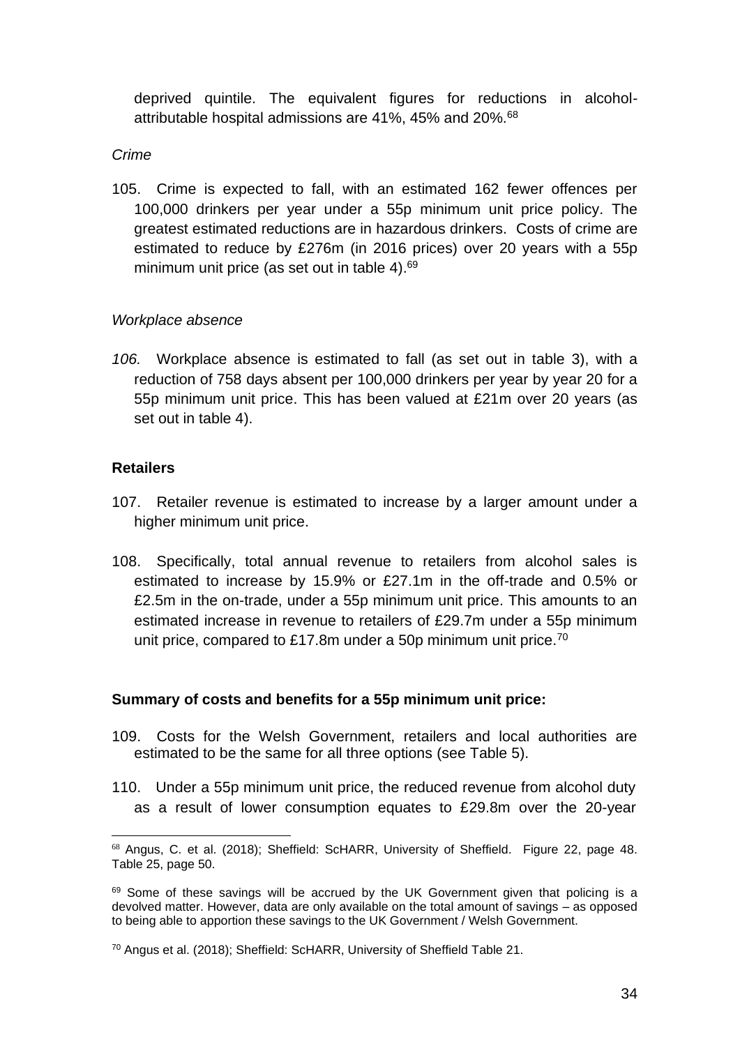deprived quintile. The equivalent figures for reductions in alcohol-attributable hospital admissions are 41%, 45% and 20%.[68]

*Crime*

105. Crime is expected to fall, with an estimated 162 fewer offences per 100,000 drinkers per year under a 55p minimum unit price policy. The greatest estimated reductions are in hazardous drinkers. Costs of crime are estimated to reduce by £276m (in 2016 prices) over 20 years with a 55p minimum unit price (as set out in table 4).[69]

*Workplace absence*

*106.* Workplace absence is estimated to fall (as set out in table 3), with a reduction of 758 days absent per 100,000 drinkers per year by year 20 for a 55p minimum unit price. This has been valued at £21m over 20 years (as set out in table 4).

**Retailers**

107. Retailer revenue is estimated to increase by a larger amount under a higher minimum unit price.

108. Specifically, total annual revenue to retailers from alcohol sales is estimated to increase by 15.9% or £27.1m in the off-trade and 0.5% or £2.5m in the on-trade, under a 55p minimum unit price. This amounts to an estimated increase in revenue to retailers of £29.7m under a 55p minimum unit price, compared to £17.8m under a 50p minimum unit price.[70]

**Summary of costs and benefits for a 55p minimum unit price:**

109. Costs for the Welsh Government, retailers and local authorities are estimated to be the same for all three options (see Table 5).

110. Under a 55p minimum unit price, the reduced revenue from alcohol duty as a result of lower consumption equates to £29.8m over the 20-year

---

[68] Angus, C. et al. (2018); Sheffield: ScHARR, University of Sheffield. Figure 22, page 48. Table 25, page 50.

[69] Some of these savings will be accrued by the UK Government given that policing is a devolved matter. However, data are only available on the total amount of savings – as opposed to being able to apportion these savings to the UK Government / Welsh Government.

[70] Angus et al. (2018); Sheffield: ScHARR, University of Sheffield Table 21.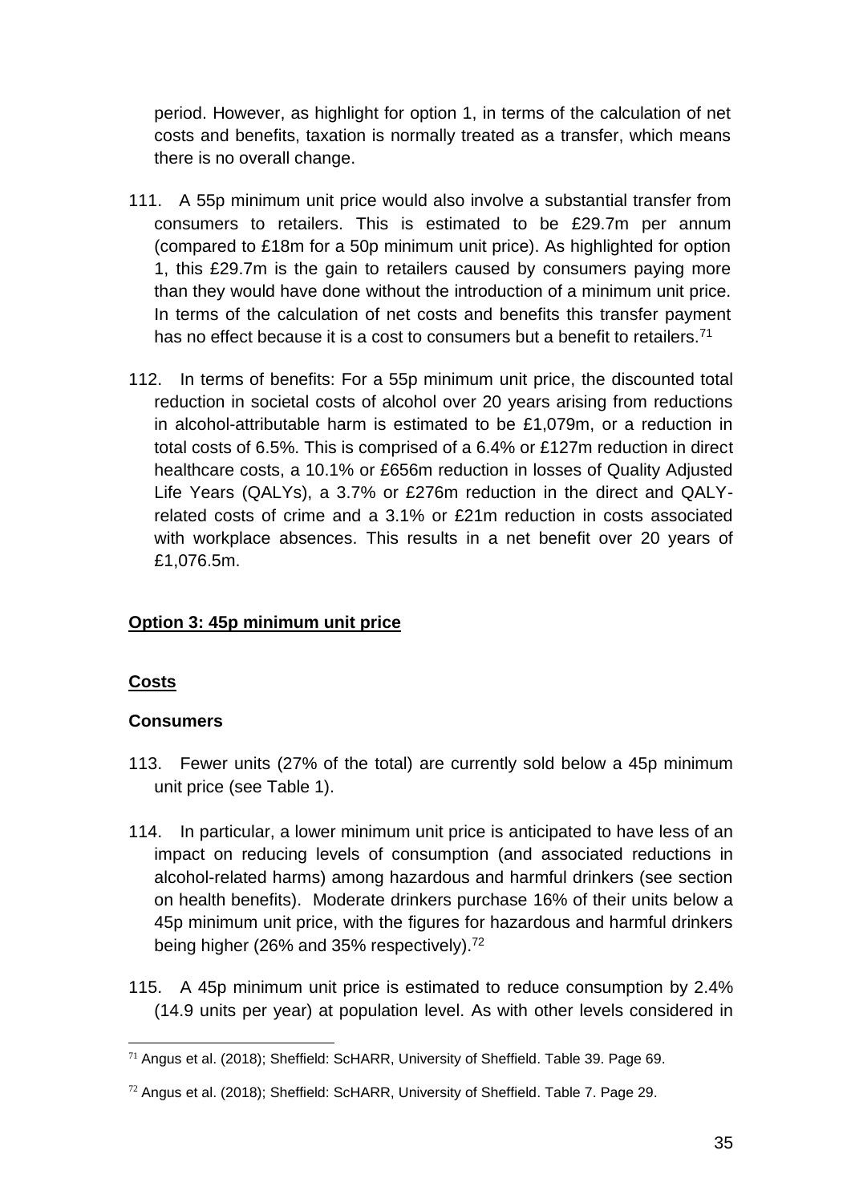period. However, as highlight for option 1, in terms of the calculation of net costs and benefits, taxation is normally treated as a transfer, which means there is no overall change.

111. A 55p minimum unit price would also involve a substantial transfer from consumers to retailers. This is estimated to be £29.7m per annum (compared to £18m for a 50p minimum unit price). As highlighted for option 1, this £29.7m is the gain to retailers caused by consumers paying more than they would have done without the introduction of a minimum unit price. In terms of the calculation of net costs and benefits this transfer payment has no effect because it is a cost to consumers but a benefit to retailers.[71]

112. In terms of benefits: For a 55p minimum unit price, the discounted total reduction in societal costs of alcohol over 20 years arising from reductions in alcohol-attributable harm is estimated to be £1,079m, or a reduction in total costs of 6.5%. This is comprised of a 6.4% or £127m reduction in direct healthcare costs, a 10.1% or £656m reduction in losses of Quality Adjusted Life Years (QALYs), a 3.7% or £276m reduction in the direct and QALY-related costs of crime and a 3.1% or £21m reduction in costs associated with workplace absences. This results in a net benefit over 20 years of £1,076.5m.

**Option 3: 45p minimum unit price**

**Costs**

**Consumers**

113. Fewer units (27% of the total) are currently sold below a 45p minimum unit price (see Table 1).

114. In particular, a lower minimum unit price is anticipated to have less of an impact on reducing levels of consumption (and associated reductions in alcohol-related harms) among hazardous and harmful drinkers (see section on health benefits). Moderate drinkers purchase 16% of their units below a 45p minimum unit price, with the figures for hazardous and harmful drinkers being higher (26% and 35% respectively).[72]

115. A 45p minimum unit price is estimated to reduce consumption by 2.4% (14.9 units per year) at population level. As with other levels considered in

[71] Angus et al. (2018); Sheffield: ScHARR, University of Sheffield. Table 39. Page 69.

[72] Angus et al. (2018); Sheffield: ScHARR, University of Sheffield. Table 7. Page 29.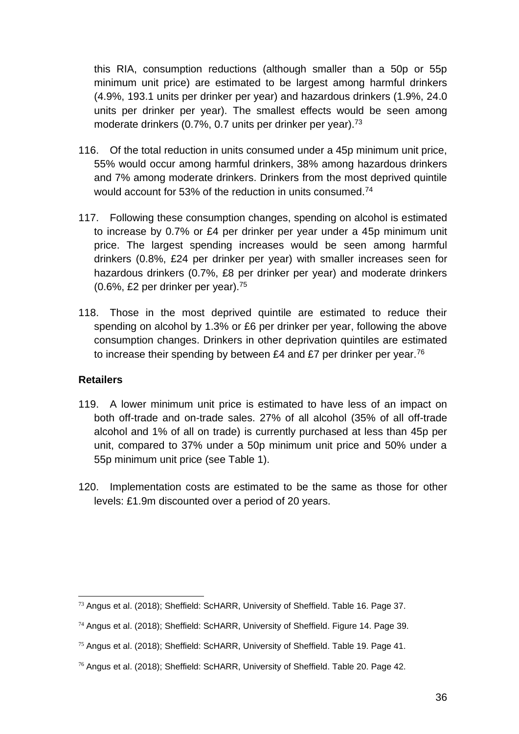this RIA, consumption reductions (although smaller than a 50p or 55p minimum unit price) are estimated to be largest among harmful drinkers (4.9%, 193.1 units per drinker per year) and hazardous drinkers (1.9%, 24.0 units per drinker per year). The smallest effects would be seen among moderate drinkers (0.7%, 0.7 units per drinker per year).[73]

116. Of the total reduction in units consumed under a 45p minimum unit price, 55% would occur among harmful drinkers, 38% among hazardous drinkers and 7% among moderate drinkers. Drinkers from the most deprived quintile would account for 53% of the reduction in units consumed.[74]

117. Following these consumption changes, spending on alcohol is estimated to increase by 0.7% or £4 per drinker per year under a 45p minimum unit price. The largest spending increases would be seen among harmful drinkers (0.8%, £24 per drinker per year) with smaller increases seen for hazardous drinkers (0.7%, £8 per drinker per year) and moderate drinkers (0.6%, £2 per drinker per year).[75]

118. Those in the most deprived quintile are estimated to reduce their spending on alcohol by 1.3% or £6 per drinker per year, following the above consumption changes. Drinkers in other deprivation quintiles are estimated to increase their spending by between £4 and £7 per drinker per year.[76]

**Retailers**

119. A lower minimum unit price is estimated to have less of an impact on both off-trade and on-trade sales. 27% of all alcohol (35% of all off-trade alcohol and 1% of all on trade) is currently purchased at less than 45p per unit, compared to 37% under a 50p minimum unit price and 50% under a 55p minimum unit price (see Table 1).

120. Implementation costs are estimated to be the same as those for other levels: £1.9m discounted over a period of 20 years.

---

[73] Angus et al. (2018); Sheffield: ScHARR, University of Sheffield. Table 16. Page 37.

[74] Angus et al. (2018); Sheffield: ScHARR, University of Sheffield. Figure 14. Page 39.

[75] Angus et al. (2018); Sheffield: ScHARR, University of Sheffield. Table 19. Page 41.

[76] Angus et al. (2018); Sheffield: ScHARR, University of Sheffield. Table 20. Page 42.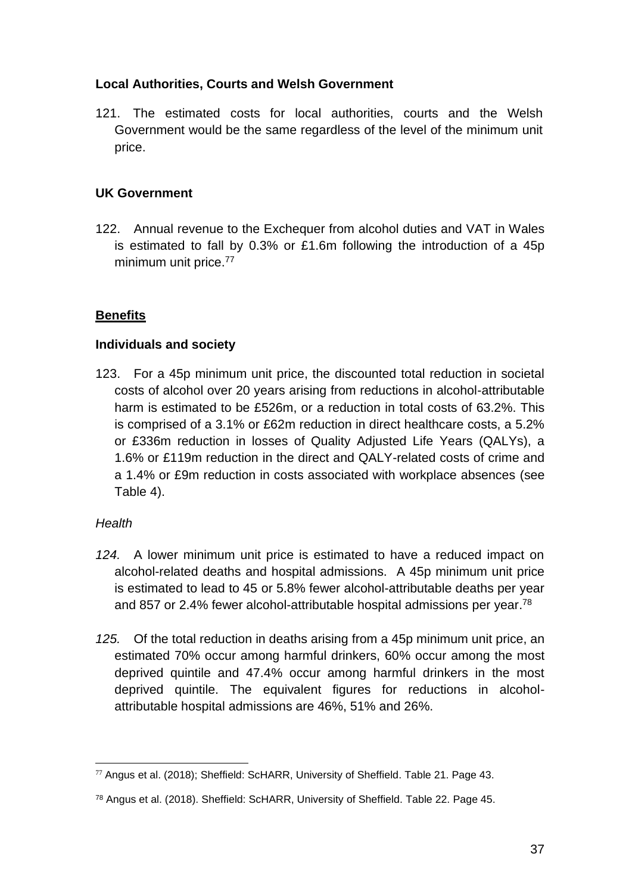**Local Authorities, Courts and Welsh Government**

121. The estimated costs for local authorities, courts and the Welsh Government would be the same regardless of the level of the minimum unit price.

**UK Government**

122. Annual revenue to the Exchequer from alcohol duties and VAT in Wales is estimated to fall by 0.3% or £1.6m following the introduction of a 45p minimum unit price.[77]

**Benefits**

**Individuals and society**

123. For a 45p minimum unit price, the discounted total reduction in societal costs of alcohol over 20 years arising from reductions in alcohol-attributable harm is estimated to be £526m, or a reduction in total costs of 63.2%. This is comprised of a 3.1% or £62m reduction in direct healthcare costs, a 5.2% or £336m reduction in losses of Quality Adjusted Life Years (QALYs), a 1.6% or £119m reduction in the direct and QALY-related costs of crime and a 1.4% or £9m reduction in costs associated with workplace absences (see Table 4).

*Health*

*124.* A lower minimum unit price is estimated to have a reduced impact on alcohol-related deaths and hospital admissions. A 45p minimum unit price is estimated to lead to 45 or 5.8% fewer alcohol-attributable deaths per year and 857 or 2.4% fewer alcohol-attributable hospital admissions per year.[78]

*125.* Of the total reduction in deaths arising from a 45p minimum unit price, an estimated 70% occur among harmful drinkers, 60% occur among the most deprived quintile and 47.4% occur among harmful drinkers in the most deprived quintile. The equivalent figures for reductions in alcohol-attributable hospital admissions are 46%, 51% and 26%.

---

[77] Angus et al. (2018); Sheffield: ScHARR, University of Sheffield. Table 21. Page 43.

[78] Angus et al. (2018). Sheffield: ScHARR, University of Sheffield. Table 22. Page 45.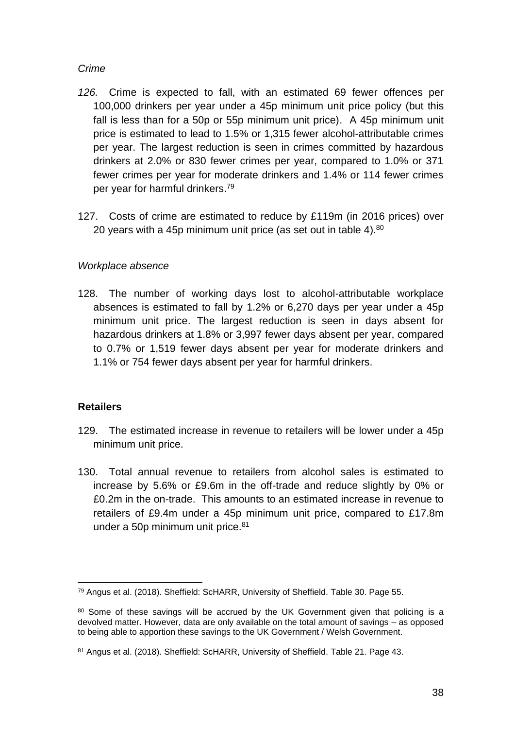*Crime*

*126.* Crime is expected to fall, with an estimated 69 fewer offences per 100,000 drinkers per year under a 45p minimum unit price policy (but this fall is less than for a 50p or 55p minimum unit price). A 45p minimum unit price is estimated to lead to 1.5% or 1,315 fewer alcohol-attributable crimes per year. The largest reduction is seen in crimes committed by hazardous drinkers at 2.0% or 830 fewer crimes per year, compared to 1.0% or 371 fewer crimes per year for moderate drinkers and 1.4% or 114 fewer crimes per year for harmful drinkers.[79]

127. Costs of crime are estimated to reduce by £119m (in 2016 prices) over 20 years with a 45p minimum unit price (as set out in table 4).[80]

*Workplace absence*

128. The number of working days lost to alcohol-attributable workplace absences is estimated to fall by 1.2% or 6,270 days per year under a 45p minimum unit price. The largest reduction is seen in days absent for hazardous drinkers at 1.8% or 3,997 fewer days absent per year, compared to 0.7% or 1,519 fewer days absent per year for moderate drinkers and 1.1% or 754 fewer days absent per year for harmful drinkers.

**Retailers**

129. The estimated increase in revenue to retailers will be lower under a 45p minimum unit price.

130. Total annual revenue to retailers from alcohol sales is estimated to increase by 5.6% or £9.6m in the off-trade and reduce slightly by 0% or £0.2m in the on-trade. This amounts to an estimated increase in revenue to retailers of £9.4m under a 45p minimum unit price, compared to £17.8m under a 50p minimum unit price.[81]

---

[79] Angus et al. (2018). Sheffield: ScHARR, University of Sheffield. Table 30. Page 55.

[80] Some of these savings will be accrued by the UK Government given that policing is a devolved matter. However, data are only available on the total amount of savings – as opposed to being able to apportion these savings to the UK Government / Welsh Government.

[81] Angus et al. (2018). Sheffield: ScHARR, University of Sheffield. Table 21. Page 43.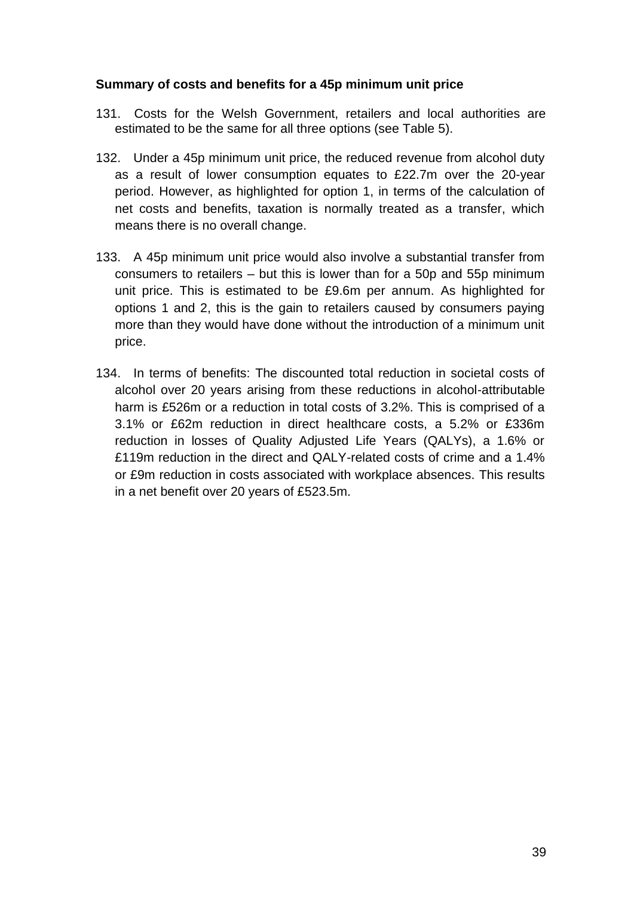**Summary of costs and benefits for a 45p minimum unit price**

131. Costs for the Welsh Government, retailers and local authorities are estimated to be the same for all three options (see Table 5).

132. Under a 45p minimum unit price, the reduced revenue from alcohol duty as a result of lower consumption equates to £22.7m over the 20-year period. However, as highlighted for option 1, in terms of the calculation of net costs and benefits, taxation is normally treated as a transfer, which means there is no overall change.

133. A 45p minimum unit price would also involve a substantial transfer from consumers to retailers – but this is lower than for a 50p and 55p minimum unit price. This is estimated to be £9.6m per annum. As highlighted for options 1 and 2, this is the gain to retailers caused by consumers paying more than they would have done without the introduction of a minimum unit price.

134. In terms of benefits: The discounted total reduction in societal costs of alcohol over 20 years arising from these reductions in alcohol-attributable harm is £526m or a reduction in total costs of 3.2%. This is comprised of a 3.1% or £62m reduction in direct healthcare costs, a 5.2% or £336m reduction in losses of Quality Adjusted Life Years (QALYs), a 1.6% or £119m reduction in the direct and QALY-related costs of crime and a 1.4% or £9m reduction in costs associated with workplace absences. This results in a net benefit over 20 years of £523.5m.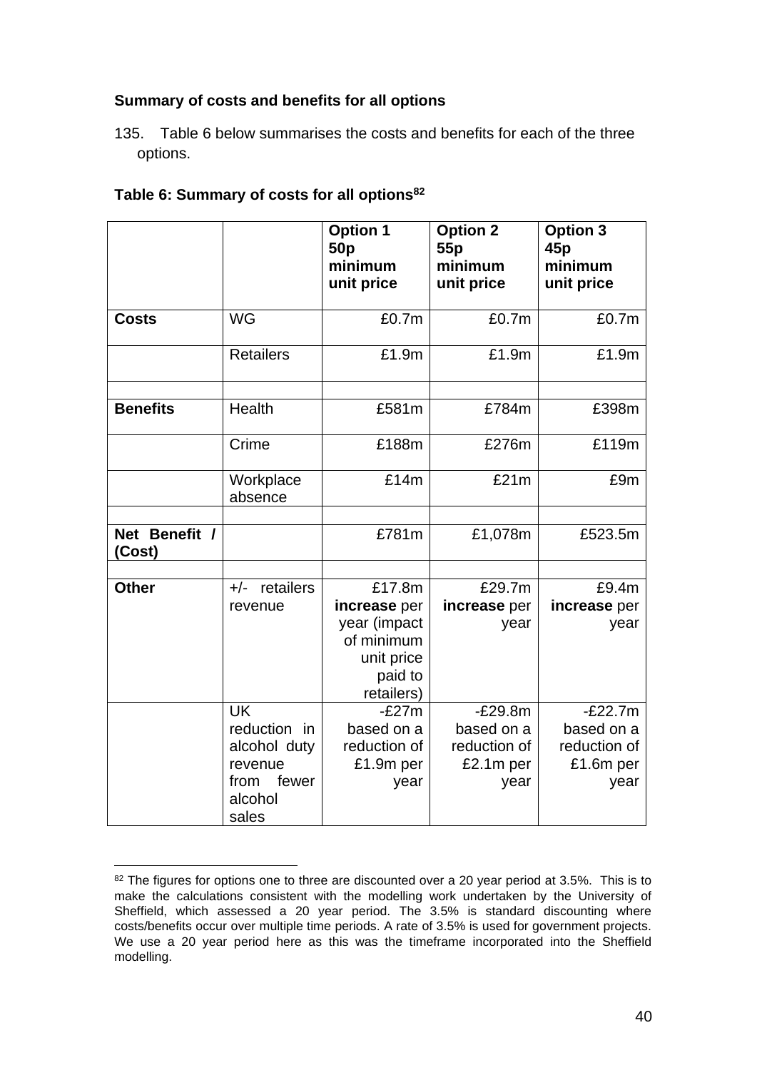**Summary of costs and benefits for all options**

135. Table 6 below summarises the costs and benefits for each of the three options.

**Table 6: Summary of costs for all options[82]**

| | | **Option 1 50p minimum unit price** | **Option 2 55p minimum unit price** | **Option 3 45p minimum unit price** |
|---|---|---|---|---|
| **Costs** | WG | £0.7m | £0.7m | £0.7m |
| | Retailers | £1.9m | £1.9m | £1.9m |
| | | | | |
| **Benefits** | Health | £581m | £784m | £398m |
| | Crime | £188m | £276m | £119m |
| | Workplace absence | £14m | £21m | £9m |
| | | | | |
| **Net Benefit / (Cost)** | | £781m | £1,078m | £523.5m |
| | | | | |
| **Other** | +/- retailers revenue | £17.8m **increase** per year (impact of minimum unit price paid to retailers) | £29.7m **increase** per year | £9.4m **increase** per year |
| | UK reduction in alcohol duty revenue from fewer alcohol sales | -£27m based on a reduction of £1.9m per year | -£29.8m based on a reduction of £2.1m per year | -£22.7m based on a reduction of £1.6m per year |

[82] The figures for options one to three are discounted over a 20 year period at 3.5%. This is to make the calculations consistent with the modelling work undertaken by the University of Sheffield, which assessed a 20 year period. The 3.5% is standard discounting where costs/benefits occur over multiple time periods. A rate of 3.5% is used for government projects. We use a 20 year period here as this was the timeframe incorporated into the Sheffield modelling.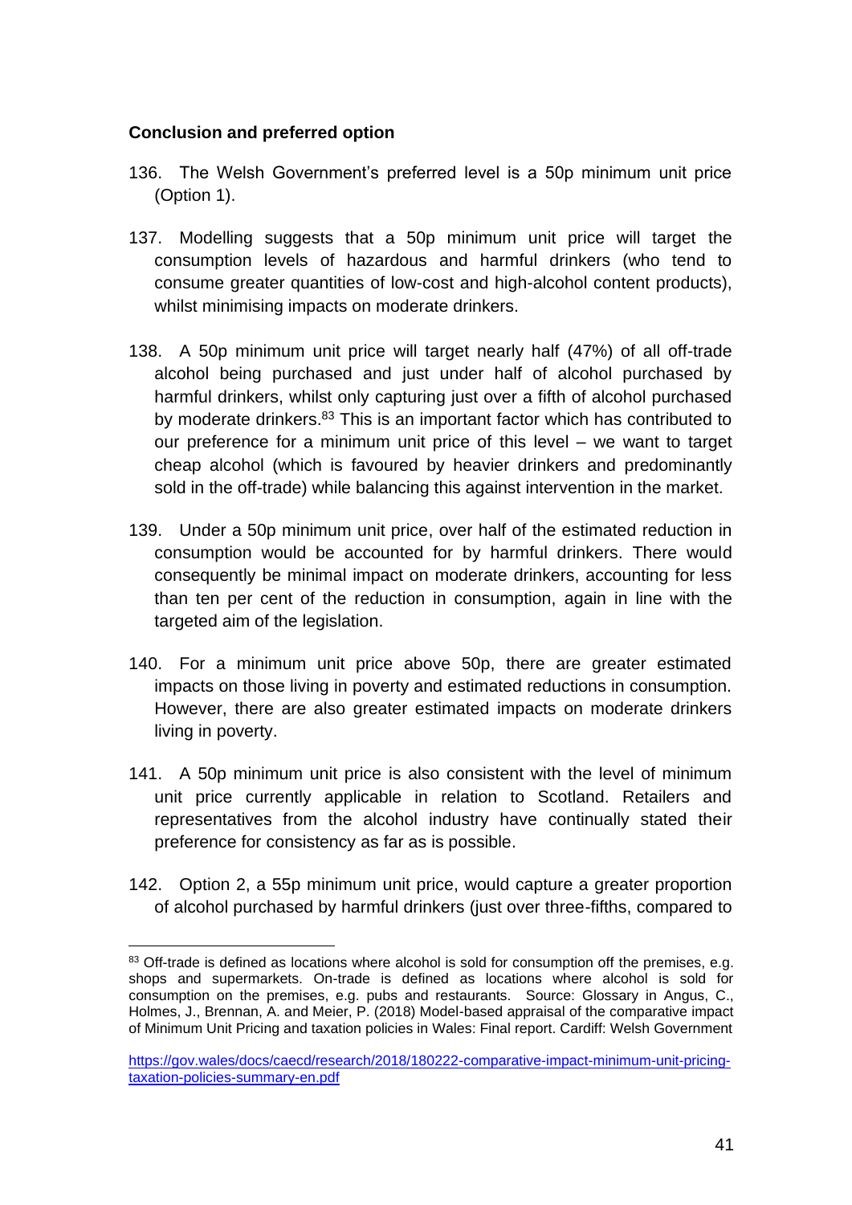**Conclusion and preferred option**

136. The Welsh Government's preferred level is a 50p minimum unit price (Option 1).

137. Modelling suggests that a 50p minimum unit price will target the consumption levels of hazardous and harmful drinkers (who tend to consume greater quantities of low-cost and high-alcohol content products), whilst minimising impacts on moderate drinkers.

138. A 50p minimum unit price will target nearly half (47%) of all off-trade alcohol being purchased and just under half of alcohol purchased by harmful drinkers, whilst only capturing just over a fifth of alcohol purchased by moderate drinkers.[83] This is an important factor which has contributed to our preference for a minimum unit price of this level – we want to target cheap alcohol (which is favoured by heavier drinkers and predominantly sold in the off-trade) while balancing this against intervention in the market.

139. Under a 50p minimum unit price, over half of the estimated reduction in consumption would be accounted for by harmful drinkers. There would consequently be minimal impact on moderate drinkers, accounting for less than ten per cent of the reduction in consumption, again in line with the targeted aim of the legislation.

140. For a minimum unit price above 50p, there are greater estimated impacts on those living in poverty and estimated reductions in consumption. However, there are also greater estimated impacts on moderate drinkers living in poverty.

141. A 50p minimum unit price is also consistent with the level of minimum unit price currently applicable in relation to Scotland. Retailers and representatives from the alcohol industry have continually stated their preference for consistency as far as is possible.

142. Option 2, a 55p minimum unit price, would capture a greater proportion of alcohol purchased by harmful drinkers (just over three-fifths, compared to

---

[83] Off-trade is defined as locations where alcohol is sold for consumption off the premises, e.g. shops and supermarkets. On-trade is defined as locations where alcohol is sold for consumption on the premises, e.g. pubs and restaurants. Source: Glossary in Angus, C., Holmes, J., Brennan, A. and Meier, P. (2018) Model-based appraisal of the comparative impact of Minimum Unit Pricing and taxation policies in Wales: Final report. Cardiff: Welsh Government

https://gov.wales/docs/caecd/research/2018/180222-comparative-impact-minimum-unit-pricing-taxation-policies-summary-en.pdf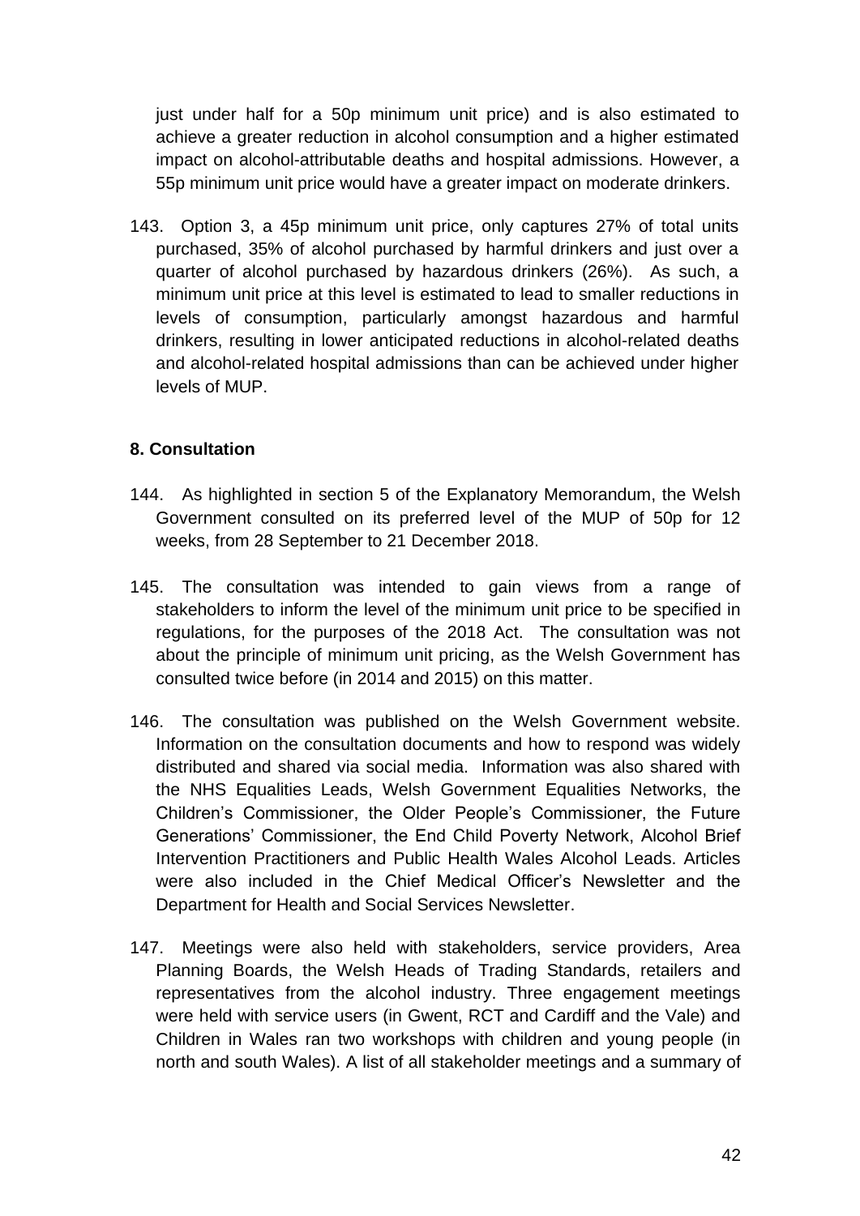just under half for a 50p minimum unit price) and is also estimated to achieve a greater reduction in alcohol consumption and a higher estimated impact on alcohol-attributable deaths and hospital admissions. However, a 55p minimum unit price would have a greater impact on moderate drinkers.

143. Option 3, a 45p minimum unit price, only captures 27% of total units purchased, 35% of alcohol purchased by harmful drinkers and just over a quarter of alcohol purchased by hazardous drinkers (26%). As such, a minimum unit price at this level is estimated to lead to smaller reductions in levels of consumption, particularly amongst hazardous and harmful drinkers, resulting in lower anticipated reductions in alcohol-related deaths and alcohol-related hospital admissions than can be achieved under higher levels of MUP.

**8. Consultation**

144. As highlighted in section 5 of the Explanatory Memorandum, the Welsh Government consulted on its preferred level of the MUP of 50p for 12 weeks, from 28 September to 21 December 2018.

145. The consultation was intended to gain views from a range of stakeholders to inform the level of the minimum unit price to be specified in regulations, for the purposes of the 2018 Act. The consultation was not about the principle of minimum unit pricing, as the Welsh Government has consulted twice before (in 2014 and 2015) on this matter.

146. The consultation was published on the Welsh Government website. Information on the consultation documents and how to respond was widely distributed and shared via social media. Information was also shared with the NHS Equalities Leads, Welsh Government Equalities Networks, the Children's Commissioner, the Older People's Commissioner, the Future Generations' Commissioner, the End Child Poverty Network, Alcohol Brief Intervention Practitioners and Public Health Wales Alcohol Leads. Articles were also included in the Chief Medical Officer's Newsletter and the Department for Health and Social Services Newsletter.

147. Meetings were also held with stakeholders, service providers, Area Planning Boards, the Welsh Heads of Trading Standards, retailers and representatives from the alcohol industry. Three engagement meetings were held with service users (in Gwent, RCT and Cardiff and the Vale) and Children in Wales ran two workshops with children and young people (in north and south Wales). A list of all stakeholder meetings and a summary of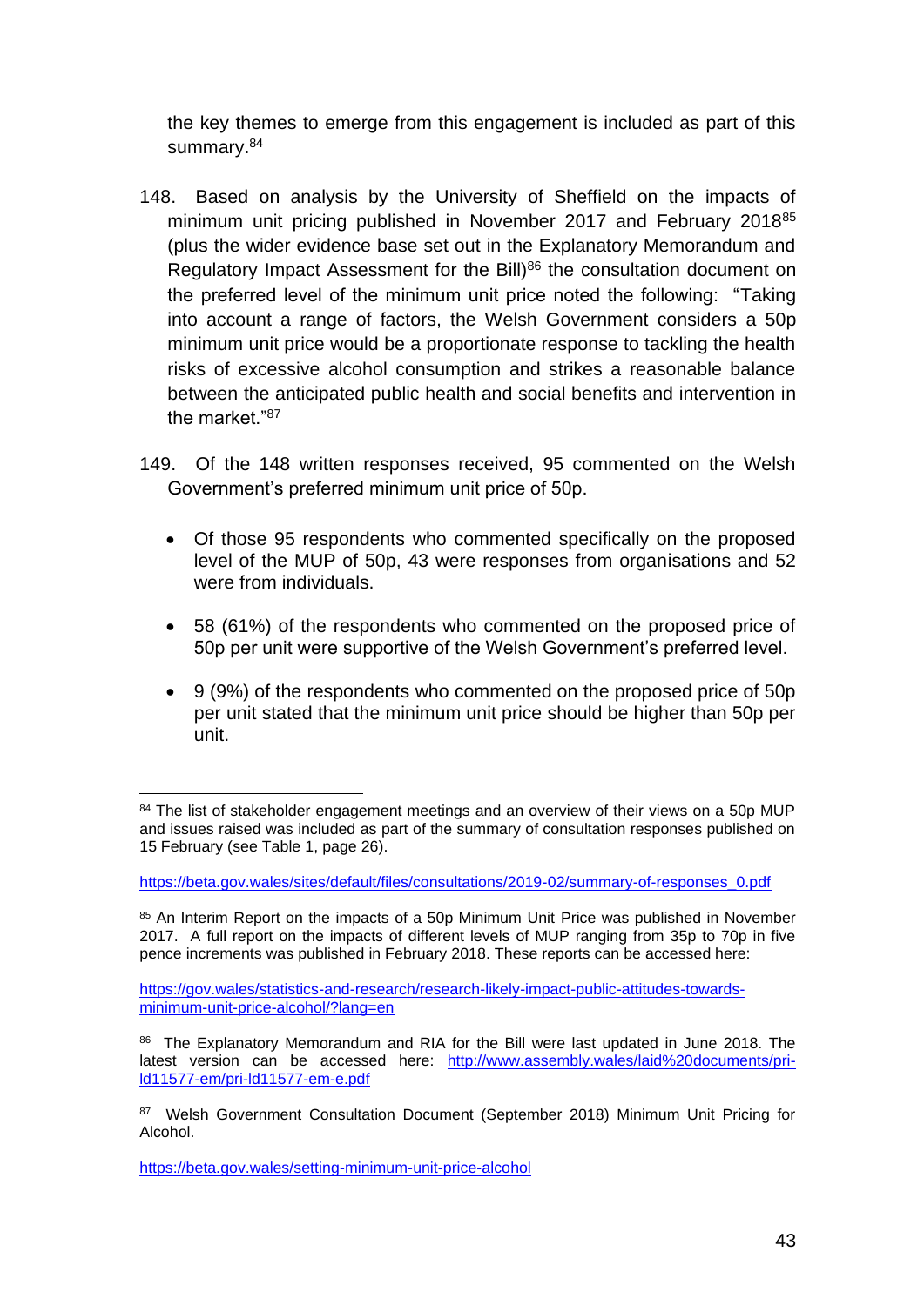the key themes to emerge from this engagement is included as part of this summary.[84]

148. Based on analysis by the University of Sheffield on the impacts of minimum unit pricing published in November 2017 and February 2018[85] (plus the wider evidence base set out in the Explanatory Memorandum and Regulatory Impact Assessment for the Bill)[86] the consultation document on the preferred level of the minimum unit price noted the following: "Taking into account a range of factors, the Welsh Government considers a 50p minimum unit price would be a proportionate response to tackling the health risks of excessive alcohol consumption and strikes a reasonable balance between the anticipated public health and social benefits and intervention in the market."[87]

149. Of the 148 written responses received, 95 commented on the Welsh Government's preferred minimum unit price of 50p.

- Of those 95 respondents who commented specifically on the proposed level of the MUP of 50p, 43 were responses from organisations and 52 were from individuals.
- 58 (61%) of the respondents who commented on the proposed price of 50p per unit were supportive of the Welsh Government's preferred level.
- 9 (9%) of the respondents who commented on the proposed price of 50p per unit stated that the minimum unit price should be higher than 50p per unit.

---

[84] The list of stakeholder engagement meetings and an overview of their views on a 50p MUP and issues raised was included as part of the summary of consultation responses published on 15 February (see Table 1, page 26).

https://beta.gov.wales/sites/default/files/consultations/2019-02/summary-of-responses_0.pdf

[85] An Interim Report on the impacts of a 50p Minimum Unit Price was published in November 2017. A full report on the impacts of different levels of MUP ranging from 35p to 70p in five pence increments was published in February 2018. These reports can be accessed here:

https://gov.wales/statistics-and-research/research-likely-impact-public-attitudes-towards-minimum-unit-price-alcohol/?lang=en

[86] The Explanatory Memorandum and RIA for the Bill were last updated in June 2018. The latest version can be accessed here: http://www.assembly.wales/laid%20documents/pri-ld11577-em/pri-ld11577-em-e.pdf

[87] Welsh Government Consultation Document (September 2018) Minimum Unit Pricing for Alcohol.

https://beta.gov.wales/setting-minimum-unit-price-alcohol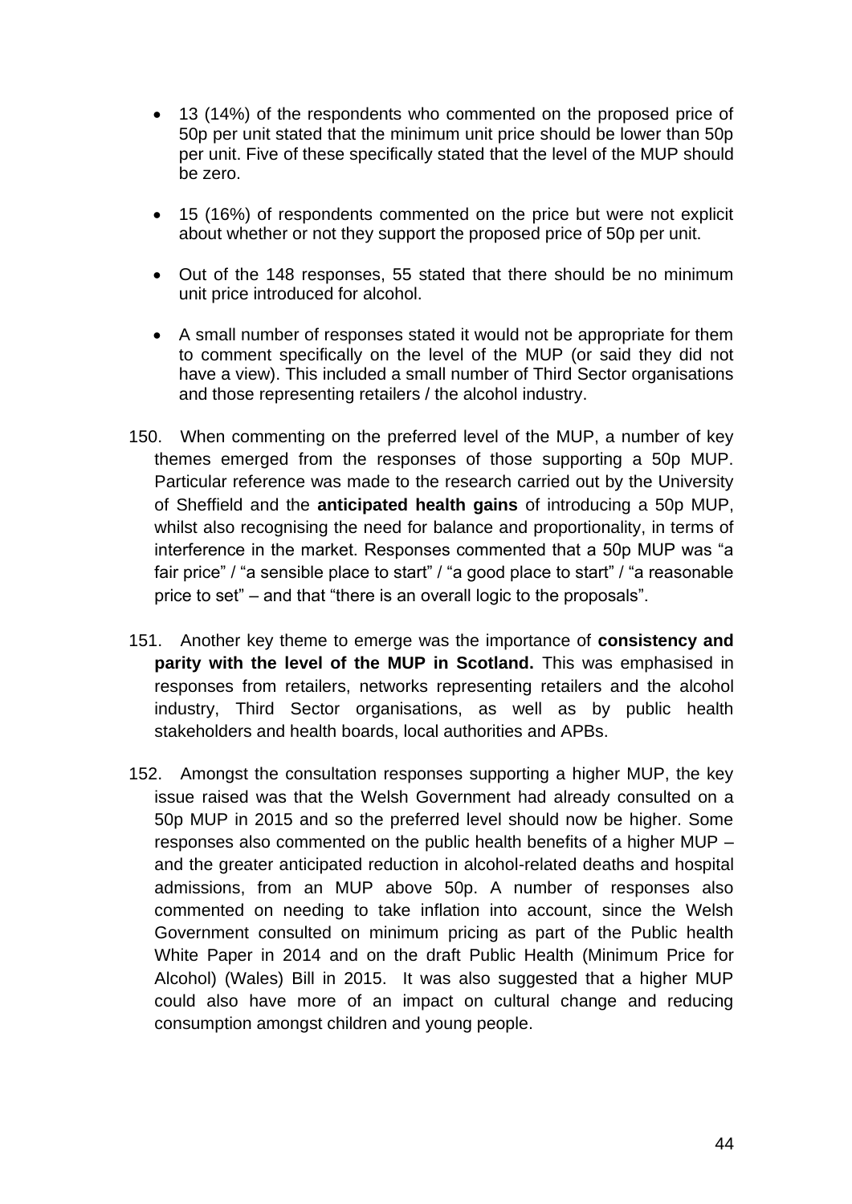- 13 (14%) of the respondents who commented on the proposed price of 50p per unit stated that the minimum unit price should be lower than 50p per unit. Five of these specifically stated that the level of the MUP should be zero.

- 15 (16%) of respondents commented on the price but were not explicit about whether or not they support the proposed price of 50p per unit.

- Out of the 148 responses, 55 stated that there should be no minimum unit price introduced for alcohol.

- A small number of responses stated it would not be appropriate for them to comment specifically on the level of the MUP (or said they did not have a view). This included a small number of Third Sector organisations and those representing retailers / the alcohol industry.

150. When commenting on the preferred level of the MUP, a number of key themes emerged from the responses of those supporting a 50p MUP. Particular reference was made to the research carried out by the University of Sheffield and the **anticipated health gains** of introducing a 50p MUP, whilst also recognising the need for balance and proportionality, in terms of interference in the market. Responses commented that a 50p MUP was "a fair price" / "a sensible place to start" / "a good place to start" / "a reasonable price to set" – and that "there is an overall logic to the proposals".

151. Another key theme to emerge was the importance of **consistency and parity with the level of the MUP in Scotland.** This was emphasised in responses from retailers, networks representing retailers and the alcohol industry, Third Sector organisations, as well as by public health stakeholders and health boards, local authorities and APBs.

152. Amongst the consultation responses supporting a higher MUP, the key issue raised was that the Welsh Government had already consulted on a 50p MUP in 2015 and so the preferred level should now be higher. Some responses also commented on the public health benefits of a higher MUP – and the greater anticipated reduction in alcohol-related deaths and hospital admissions, from an MUP above 50p. A number of responses also commented on needing to take inflation into account, since the Welsh Government consulted on minimum pricing as part of the Public health White Paper in 2014 and on the draft Public Health (Minimum Price for Alcohol) (Wales) Bill in 2015. It was also suggested that a higher MUP could also have more of an impact on cultural change and reducing consumption amongst children and young people.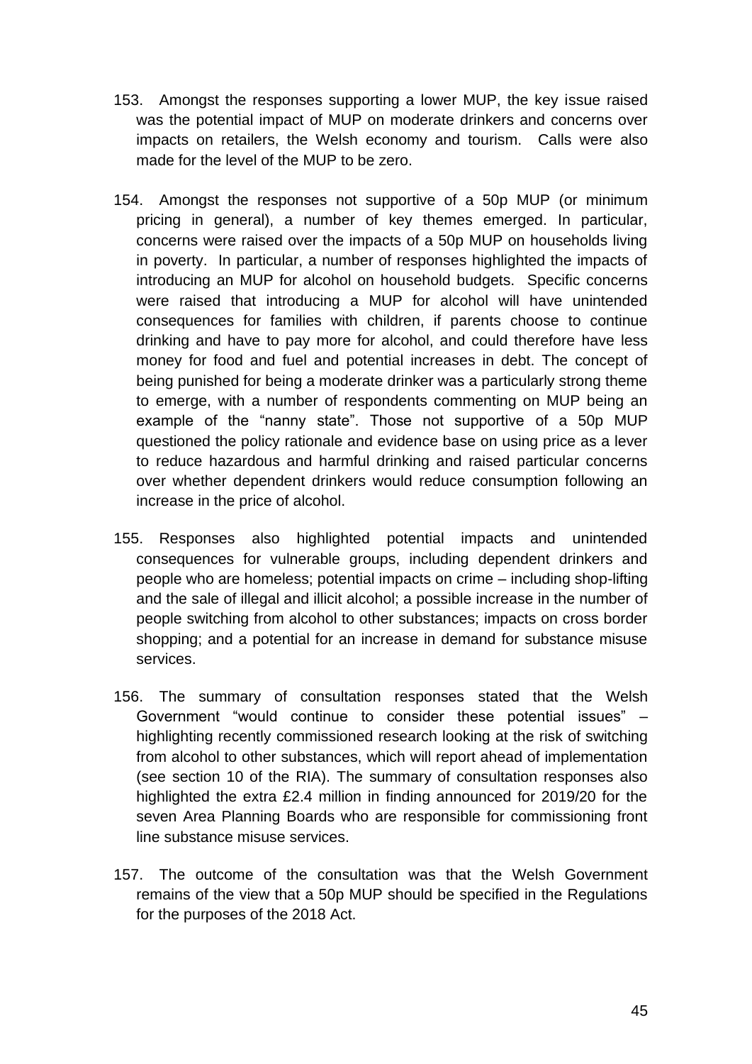153. Amongst the responses supporting a lower MUP, the key issue raised was the potential impact of MUP on moderate drinkers and concerns over impacts on retailers, the Welsh economy and tourism. Calls were also made for the level of the MUP to be zero.

154. Amongst the responses not supportive of a 50p MUP (or minimum pricing in general), a number of key themes emerged. In particular, concerns were raised over the impacts of a 50p MUP on households living in poverty. In particular, a number of responses highlighted the impacts of introducing an MUP for alcohol on household budgets. Specific concerns were raised that introducing a MUP for alcohol will have unintended consequences for families with children, if parents choose to continue drinking and have to pay more for alcohol, and could therefore have less money for food and fuel and potential increases in debt. The concept of being punished for being a moderate drinker was a particularly strong theme to emerge, with a number of respondents commenting on MUP being an example of the "nanny state". Those not supportive of a 50p MUP questioned the policy rationale and evidence base on using price as a lever to reduce hazardous and harmful drinking and raised particular concerns over whether dependent drinkers would reduce consumption following an increase in the price of alcohol.

155. Responses also highlighted potential impacts and unintended consequences for vulnerable groups, including dependent drinkers and people who are homeless; potential impacts on crime – including shop-lifting and the sale of illegal and illicit alcohol; a possible increase in the number of people switching from alcohol to other substances; impacts on cross border shopping; and a potential for an increase in demand for substance misuse services.

156. The summary of consultation responses stated that the Welsh Government "would continue to consider these potential issues" – highlighting recently commissioned research looking at the risk of switching from alcohol to other substances, which will report ahead of implementation (see section 10 of the RIA). The summary of consultation responses also highlighted the extra £2.4 million in finding announced for 2019/20 for the seven Area Planning Boards who are responsible for commissioning front line substance misuse services.

157. The outcome of the consultation was that the Welsh Government remains of the view that a 50p MUP should be specified in the Regulations for the purposes of the 2018 Act.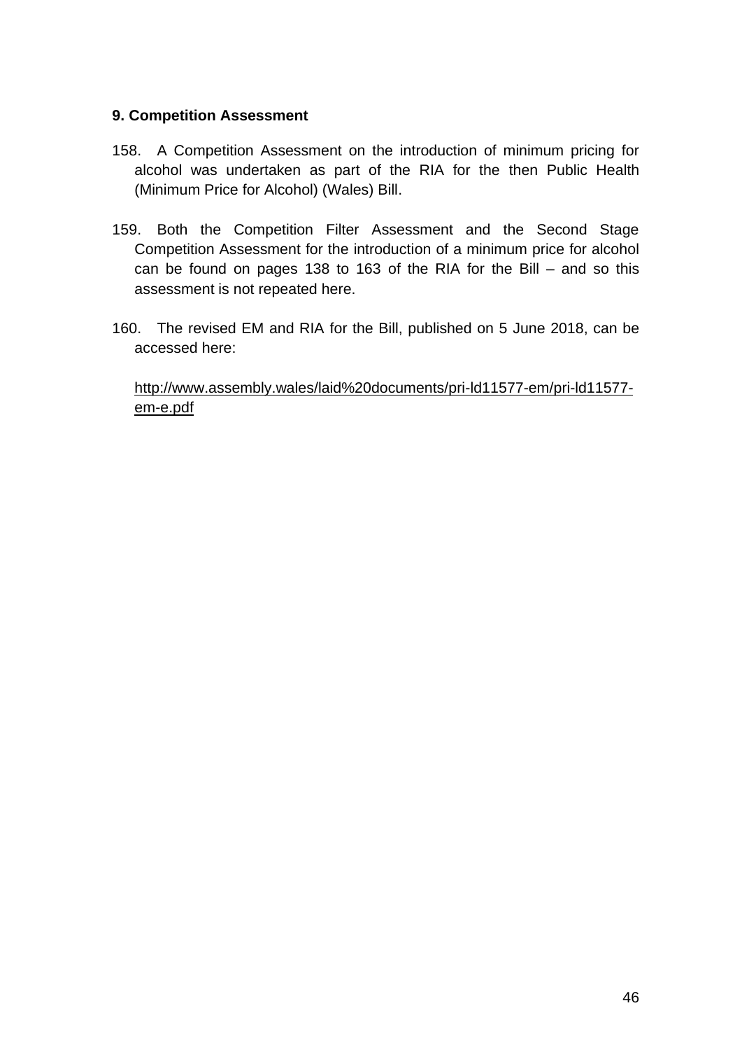## 9. Competition Assessment

158. A Competition Assessment on the introduction of minimum pricing for alcohol was undertaken as part of the RIA for the then Public Health (Minimum Price for Alcohol) (Wales) Bill.

159. Both the Competition Filter Assessment and the Second Stage Competition Assessment for the introduction of a minimum price for alcohol can be found on pages 138 to 163 of the RIA for the Bill – and so this assessment is not repeated here.

160. The revised EM and RIA for the Bill, published on 5 June 2018, can be accessed here:

[http://www.assembly.wales/laid%20documents/pri-ld11577-em/pri-ld11577-em-e.pdf](http://www.assembly.wales/laid%20documents/pri-ld11577-em/pri-ld11577-em-e.pdf)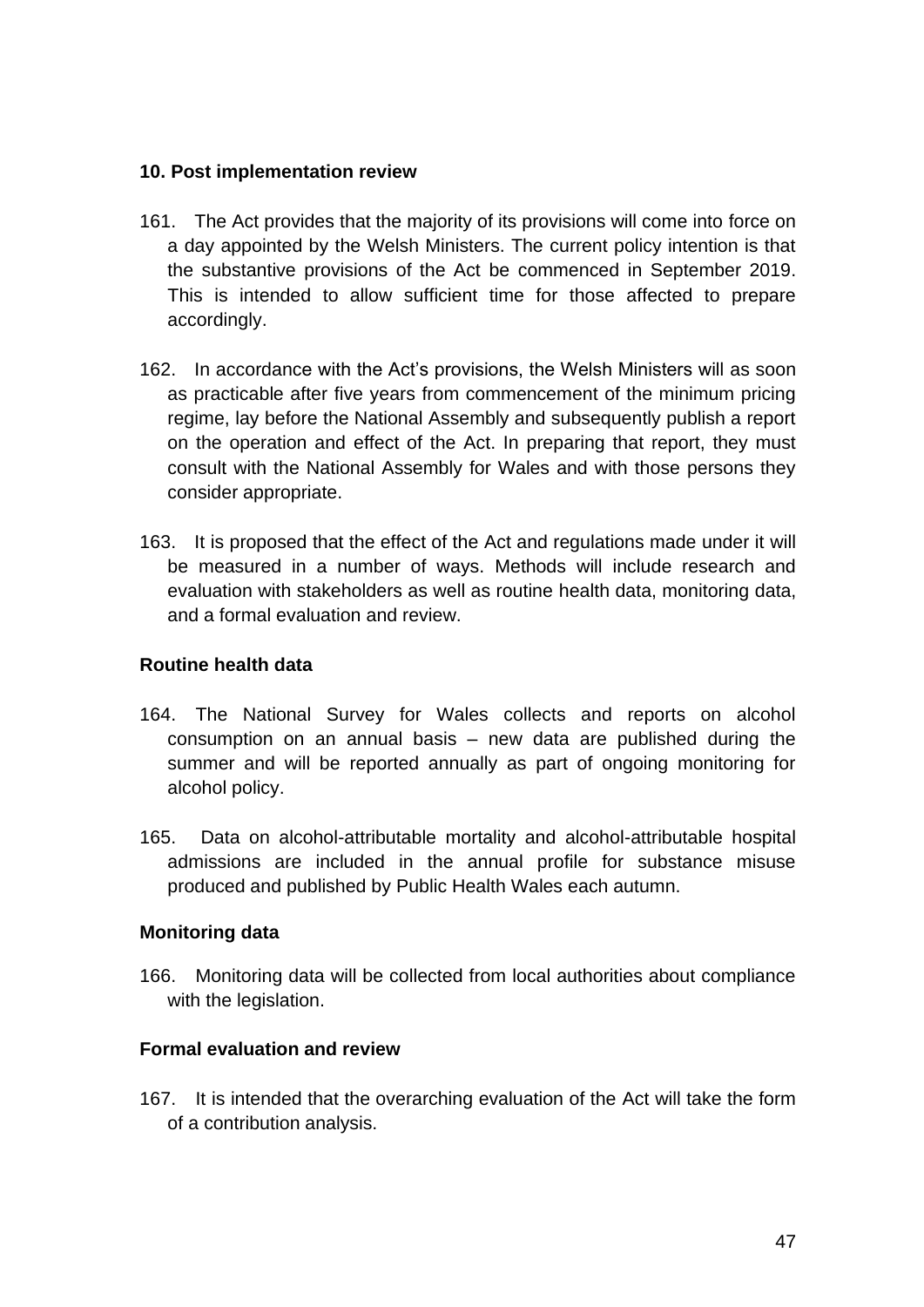## 10. Post implementation review

161. The Act provides that the majority of its provisions will come into force on a day appointed by the Welsh Ministers. The current policy intention is that the substantive provisions of the Act be commenced in September 2019. This is intended to allow sufficient time for those affected to prepare accordingly.

162. In accordance with the Act's provisions, the Welsh Ministers will as soon as practicable after five years from commencement of the minimum pricing regime, lay before the National Assembly and subsequently publish a report on the operation and effect of the Act. In preparing that report, they must consult with the National Assembly for Wales and with those persons they consider appropriate.

163. It is proposed that the effect of the Act and regulations made under it will be measured in a number of ways. Methods will include research and evaluation with stakeholders as well as routine health data, monitoring data, and a formal evaluation and review.

### Routine health data

164. The National Survey for Wales collects and reports on alcohol consumption on an annual basis – new data are published during the summer and will be reported annually as part of ongoing monitoring for alcohol policy.

165. Data on alcohol-attributable mortality and alcohol-attributable hospital admissions are included in the annual profile for substance misuse produced and published by Public Health Wales each autumn.

### Monitoring data

166. Monitoring data will be collected from local authorities about compliance with the legislation.

### Formal evaluation and review

167. It is intended that the overarching evaluation of the Act will take the form of a contribution analysis.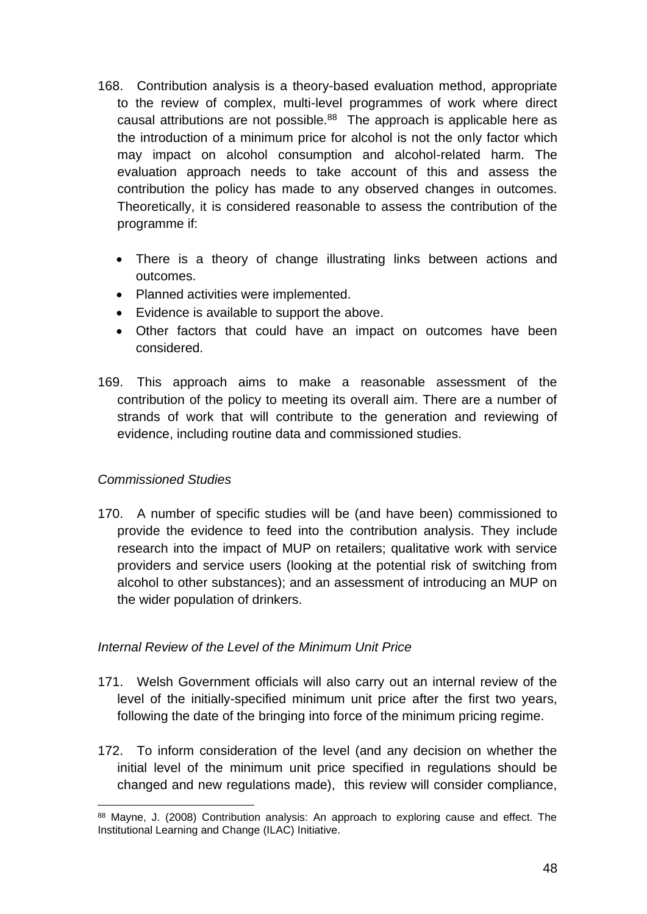168. Contribution analysis is a theory-based evaluation method, appropriate to the review of complex, multi-level programmes of work where direct causal attributions are not possible.[88] The approach is applicable here as the introduction of a minimum price for alcohol is not the only factor which may impact on alcohol consumption and alcohol-related harm. The evaluation approach needs to take account of this and assess the contribution the policy has made to any observed changes in outcomes. Theoretically, it is considered reasonable to assess the contribution of the programme if:

- There is a theory of change illustrating links between actions and outcomes.
- Planned activities were implemented.
- Evidence is available to support the above.
- Other factors that could have an impact on outcomes have been considered.

169. This approach aims to make a reasonable assessment of the contribution of the policy to meeting its overall aim. There are a number of strands of work that will contribute to the generation and reviewing of evidence, including routine data and commissioned studies.

*Commissioned Studies*

170. A number of specific studies will be (and have been) commissioned to provide the evidence to feed into the contribution analysis. They include research into the impact of MUP on retailers; qualitative work with service providers and service users (looking at the potential risk of switching from alcohol to other substances); and an assessment of introducing an MUP on the wider population of drinkers.

*Internal Review of the Level of the Minimum Unit Price*

171. Welsh Government officials will also carry out an internal review of the level of the initially-specified minimum unit price after the first two years, following the date of the bringing into force of the minimum pricing regime.

172. To inform consideration of the level (and any decision on whether the initial level of the minimum unit price specified in regulations should be changed and new regulations made), this review will consider compliance,

[88] Mayne, J. (2008) Contribution analysis: An approach to exploring cause and effect. The Institutional Learning and Change (ILAC) Initiative.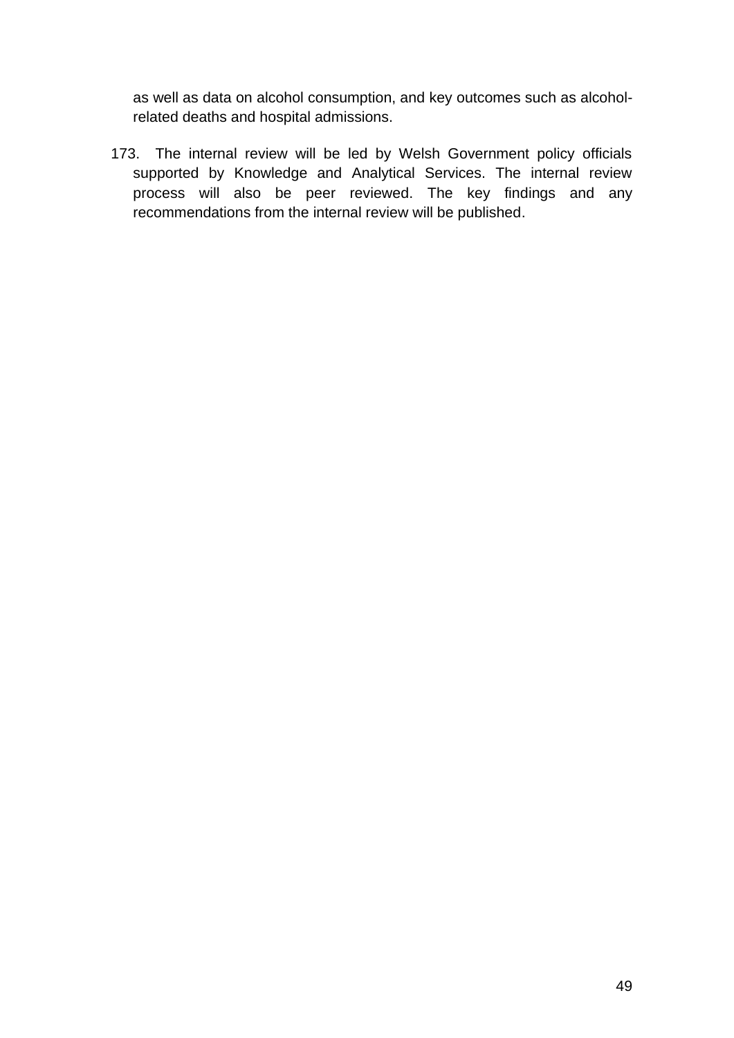as well as data on alcohol consumption, and key outcomes such as alcohol-related deaths and hospital admissions.

173. The internal review will be led by Welsh Government policy officials supported by Knowledge and Analytical Services. The internal review process will also be peer reviewed. The key findings and any recommendations from the internal review will be published.